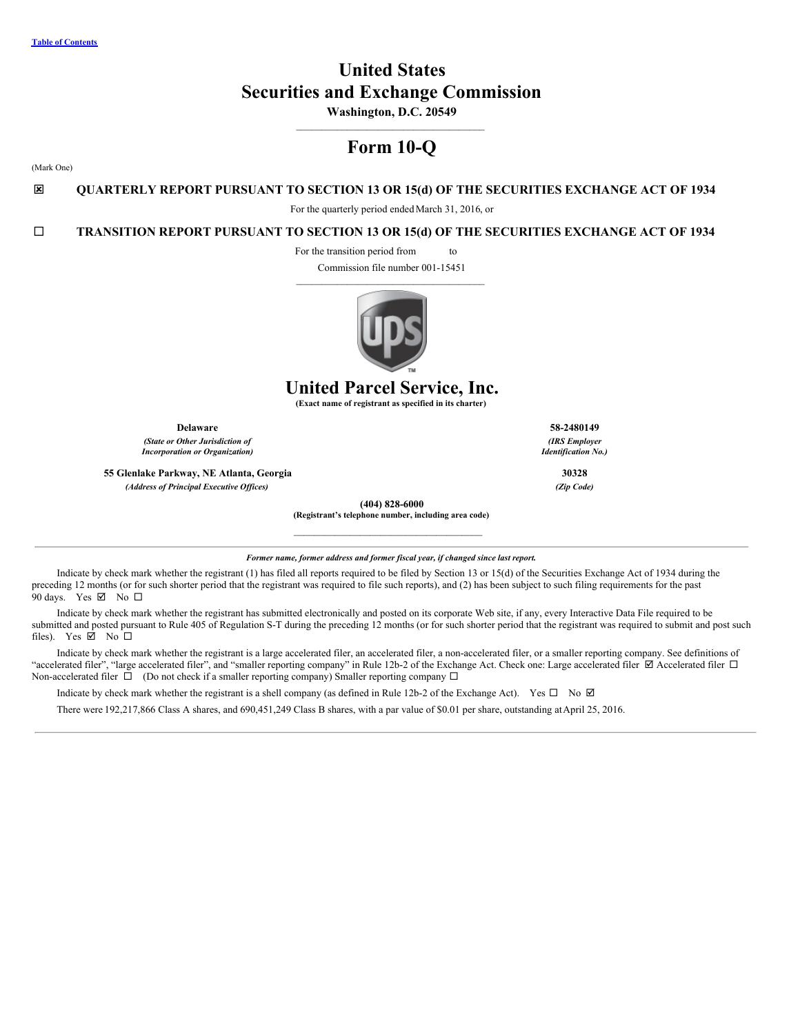[Table of Contents](#)

# United States
# Securities and Exchange Commission

**Washington, D.C. 20549**

# Form 10-Q

(Mark One)

☒ **QUARTERLY REPORT PURSUANT TO SECTION 13 OR 15(d) OF THE SECURITIES EXCHANGE ACT OF 1934**

For the quarterly period ended March 31, 2016, or

☐ **TRANSITION REPORT PURSUANT TO SECTION 13 OR 15(d) OF THE SECURITIES EXCHANGE ACT OF 1934**

For the transition period from to

Commission file number 001-15451

# United Parcel Service, Inc.

**(Exact name of registrant as specified in its charter)**

| | |
|---|---|
| **Delaware** | **58-2480149** |
| ***(State or Other Jurisdiction of Incorporation or Organization)*** | ***(IRS Employer Identification No.)*** |
| **55 Glenlake Parkway, NE Atlanta, Georgia** | **30328** |
| ***(Address of Principal Executive Offices)*** | ***(Zip Code)*** |

**(404) 828-6000**

**(Registrant's telephone number, including area code)**

***Former name, former address and former fiscal year, if changed since last report.***

Indicate by check mark whether the registrant (1) has filed all reports required to be filed by Section 13 or 15(d) of the Securities Exchange Act of 1934 during the preceding 12 months (or for such shorter period that the registrant was required to file such reports), and (2) has been subject to such filing requirements for the past 90 days. Yes ☑ No ☐

Indicate by check mark whether the registrant has submitted electronically and posted on its corporate Web site, if any, every Interactive Data File required to be submitted and posted pursuant to Rule 405 of Regulation S-T during the preceding 12 months (or for such shorter period that the registrant was required to submit and post such files). Yes ☑ No ☐

Indicate by check mark whether the registrant is a large accelerated filer, an accelerated filer, a non-accelerated filer, or a smaller reporting company. See definitions of "accelerated filer", "large accelerated filer", and "smaller reporting company" in Rule 12b-2 of the Exchange Act. Check one: Large accelerated filer ☑ Accelerated filer ☐ Non-accelerated filer ☐ (Do not check if a smaller reporting company) Smaller reporting company ☐

Indicate by check mark whether the registrant is a shell company (as defined in Rule 12b-2 of the Exchange Act). Yes ☐ No ☑

There were 192,217,866 Class A shares, and 690,451,249 Class B shares, with a par value of $0.01 per share, outstanding at April 25, 2016.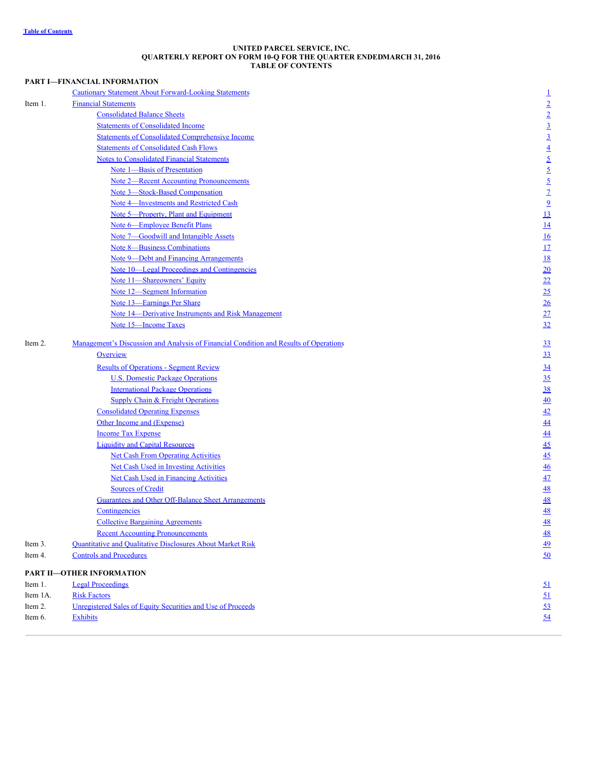Table of Contents

**UNITED PARCEL SERVICE, INC.**
**QUARTERLY REPORT ON FORM 10-Q FOR THE QUARTER ENDEDMARCH 31, 2016**
**TABLE OF CONTENTS**

**PART I—FINANCIAL INFORMATION**

| | | |
|---|---|---|
| | Cautionary Statement About Forward-Looking Statements | 1 |
| Item 1. | Financial Statements | 2 |
| | Consolidated Balance Sheets | 2 |
| | Statements of Consolidated Income | 3 |
| | Statements of Consolidated Comprehensive Income | 3 |
| | Statements of Consolidated Cash Flows | 4 |
| | Notes to Consolidated Financial Statements | 5 |
| | Note 1—Basis of Presentation | 5 |
| | Note 2—Recent Accounting Pronouncements | 5 |
| | Note 3—Stock-Based Compensation | 7 |
| | Note 4—Investments and Restricted Cash | 9 |
| | Note 5—Property, Plant and Equipment | 13 |
| | Note 6—Employee Benefit Plans | 14 |
| | Note 7—Goodwill and Intangible Assets | 16 |
| | Note 8—Business Combinations | 17 |
| | Note 9—Debt and Financing Arrangements | 18 |
| | Note 10—Legal Proceedings and Contingencies | 20 |
| | Note 11—Shareowners' Equity | 22 |
| | Note 12—Segment Information | 25 |
| | Note 13—Earnings Per Share | 26 |
| | Note 14—Derivative Instruments and Risk Management | 27 |
| | Note 15—Income Taxes | 32 |
| Item 2. | Management's Discussion and Analysis of Financial Condition and Results of Operations | 33 |
| | Overview | 33 |
| | Results of Operations - Segment Review | 34 |
| | U.S. Domestic Package Operations | 35 |
| | International Package Operations | 38 |
| | Supply Chain & Freight Operations | 40 |
| | Consolidated Operating Expenses | 42 |
| | Other Income and (Expense) | 44 |
| | Income Tax Expense | 44 |
| | Liquidity and Capital Resources | 45 |
| | Net Cash From Operating Activities | 45 |
| | Net Cash Used in Investing Activities | 46 |
| | Net Cash Used in Financing Activities | 47 |
| | Sources of Credit | 48 |
| | Guarantees and Other Off-Balance Sheet Arrangements | 48 |
| | Contingencies | 48 |
| | Collective Bargaining Agreements | 48 |
| | Recent Accounting Pronouncements | 48 |
| Item 3. | Quantitative and Qualitative Disclosures About Market Risk | 49 |
| Item 4. | Controls and Procedures | 50 |

**PART II—OTHER INFORMATION**

| | | |
|---|---|---|
| Item 1. | Legal Proceedings | 51 |
| Item 1A. | Risk Factors | 51 |
| Item 2. | Unregistered Sales of Equity Securities and Use of Proceeds | 53 |
| Item 6. | Exhibits | 54 |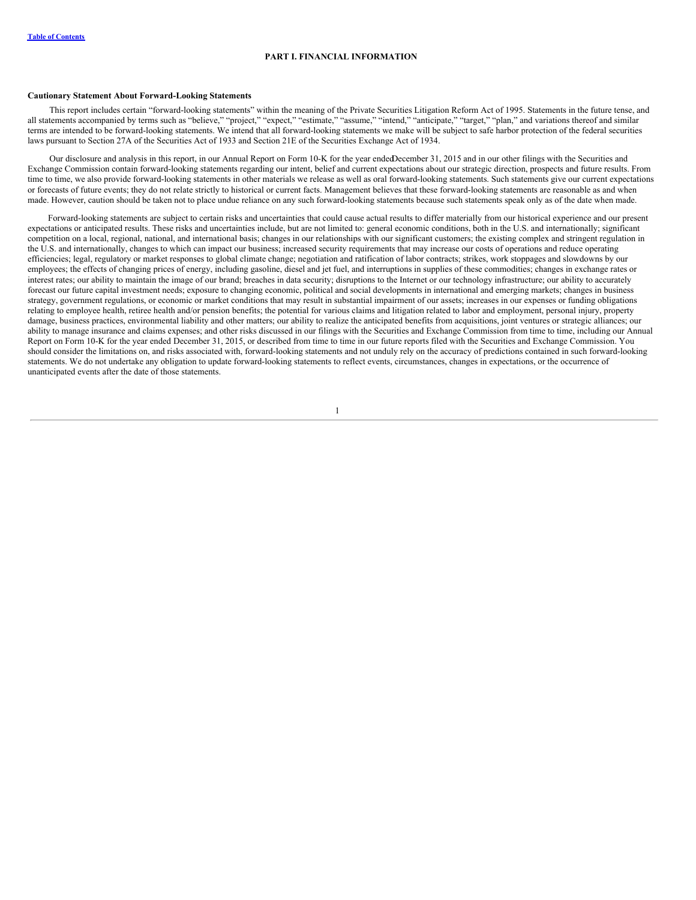# PART I. FINANCIAL INFORMATION

**Cautionary Statement About Forward-Looking Statements**

This report includes certain "forward-looking statements" within the meaning of the Private Securities Litigation Reform Act of 1995. Statements in the future tense, and all statements accompanied by terms such as "believe," "project," "expect," "estimate," "assume," "intend," "anticipate," "target," "plan," and variations thereof and similar terms are intended to be forward-looking statements. We intend that all forward-looking statements we make will be subject to safe harbor protection of the federal securities laws pursuant to Section 27A of the Securities Act of 1933 and Section 21E of the Securities Exchange Act of 1934.

Our disclosure and analysis in this report, in our Annual Report on Form 10-K for the year ended December 31, 2015 and in our other filings with the Securities and Exchange Commission contain forward-looking statements regarding our intent, belief and current expectations about our strategic direction, prospects and future results. From time to time, we also provide forward-looking statements in other materials we release as well as oral forward-looking statements. Such statements give our current expectations or forecasts of future events; they do not relate strictly to historical or current facts. Management believes that these forward-looking statements are reasonable as and when made. However, caution should be taken not to place undue reliance on any such forward-looking statements because such statements speak only as of the date when made.

Forward-looking statements are subject to certain risks and uncertainties that could cause actual results to differ materially from our historical experience and our present expectations or anticipated results. These risks and uncertainties include, but are not limited to: general economic conditions, both in the U.S. and internationally; significant competition on a local, regional, national, and international basis; changes in our relationships with our significant customers; the existing complex and stringent regulation in the U.S. and internationally, changes to which can impact our business; increased security requirements that may increase our costs of operations and reduce operating efficiencies; legal, regulatory or market responses to global climate change; negotiation and ratification of labor contracts; strikes, work stoppages and slowdowns by our employees; the effects of changing prices of energy, including gasoline, diesel and jet fuel, and interruptions in supplies of these commodities; changes in exchange rates or interest rates; our ability to maintain the image of our brand; breaches in data security; disruptions to the Internet or our technology infrastructure; our ability to accurately forecast our future capital investment needs; exposure to changing economic, political and social developments in international and emerging markets; changes in business strategy, government regulations, or economic or market conditions that may result in substantial impairment of our assets; increases in our expenses or funding obligations relating to employee health, retiree health and/or pension benefits; the potential for various claims and litigation related to labor and employment, personal injury, property damage, business practices, environmental liability and other matters; our ability to realize the anticipated benefits from acquisitions, joint ventures or strategic alliances; our ability to manage insurance and claims expenses; and other risks discussed in our filings with the Securities and Exchange Commission from time to time, including our Annual Report on Form 10-K for the year ended December 31, 2015, or described from time to time in our future reports filed with the Securities and Exchange Commission. You should consider the limitations on, and risks associated with, forward-looking statements and not unduly rely on the accuracy of predictions contained in such forward-looking statements. We do not undertake any obligation to update forward-looking statements to reflect events, circumstances, changes in expectations, or the occurrence of unanticipated events after the date of those statements.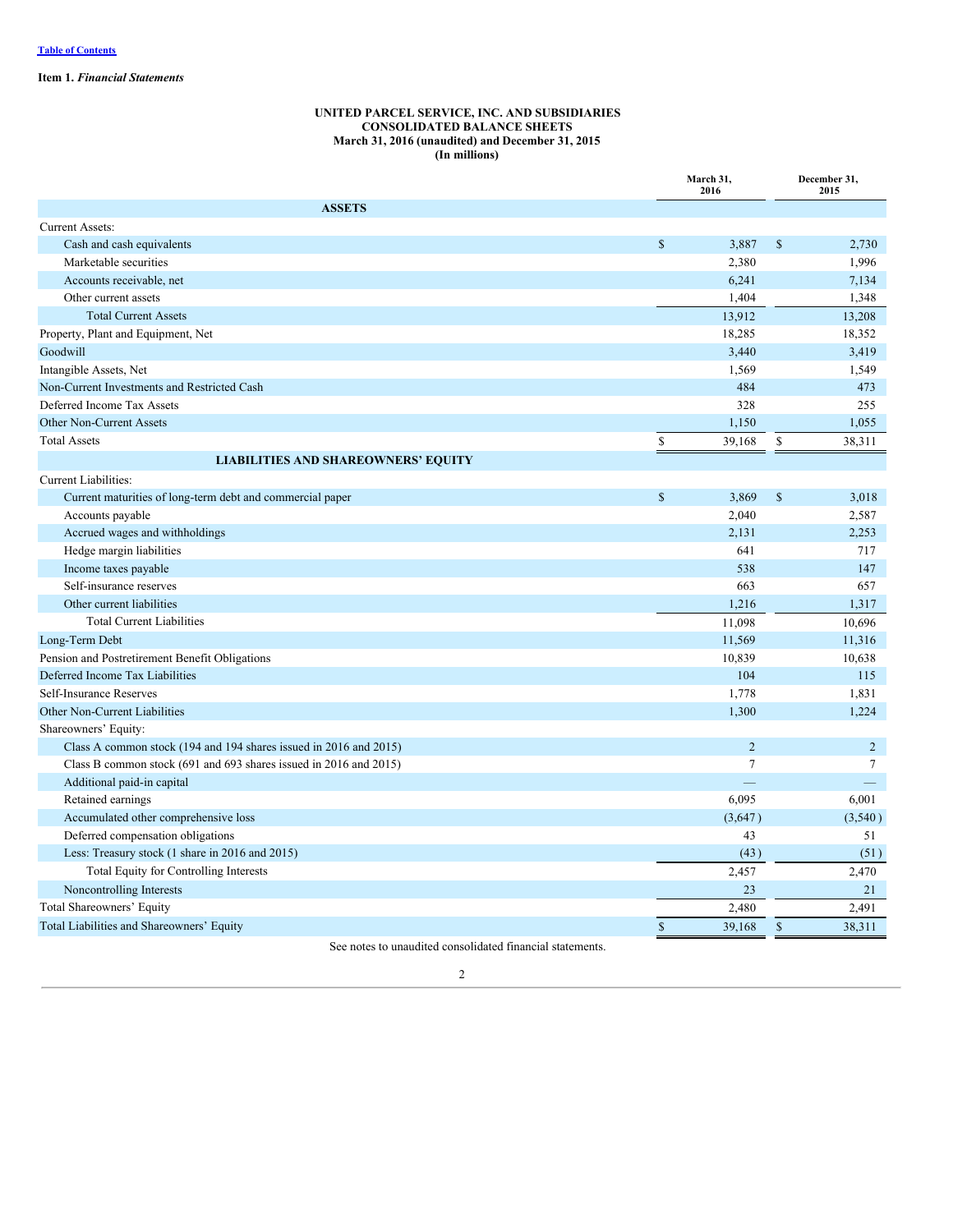Table of Contents

**Item 1.** ***Financial Statements***

**UNITED PARCEL SERVICE, INC. AND SUBSIDIARIES**
**CONSOLIDATED BALANCE SHEETS**
**March 31, 2016 (unaudited) and December 31, 2015**
**(In millions)**

| | March 31, 2016 | December 31, 2015 |
|---|---|---|
| **ASSETS** | | |
| Current Assets: | | |
| Cash and cash equivalents | $ 3,887 | $ 2,730 |
| Marketable securities | 2,380 | 1,996 |
| Accounts receivable, net | 6,241 | 7,134 |
| Other current assets | 1,404 | 1,348 |
| Total Current Assets | 13,912 | 13,208 |
| Property, Plant and Equipment, Net | 18,285 | 18,352 |
| Goodwill | 3,440 | 3,419 |
| Intangible Assets, Net | 1,569 | 1,549 |
| Non-Current Investments and Restricted Cash | 484 | 473 |
| Deferred Income Tax Assets | 328 | 255 |
| Other Non-Current Assets | 1,150 | 1,055 |
| Total Assets | $ 39,168 | $ 38,311 |
| **LIABILITIES AND SHAREOWNERS' EQUITY** | | |
| Current Liabilities: | | |
| Current maturities of long-term debt and commercial paper | $ 3,869 | $ 3,018 |
| Accounts payable | 2,040 | 2,587 |
| Accrued wages and withholdings | 2,131 | 2,253 |
| Hedge margin liabilities | 641 | 717 |
| Income taxes payable | 538 | 147 |
| Self-insurance reserves | 663 | 657 |
| Other current liabilities | 1,216 | 1,317 |
| Total Current Liabilities | 11,098 | 10,696 |
| Long-Term Debt | 11,569 | 11,316 |
| Pension and Postretirement Benefit Obligations | 10,839 | 10,638 |
| Deferred Income Tax Liabilities | 104 | 115 |
| Self-Insurance Reserves | 1,778 | 1,831 |
| Other Non-Current Liabilities | 1,300 | 1,224 |
| Shareowners' Equity: | | |
| Class A common stock (194 and 194 shares issued in 2016 and 2015) | 2 | 2 |
| Class B common stock (691 and 693 shares issued in 2016 and 2015) | 7 | 7 |
| Additional paid-in capital | — | — |
| Retained earnings | 6,095 | 6,001 |
| Accumulated other comprehensive loss | (3,647) | (3,540) |
| Deferred compensation obligations | 43 | 51 |
| Less: Treasury stock (1 share in 2016 and 2015) | (43) | (51) |
| Total Equity for Controlling Interests | 2,457 | 2,470 |
| Noncontrolling Interests | 23 | 21 |
| Total Shareowners' Equity | 2,480 | 2,491 |
| Total Liabilities and Shareowners' Equity | $ 39,168 | $ 38,311 |

See notes to unaudited consolidated financial statements.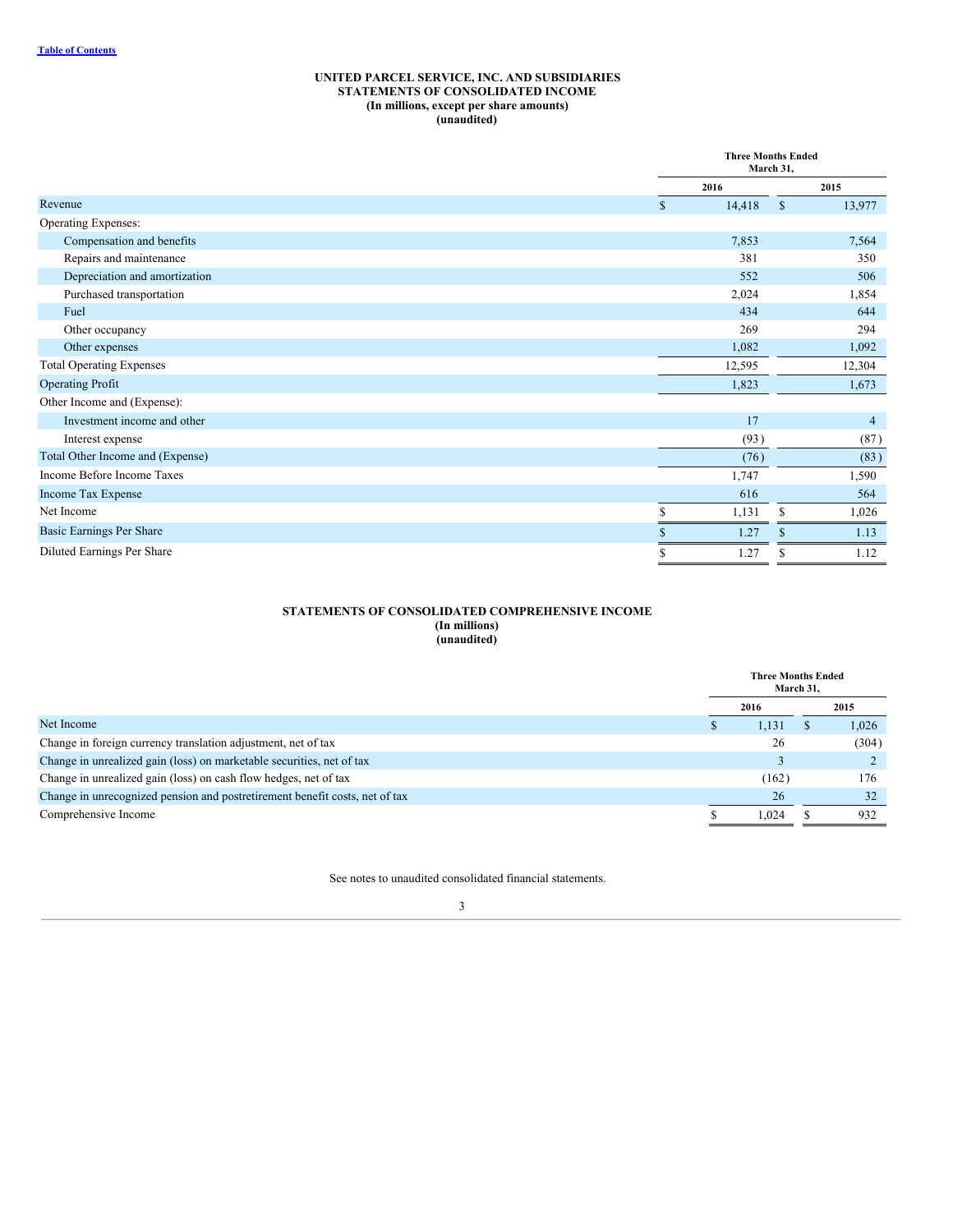**UNITED PARCEL SERVICE, INC. AND SUBSIDIARIES**
**STATEMENTS OF CONSOLIDATED INCOME**
**(In millions, except per share amounts)**
**(unaudited)**

| | Three Months Ended March 31, | |
|---|---|---|
| | 2016 | 2015 |
| Revenue | $ 14,418 | $ 13,977 |
| Operating Expenses: | | |
| Compensation and benefits | 7,853 | 7,564 |
| Repairs and maintenance | 381 | 350 |
| Depreciation and amortization | 552 | 506 |
| Purchased transportation | 2,024 | 1,854 |
| Fuel | 434 | 644 |
| Other occupancy | 269 | 294 |
| Other expenses | 1,082 | 1,092 |
| Total Operating Expenses | 12,595 | 12,304 |
| Operating Profit | 1,823 | 1,673 |
| Other Income and (Expense): | | |
| Investment income and other | 17 | 4 |
| Interest expense | (93) | (87) |
| Total Other Income and (Expense) | (76) | (83) |
| Income Before Income Taxes | 1,747 | 1,590 |
| Income Tax Expense | 616 | 564 |
| Net Income | $ 1,131 | $ 1,026 |
| Basic Earnings Per Share | $ 1.27 | $ 1.13 |
| Diluted Earnings Per Share | $ 1.27 | $ 1.12 |

**STATEMENTS OF CONSOLIDATED COMPREHENSIVE INCOME**
**(In millions)**
**(unaudited)**

| | Three Months Ended March 31, | |
|---|---|---|
| | 2016 | 2015 |
| Net Income | $ 1,131 | $ 1,026 |
| Change in foreign currency translation adjustment, net of tax | 26 | (304) |
| Change in unrealized gain (loss) on marketable securities, net of tax | 3 | 2 |
| Change in unrealized gain (loss) on cash flow hedges, net of tax | (162) | 176 |
| Change in unrecognized pension and postretirement benefit costs, net of tax | 26 | 32 |
| Comprehensive Income | $ 1,024 | $ 932 |

See notes to unaudited consolidated financial statements.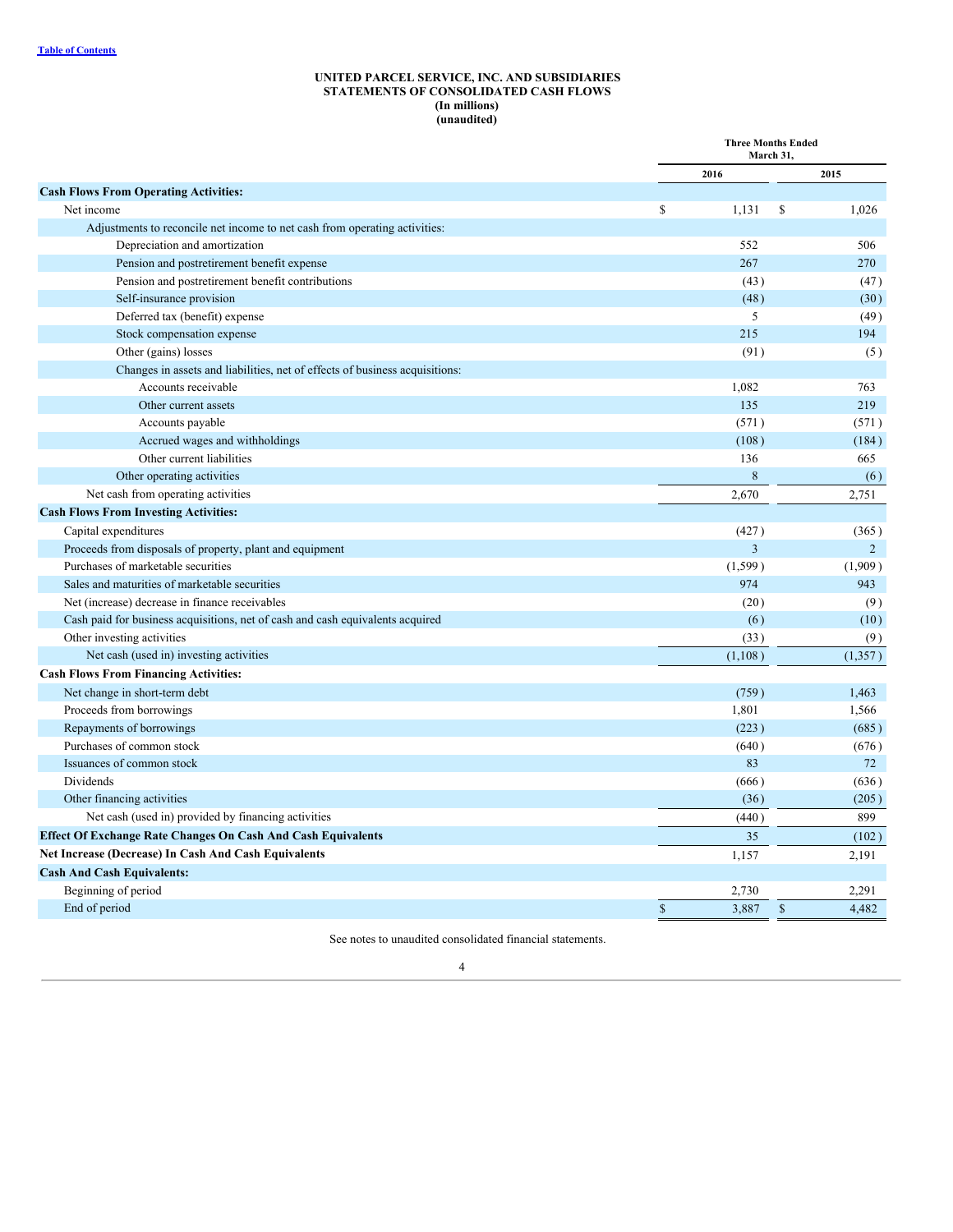[Table of Contents](#)

# UNITED PARCEL SERVICE, INC. AND SUBSIDIARIES
## STATEMENTS OF CONSOLIDATED CASH FLOWS
**(In millions)**
**(unaudited)**

| | Three Months Ended March 31, | |
|---|---|---|
| | **2016** | **2015** |
| **Cash Flows From Operating Activities:** | | |
| Net income | $ 1,131 | $ 1,026 |
| Adjustments to reconcile net income to net cash from operating activities: | | |
| Depreciation and amortization | 552 | 506 |
| Pension and postretirement benefit expense | 267 | 270 |
| Pension and postretirement benefit contributions | (43) | (47) |
| Self-insurance provision | (48) | (30) |
| Deferred tax (benefit) expense | 5 | (49) |
| Stock compensation expense | 215 | 194 |
| Other (gains) losses | (91) | (5) |
| Changes in assets and liabilities, net of effects of business acquisitions: | | |
| Accounts receivable | 1,082 | 763 |
| Other current assets | 135 | 219 |
| Accounts payable | (571) | (571) |
| Accrued wages and withholdings | (108) | (184) |
| Other current liabilities | 136 | 665 |
| Other operating activities | 8 | (6) |
| Net cash from operating activities | 2,670 | 2,751 |
| **Cash Flows From Investing Activities:** | | |
| Capital expenditures | (427) | (365) |
| Proceeds from disposals of property, plant and equipment | 3 | 2 |
| Purchases of marketable securities | (1,599) | (1,909) |
| Sales and maturities of marketable securities | 974 | 943 |
| Net (increase) decrease in finance receivables | (20) | (9) |
| Cash paid for business acquisitions, net of cash and cash equivalents acquired | (6) | (10) |
| Other investing activities | (33) | (9) |
| Net cash (used in) investing activities | (1,108) | (1,357) |
| **Cash Flows From Financing Activities:** | | |
| Net change in short-term debt | (759) | 1,463 |
| Proceeds from borrowings | 1,801 | 1,566 |
| Repayments of borrowings | (223) | (685) |
| Purchases of common stock | (640) | (676) |
| Issuances of common stock | 83 | 72 |
| Dividends | (666) | (636) |
| Other financing activities | (36) | (205) |
| Net cash (used in) provided by financing activities | (440) | 899 |
| **Effect Of Exchange Rate Changes On Cash And Cash Equivalents** | 35 | (102) |
| **Net Increase (Decrease) In Cash And Cash Equivalents** | 1,157 | 2,191 |
| **Cash And Cash Equivalents:** | | |
| Beginning of period | 2,730 | 2,291 |
| End of period | $ 3,887 | $ 4,482 |

See notes to unaudited consolidated financial statements.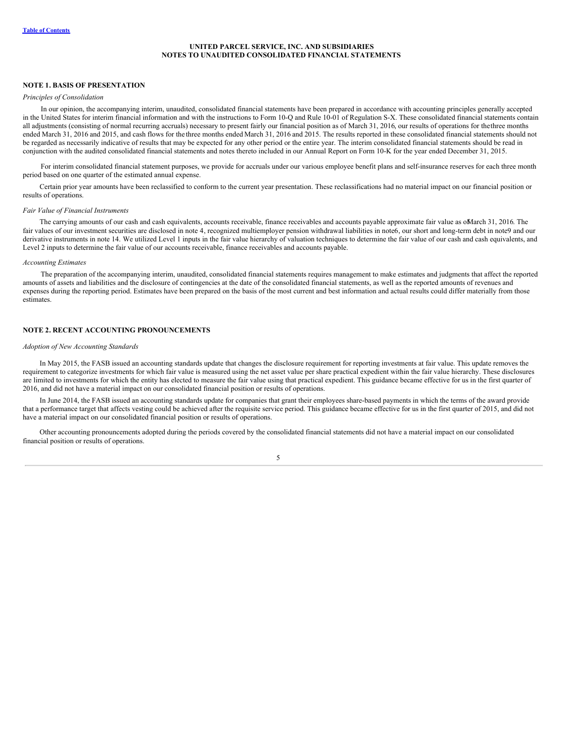# UNITED PARCEL SERVICE, INC. AND SUBSIDIARIES
# NOTES TO UNAUDITED CONSOLIDATED FINANCIAL STATEMENTS

## NOTE 1. BASIS OF PRESENTATION

*Principles of Consolidation*

In our opinion, the accompanying interim, unaudited, consolidated financial statements have been prepared in accordance with accounting principles generally accepted in the United States for interim financial information and with the instructions to Form 10-Q and Rule 10-01 of Regulation S-X. These consolidated financial statements contain all adjustments (consisting of normal recurring accruals) necessary to present fairly our financial position as of March 31, 2016, our results of operations for the three months ended March 31, 2016 and 2015, and cash flows for the three months ended March 31, 2016 and 2015. The results reported in these consolidated financial statements should not be regarded as necessarily indicative of results that may be expected for any other period or the entire year. The interim consolidated financial statements should be read in conjunction with the audited consolidated financial statements and notes thereto included in our Annual Report on Form 10-K for the year ended December 31, 2015.

For interim consolidated financial statement purposes, we provide for accruals under our various employee benefit plans and self-insurance reserves for each three month period based on one quarter of the estimated annual expense.

Certain prior year amounts have been reclassified to conform to the current year presentation. These reclassifications had no material impact on our financial position or results of operations.

*Fair Value of Financial Instruments*

The carrying amounts of our cash and cash equivalents, accounts receivable, finance receivables and accounts payable approximate fair value as of March 31, 2016. The fair values of our investment securities are disclosed in note 4, recognized multiemployer pension withdrawal liabilities in note 6, our short and long-term debt in note 9 and our derivative instruments in note 14. We utilized Level 1 inputs in the fair value hierarchy of valuation techniques to determine the fair value of our cash and cash equivalents, and Level 2 inputs to determine the fair value of our accounts receivable, finance receivables and accounts payable.

*Accounting Estimates*

The preparation of the accompanying interim, unaudited, consolidated financial statements requires management to make estimates and judgments that affect the reported amounts of assets and liabilities and the disclosure of contingencies at the date of the consolidated financial statements, as well as the reported amounts of revenues and expenses during the reporting period. Estimates have been prepared on the basis of the most current and best information and actual results could differ materially from those estimates.

## NOTE 2. RECENT ACCOUNTING PRONOUNCEMENTS

*Adoption of New Accounting Standards*

In May 2015, the FASB issued an accounting standards update that changes the disclosure requirement for reporting investments at fair value. This update removes the requirement to categorize investments for which fair value is measured using the net asset value per share practical expedient within the fair value hierarchy. These disclosures are limited to investments for which the entity has elected to measure the fair value using that practical expedient. This guidance became effective for us in the first quarter of 2016, and did not have a material impact on our consolidated financial position or results of operations.

In June 2014, the FASB issued an accounting standards update for companies that grant their employees share-based payments in which the terms of the award provide that a performance target that affects vesting could be achieved after the requisite service period. This guidance became effective for us in the first quarter of 2015, and did not have a material impact on our consolidated financial position or results of operations.

Other accounting pronouncements adopted during the periods covered by the consolidated financial statements did not have a material impact on our consolidated financial position or results of operations.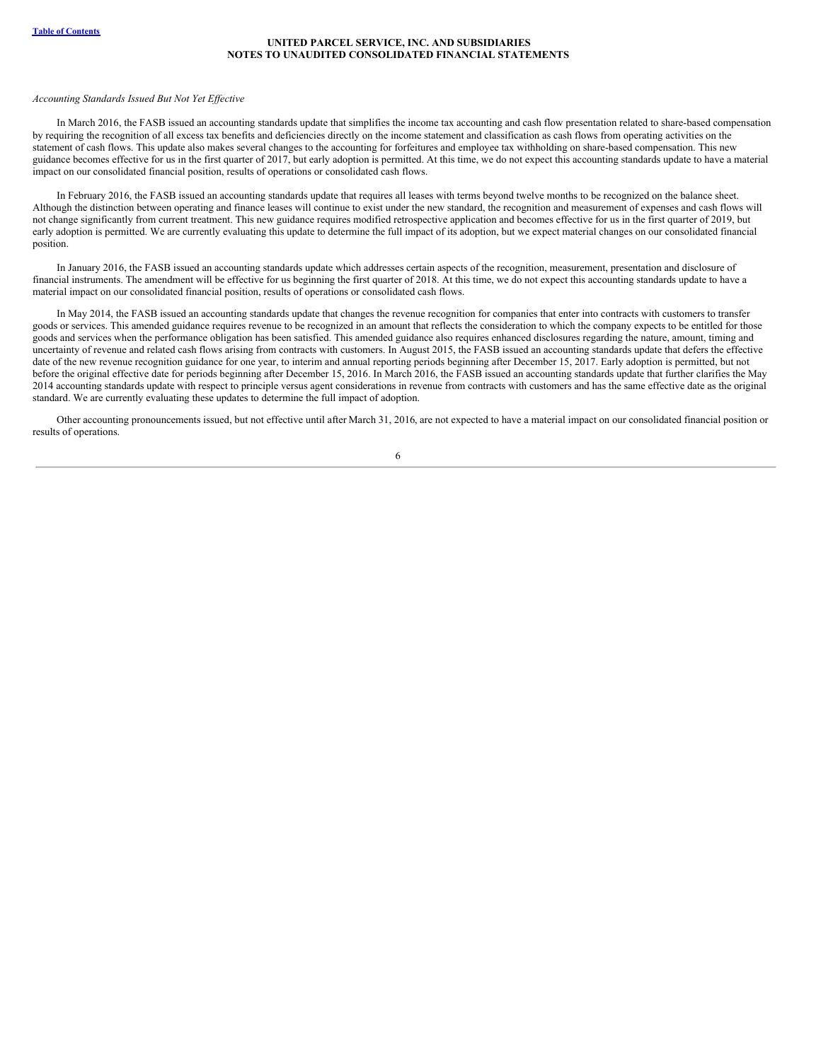*Accounting Standards Issued But Not Yet Effective*

In March 2016, the FASB issued an accounting standards update that simplifies the income tax accounting and cash flow presentation related to share-based compensation by requiring the recognition of all excess tax benefits and deficiencies directly on the income statement and classification as cash flows from operating activities on the statement of cash flows. This update also makes several changes to the accounting for forfeitures and employee tax withholding on share-based compensation. This new guidance becomes effective for us in the first quarter of 2017, but early adoption is permitted. At this time, we do not expect this accounting standards update to have a material impact on our consolidated financial position, results of operations or consolidated cash flows.

In February 2016, the FASB issued an accounting standards update that requires all leases with terms beyond twelve months to be recognized on the balance sheet. Although the distinction between operating and finance leases will continue to exist under the new standard, the recognition and measurement of expenses and cash flows will not change significantly from current treatment. This new guidance requires modified retrospective application and becomes effective for us in the first quarter of 2019, but early adoption is permitted. We are currently evaluating this update to determine the full impact of its adoption, but we expect material changes on our consolidated financial position.

In January 2016, the FASB issued an accounting standards update which addresses certain aspects of the recognition, measurement, presentation and disclosure of financial instruments. The amendment will be effective for us beginning the first quarter of 2018. At this time, we do not expect this accounting standards update to have a material impact on our consolidated financial position, results of operations or consolidated cash flows.

In May 2014, the FASB issued an accounting standards update that changes the revenue recognition for companies that enter into contracts with customers to transfer goods or services. This amended guidance requires revenue to be recognized in an amount that reflects the consideration to which the company expects to be entitled for those goods and services when the performance obligation has been satisfied. This amended guidance also requires enhanced disclosures regarding the nature, amount, timing and uncertainty of revenue and related cash flows arising from contracts with customers. In August 2015, the FASB issued an accounting standards update that defers the effective date of the new revenue recognition guidance for one year, to interim and annual reporting periods beginning after December 15, 2017. Early adoption is permitted, but not before the original effective date for periods beginning after December 15, 2016. In March 2016, the FASB issued an accounting standards update that further clarifies the May 2014 accounting standards update with respect to principle versus agent considerations in revenue from contracts with customers and has the same effective date as the original standard. We are currently evaluating these updates to determine the full impact of adoption.

Other accounting pronouncements issued, but not effective until after March 31, 2016, are not expected to have a material impact on our consolidated financial position or results of operations.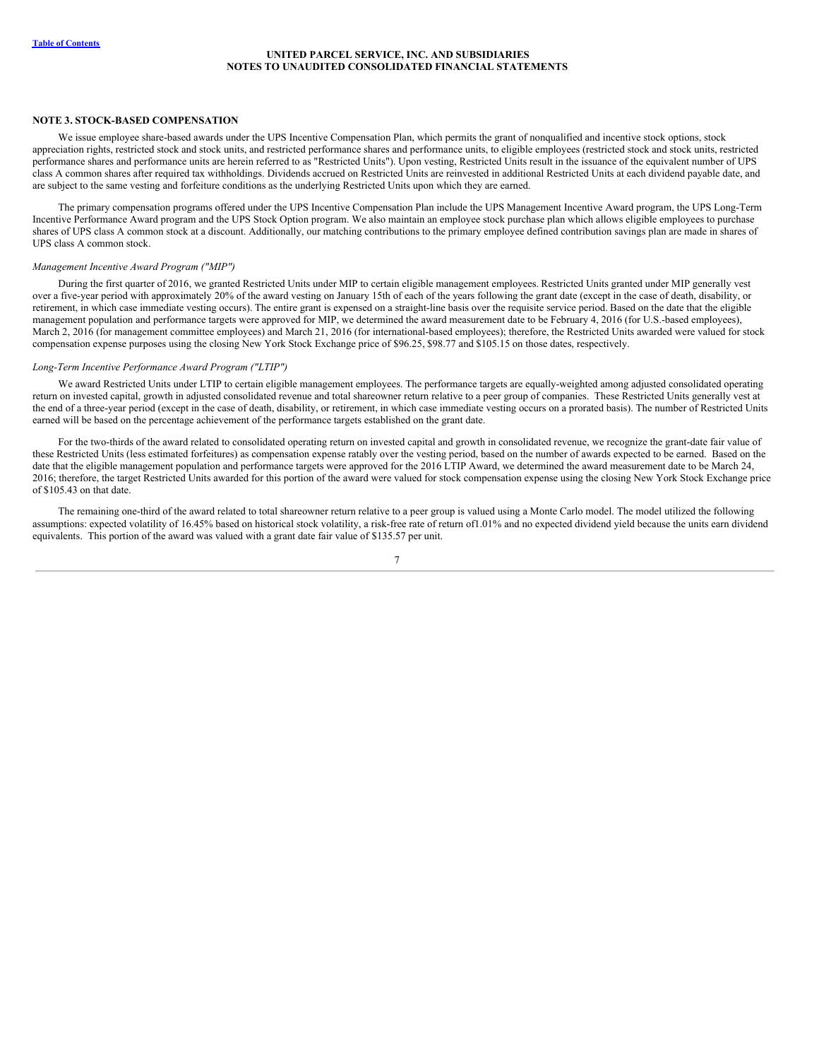## NOTE 3. STOCK-BASED COMPENSATION

We issue employee share-based awards under the UPS Incentive Compensation Plan, which permits the grant of nonqualified and incentive stock options, stock appreciation rights, restricted stock and stock units, and restricted performance shares and performance units, to eligible employees (restricted stock and stock units, restricted performance shares and performance units are herein referred to as "Restricted Units"). Upon vesting, Restricted Units result in the issuance of the equivalent number of UPS class A common shares after required tax withholdings. Dividends accrued on Restricted Units are reinvested in additional Restricted Units at each dividend payable date, and are subject to the same vesting and forfeiture conditions as the underlying Restricted Units upon which they are earned.

The primary compensation programs offered under the UPS Incentive Compensation Plan include the UPS Management Incentive Award program, the UPS Long-Term Incentive Performance Award program and the UPS Stock Option program. We also maintain an employee stock purchase plan which allows eligible employees to purchase shares of UPS class A common stock at a discount. Additionally, our matching contributions to the primary employee defined contribution savings plan are made in shares of UPS class A common stock.

*Management Incentive Award Program ("MIP")*

During the first quarter of 2016, we granted Restricted Units under MIP to certain eligible management employees. Restricted Units granted under MIP generally vest over a five-year period with approximately 20% of the award vesting on January 15th of each of the years following the grant date (except in the case of death, disability, or retirement, in which case immediate vesting occurs). The entire grant is expensed on a straight-line basis over the requisite service period. Based on the date that the eligible management population and performance targets were approved for MIP, we determined the award measurement date to be February 4, 2016 (for U.S.-based employees), March 2, 2016 (for management committee employees) and March 21, 2016 (for international-based employees); therefore, the Restricted Units awarded were valued for stock compensation expense purposes using the closing New York Stock Exchange price of $96.25, $98.77 and $105.15 on those dates, respectively.

*Long-Term Incentive Performance Award Program ("LTIP")*

We award Restricted Units under LTIP to certain eligible management employees. The performance targets are equally-weighted among adjusted consolidated operating return on invested capital, growth in adjusted consolidated revenue and total shareowner return relative to a peer group of companies. These Restricted Units generally vest at the end of a three-year period (except in the case of death, disability, or retirement, in which case immediate vesting occurs on a prorated basis). The number of Restricted Units earned will be based on the percentage achievement of the performance targets established on the grant date.

For the two-thirds of the award related to consolidated operating return on invested capital and growth in consolidated revenue, we recognize the grant-date fair value of these Restricted Units (less estimated forfeitures) as compensation expense ratably over the vesting period, based on the number of awards expected to be earned. Based on the date that the eligible management population and performance targets were approved for the 2016 LTIP Award, we determined the award measurement date to be March 24, 2016; therefore, the target Restricted Units awarded for this portion of the award were valued for stock compensation expense using the closing New York Stock Exchange price of $105.43 on that date.

The remaining one-third of the award related to total shareowner return relative to a peer group is valued using a Monte Carlo model. The model utilized the following assumptions: expected volatility of 16.45% based on historical stock volatility, a risk-free rate of return of1.01% and no expected dividend yield because the units earn dividend equivalents. This portion of the award was valued with a grant date fair value of $135.57 per unit.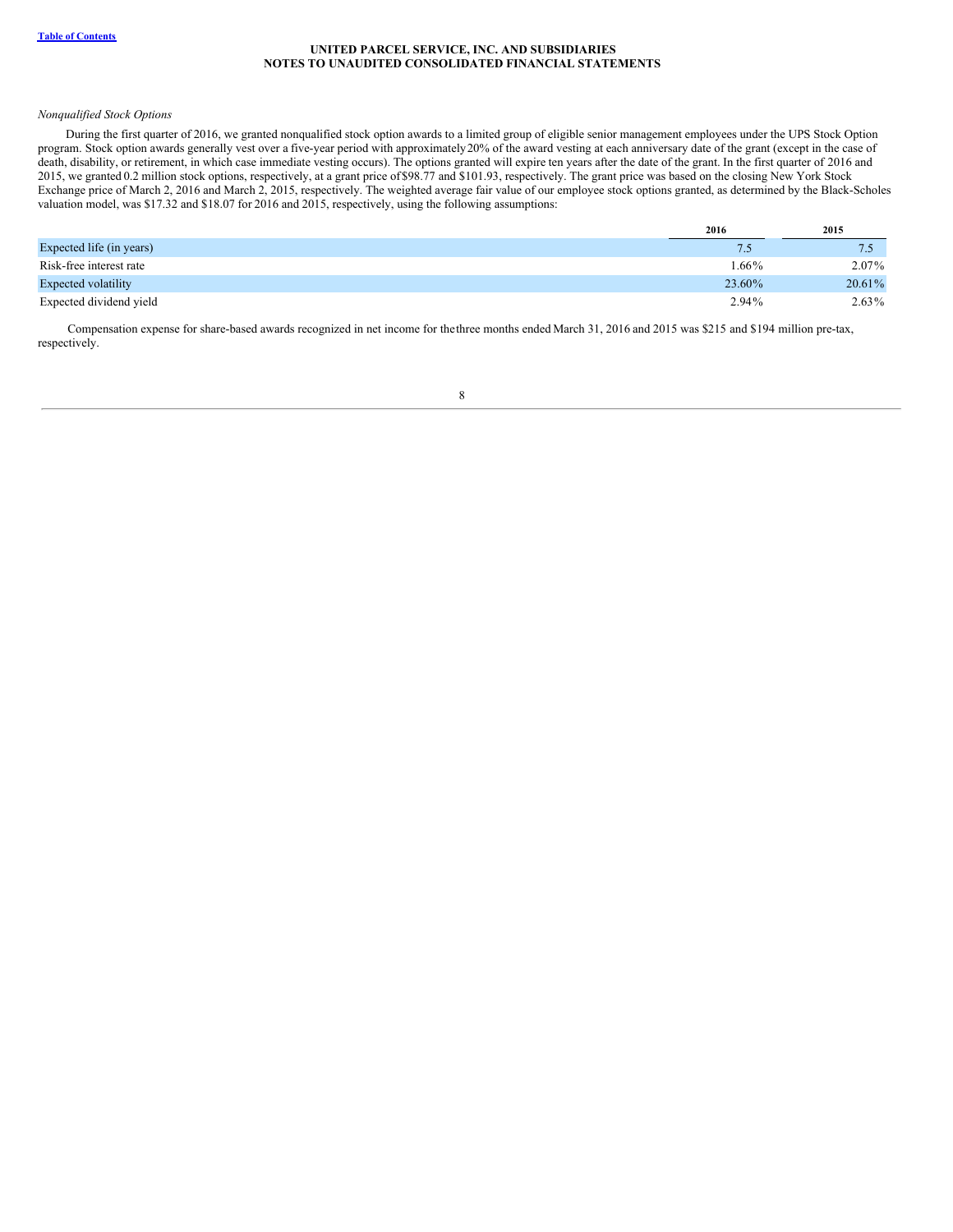*Nonqualified Stock Options*

During the first quarter of 2016, we granted nonqualified stock option awards to a limited group of eligible senior management employees under the UPS Stock Option program. Stock option awards generally vest over a five-year period with approximately 20% of the award vesting at each anniversary date of the grant (except in the case of death, disability, or retirement, in which case immediate vesting occurs). The options granted will expire ten years after the date of the grant. In the first quarter of 2016 and 2015, we granted 0.2 million stock options, respectively, at a grant price of $98.77 and $101.93, respectively. The grant price was based on the closing New York Stock Exchange price of March 2, 2016 and March 2, 2015, respectively. The weighted average fair value of our employee stock options granted, as determined by the Black-Scholes valuation model, was $17.32 and $18.07 for 2016 and 2015, respectively, using the following assumptions:

| | 2016 | 2015 |
|---|---|---|
| Expected life (in years) | 7.5 | 7.5 |
| Risk-free interest rate | 1.66% | 2.07% |
| Expected volatility | 23.60% | 20.61% |
| Expected dividend yield | 2.94% | 2.63% |

Compensation expense for share-based awards recognized in net income for the three months ended March 31, 2016 and 2015 was $215 and $194 million pre-tax, respectively.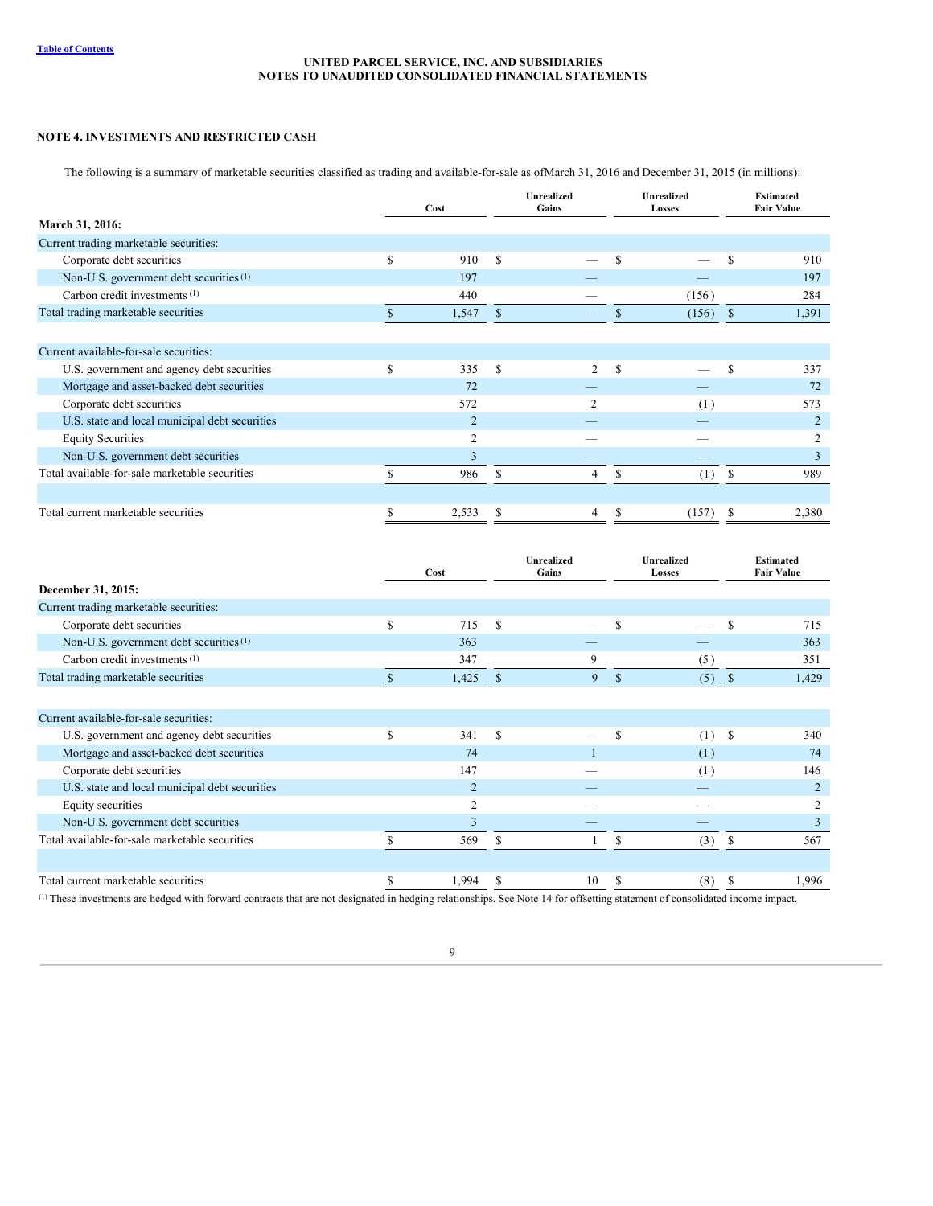## NOTE 4. INVESTMENTS AND RESTRICTED CASH

The following is a summary of marketable securities classified as trading and available-for-sale as ofMarch 31, 2016 and December 31, 2015 (in millions):

| | Cost | Unrealized Gains | Unrealized Losses | Estimated Fair Value |
|---|---|---|---|---|
| **March 31, 2016:** | | | | |
| Current trading marketable securities: | | | | |
| Corporate debt securities | $ 910 | $ — | $ — | $ 910 |
| Non-U.S. government debt securities [1] | 197 | — | — | 197 |
| Carbon credit investments [1] | 440 | — | (156) | 284 |
| Total trading marketable securities | $ 1,547 | $ — | $ (156) | $ 1,391 |
| | | | | |
| Current available-for-sale securities: | | | | |
| U.S. government and agency debt securities | $ 335 | $ 2 | $ — | $ 337 |
| Mortgage and asset-backed debt securities | 72 | — | — | 72 |
| Corporate debt securities | 572 | 2 | (1) | 573 |
| U.S. state and local municipal debt securities | 2 | — | — | 2 |
| Equity Securities | 2 | — | — | 2 |
| Non-U.S. government debt securities | 3 | — | — | 3 |
| Total available-for-sale marketable securities | $ 986 | $ 4 | $ (1) | $ 989 |
| | | | | |
| Total current marketable securities | $ 2,533 | $ 4 | $ (157) | $ 2,380 |

| | Cost | Unrealized Gains | Unrealized Losses | Estimated Fair Value |
|---|---|---|---|---|
| **December 31, 2015:** | | | | |
| Current trading marketable securities: | | | | |
| Corporate debt securities | $ 715 | $ — | $ — | $ 715 |
| Non-U.S. government debt securities [1] | 363 | — | — | 363 |
| Carbon credit investments [1] | 347 | 9 | (5) | 351 |
| Total trading marketable securities | $ 1,425 | $ 9 | $ (5) | $ 1,429 |
| | | | | |
| Current available-for-sale securities: | | | | |
| U.S. government and agency debt securities | $ 341 | $ — | $ (1) | $ 340 |
| Mortgage and asset-backed debt securities | 74 | 1 | (1) | 74 |
| Corporate debt securities | 147 | — | (1) | 146 |
| U.S. state and local municipal debt securities | 2 | — | — | 2 |
| Equity securities | 2 | — | — | 2 |
| Non-U.S. government debt securities | 3 | — | — | 3 |
| Total available-for-sale marketable securities | $ 569 | $ 1 | $ (3) | $ 567 |
| | | | | |
| Total current marketable securities | $ 1,994 | $ 10 | $ (8) | $ 1,996 |

[1] These investments are hedged with forward contracts that are not designated in hedging relationships. See Note 14 for offsetting statement of consolidated income impact.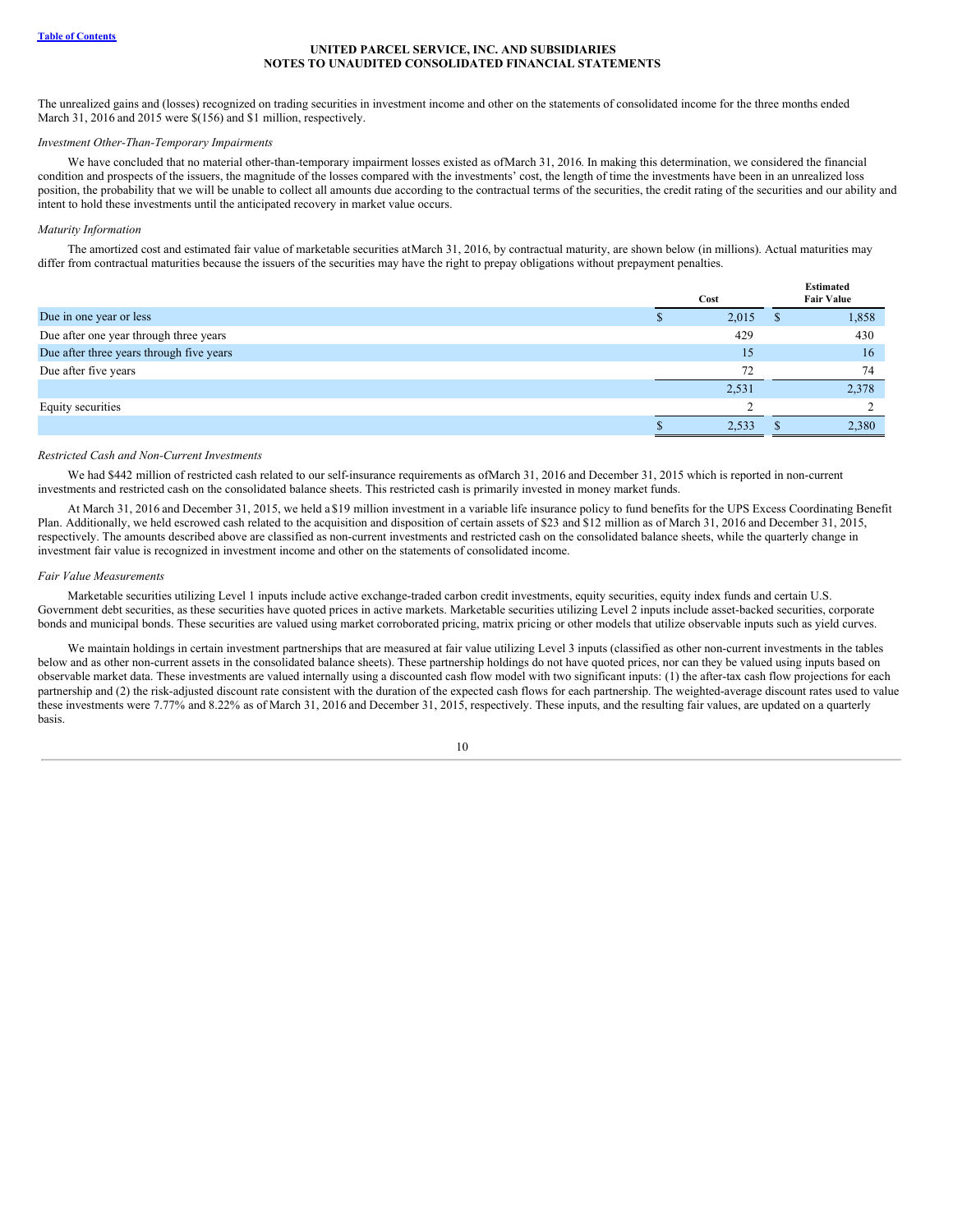The unrealized gains and (losses) recognized on trading securities in investment income and other on the statements of consolidated income for the three months ended March 31, 2016 and 2015 were $(156) and $1 million, respectively.

*Investment Other-Than-Temporary Impairments*

We have concluded that no material other-than-temporary impairment losses existed as of March 31, 2016. In making this determination, we considered the financial condition and prospects of the issuers, the magnitude of the losses compared with the investments' cost, the length of time the investments have been in an unrealized loss position, the probability that we will be unable to collect all amounts due according to the contractual terms of the securities, the credit rating of the securities and our ability and intent to hold these investments until the anticipated recovery in market value occurs.

*Maturity Information*

The amortized cost and estimated fair value of marketable securities at March 31, 2016, by contractual maturity, are shown below (in millions). Actual maturities may differ from contractual maturities because the issuers of the securities may have the right to prepay obligations without prepayment penalties.

| | Cost | Estimated Fair Value |
|---|---|---|
| Due in one year or less | $ 2,015 | $ 1,858 |
| Due after one year through three years | 429 | 430 |
| Due after three years through five years | 15 | 16 |
| Due after five years | 72 | 74 |
| | 2,531 | 2,378 |
| Equity securities | 2 | 2 |
| | $ 2,533 | $ 2,380 |

*Restricted Cash and Non-Current Investments*

We had $442 million of restricted cash related to our self-insurance requirements as of March 31, 2016 and December 31, 2015 which is reported in non-current investments and restricted cash on the consolidated balance sheets. This restricted cash is primarily invested in money market funds.

At March 31, 2016 and December 31, 2015, we held a $19 million investment in a variable life insurance policy to fund benefits for the UPS Excess Coordinating Benefit Plan. Additionally, we held escrowed cash related to the acquisition and disposition of certain assets of $23 and $12 million as of March 31, 2016 and December 31, 2015, respectively. The amounts described above are classified as non-current investments and restricted cash on the consolidated balance sheets, while the quarterly change in investment fair value is recognized in investment income and other on the statements of consolidated income.

*Fair Value Measurements*

Marketable securities utilizing Level 1 inputs include active exchange-traded carbon credit investments, equity securities, equity index funds and certain U.S. Government debt securities, as these securities have quoted prices in active markets. Marketable securities utilizing Level 2 inputs include asset-backed securities, corporate bonds and municipal bonds. These securities are valued using market corroborated pricing, matrix pricing or other models that utilize observable inputs such as yield curves.

We maintain holdings in certain investment partnerships that are measured at fair value utilizing Level 3 inputs (classified as other non-current investments in the tables below and as other non-current assets in the consolidated balance sheets). These partnership holdings do not have quoted prices, nor can they be valued using inputs based on observable market data. These investments are valued internally using a discounted cash flow model with two significant inputs: (1) the after-tax cash flow projections for each partnership and (2) the risk-adjusted discount rate consistent with the duration of the expected cash flows for each partnership. The weighted-average discount rates used to value these investments were 7.77% and 8.22% as of March 31, 2016 and December 31, 2015, respectively. These inputs, and the resulting fair values, are updated on a quarterly basis.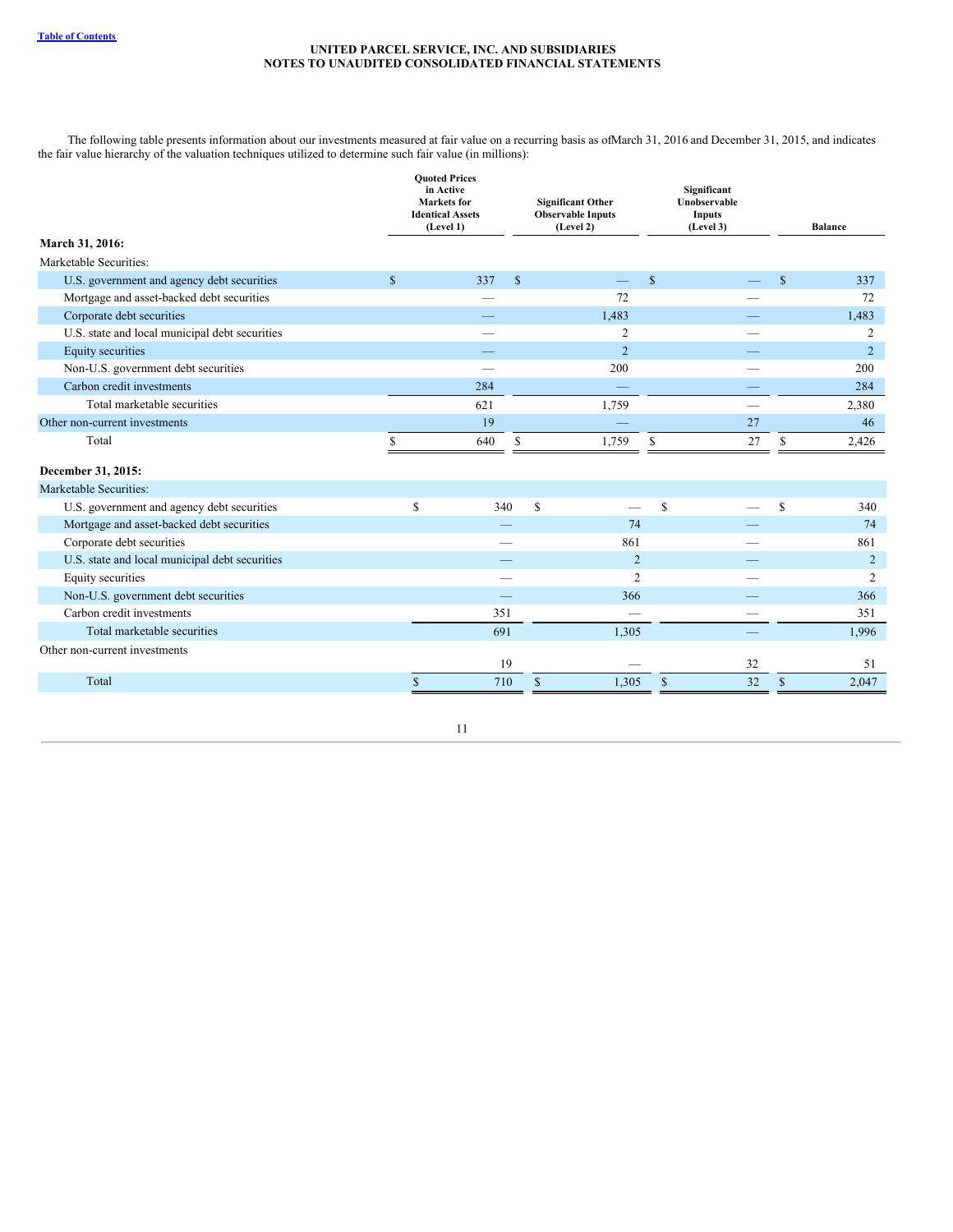The following table presents information about our investments measured at fair value on a recurring basis as ofMarch 31, 2016 and December 31, 2015, and indicates the fair value hierarchy of the valuation techniques utilized to determine such fair value (in millions):

| | Quoted Prices in Active Markets for Identical Assets (Level 1) | Significant Other Observable Inputs (Level 2) | Significant Unobservable Inputs (Level 3) | Balance |
|---|---|---|---|---|
| **March 31, 2016:** | | | | |
| Marketable Securities: | | | | |
| U.S. government and agency debt securities | $ 337 | $ — | $ — | $ 337 |
| Mortgage and asset-backed debt securities | — | 72 | — | 72 |
| Corporate debt securities | — | 1,483 | — | 1,483 |
| U.S. state and local municipal debt securities | — | 2 | — | 2 |
| Equity securities | — | 2 | — | 2 |
| Non-U.S. government debt securities | — | 200 | — | 200 |
| Carbon credit investments | 284 | — | — | 284 |
| Total marketable securities | 621 | 1,759 | — | 2,380 |
| Other non-current investments | 19 | — | 27 | 46 |
| Total | $ 640 | $ 1,759 | $ 27 | $ 2,426 |
| **December 31, 2015:** | | | | |
| Marketable Securities: | | | | |
| U.S. government and agency debt securities | $ 340 | $ — | $ — | $ 340 |
| Mortgage and asset-backed debt securities | — | 74 | — | 74 |
| Corporate debt securities | — | 861 | — | 861 |
| U.S. state and local municipal debt securities | — | 2 | — | 2 |
| Equity securities | — | 2 | — | 2 |
| Non-U.S. government debt securities | — | 366 | — | 366 |
| Carbon credit investments | 351 | — | — | 351 |
| Total marketable securities | 691 | 1,305 | — | 1,996 |
| Other non-current investments | 19 | — | 32 | 51 |
| Total | $ 710 | $ 1,305 | $ 32 | $ 2,047 |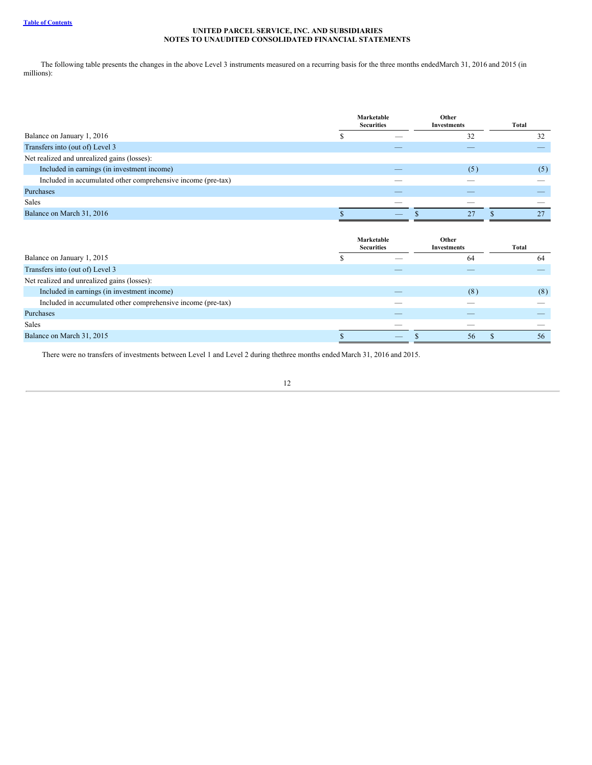**UNITED PARCEL SERVICE, INC. AND SUBSIDIARIES**
**NOTES TO UNAUDITED CONSOLIDATED FINANCIAL STATEMENTS**

The following table presents the changes in the above Level 3 instruments measured on a recurring basis for the three months ended March 31, 2016 and 2015 (in millions):

| | Marketable Securities | Other Investments | Total |
|---|---|---|---|
| Balance on January 1, 2016 | $ — | 32 | 32 |
| Transfers into (out of) Level 3 | — | — | — |
| Net realized and unrealized gains (losses): | | | |
| Included in earnings (in investment income) | — | (5) | (5) |
| Included in accumulated other comprehensive income (pre-tax) | — | — | — |
| Purchases | — | — | — |
| Sales | — | — | — |
| Balance on March 31, 2016 | $ — | $ 27 | $ 27 |

| | Marketable Securities | Other Investments | Total |
|---|---|---|---|
| Balance on January 1, 2015 | $ — | 64 | 64 |
| Transfers into (out of) Level 3 | — | — | — |
| Net realized and unrealized gains (losses): | | | |
| Included in earnings (in investment income) | — | (8) | (8) |
| Included in accumulated other comprehensive income (pre-tax) | — | — | — |
| Purchases | — | — | — |
| Sales | — | — | — |
| Balance on March 31, 2015 | $ — | $ 56 | $ 56 |

There were no transfers of investments between Level 1 and Level 2 during the three months ended March 31, 2016 and 2015.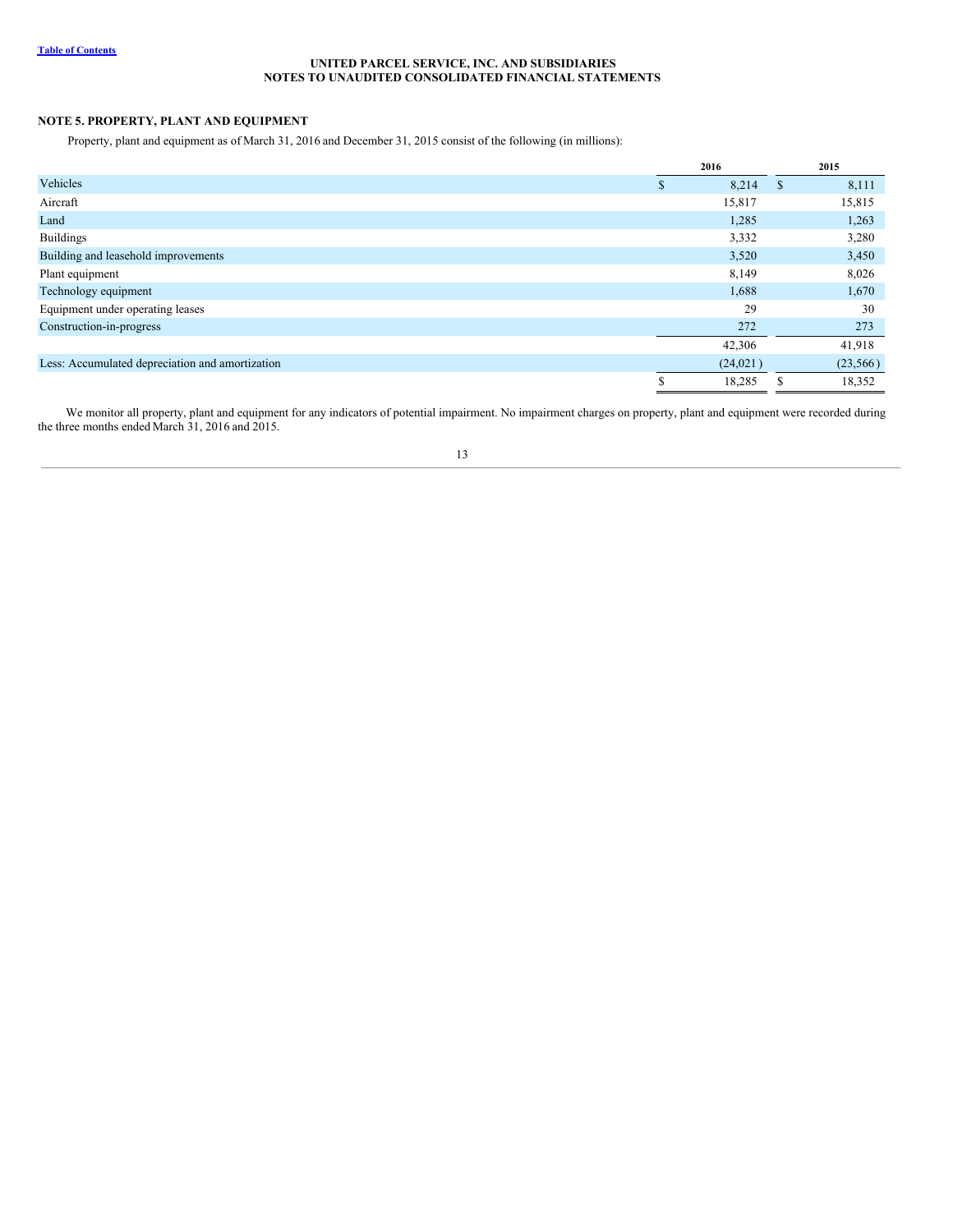UNITED PARCEL SERVICE, INC. AND SUBSIDIARIES
NOTES TO UNAUDITED CONSOLIDATED FINANCIAL STATEMENTS

## NOTE 5. PROPERTY, PLANT AND EQUIPMENT

Property, plant and equipment as of March 31, 2016 and December 31, 2015 consist of the following (in millions):

| | 2016 | 2015 |
|---|---|---|
| Vehicles | $ 8,214 | $ 8,111 |
| Aircraft | 15,817 | 15,815 |
| Land | 1,285 | 1,263 |
| Buildings | 3,332 | 3,280 |
| Building and leasehold improvements | 3,520 | 3,450 |
| Plant equipment | 8,149 | 8,026 |
| Technology equipment | 1,688 | 1,670 |
| Equipment under operating leases | 29 | 30 |
| Construction-in-progress | 272 | 273 |
| | 42,306 | 41,918 |
| Less: Accumulated depreciation and amortization | (24,021) | (23,566) |
| | $ 18,285 | $ 18,352 |

We monitor all property, plant and equipment for any indicators of potential impairment. No impairment charges on property, plant and equipment were recorded during the three months ended March 31, 2016 and 2015.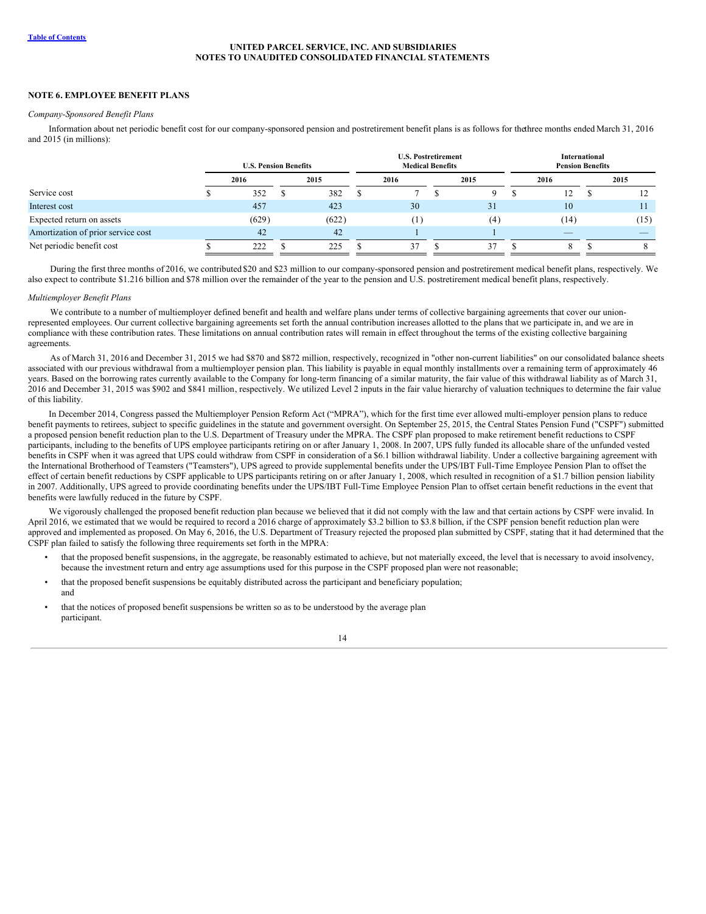UNITED PARCEL SERVICE, INC. AND SUBSIDIARIES
NOTES TO UNAUDITED CONSOLIDATED FINANCIAL STATEMENTS

## NOTE 6. EMPLOYEE BENEFIT PLANS

*Company-Sponsored Benefit Plans*

Information about net periodic benefit cost for our company-sponsored pension and postretirement benefit plans is as follows for the three months ended March 31, 2016 and 2015 (in millions):

| | U.S. Pension Benefits | | U.S. Postretirement Medical Benefits | | International Pension Benefits | |
|---|---|---|---|---|---|---|
| | 2016 | 2015 | 2016 | 2015 | 2016 | 2015 |
| Service cost | $ 352 | $ 382 | $ 7 | $ 9 | $ 12 | $ 12 |
| Interest cost | 457 | 423 | 30 | 31 | 10 | 11 |
| Expected return on assets | (629) | (622) | (1) | (4) | (14) | (15) |
| Amortization of prior service cost | 42 | 42 | 1 | 1 | — | — |
| Net periodic benefit cost | $ 222 | $ 225 | $ 37 | $ 37 | $ 8 | $ 8 |

During the first three months of 2016, we contributed $20 and $23 million to our company-sponsored pension and postretirement medical benefit plans, respectively. We also expect to contribute $1.216 billion and $78 million over the remainder of the year to the pension and U.S. postretirement medical benefit plans, respectively.

*Multiemployer Benefit Plans*

We contribute to a number of multiemployer defined benefit and health and welfare plans under terms of collective bargaining agreements that cover our union-represented employees. Our current collective bargaining agreements set forth the annual contribution increases allotted to the plans that we participate in, and we are in compliance with these contribution rates. These limitations on annual contribution rates will remain in effect throughout the terms of the existing collective bargaining agreements.

As of March 31, 2016 and December 31, 2015 we had $870 and $872 million, respectively, recognized in "other non-current liabilities" on our consolidated balance sheets associated with our previous withdrawal from a multiemployer pension plan. This liability is payable in equal monthly installments over a remaining term of approximately 46 years. Based on the borrowing rates currently available to the Company for long-term financing of a similar maturity, the fair value of this withdrawal liability as of March 31, 2016 and December 31, 2015 was $902 and $841 million, respectively. We utilized Level 2 inputs in the fair value hierarchy of valuation techniques to determine the fair value of this liability.

In December 2014, Congress passed the Multiemployer Pension Reform Act ("MPRA"), which for the first time ever allowed multi-employer pension plans to reduce benefit payments to retirees, subject to specific guidelines in the statute and government oversight. On September 25, 2015, the Central States Pension Fund ("CSPF") submitted a proposed pension benefit reduction plan to the U.S. Department of Treasury under the MPRA. The CSPF plan proposed to make retirement benefit reductions to CSPF participants, including to the benefits of UPS employee participants retiring on or after January 1, 2008. In 2007, UPS fully funded its allocable share of the unfunded vested benefits in CSPF when it was agreed that UPS could withdraw from CSPF in consideration of a $6.1 billion withdrawal liability. Under a collective bargaining agreement with the International Brotherhood of Teamsters ("Teamsters"), UPS agreed to provide supplemental benefits under the UPS/IBT Full-Time Employee Pension Plan to offset the effect of certain benefit reductions by CSPF applicable to UPS participants retiring on or after January 1, 2008, which resulted in recognition of a $1.7 billion pension liability in 2007. Additionally, UPS agreed to provide coordinating benefits under the UPS/IBT Full-Time Employee Pension Plan to offset certain benefit reductions in the event that benefits were lawfully reduced in the future by CSPF.

We vigorously challenged the proposed benefit reduction plan because we believed that it did not comply with the law and that certain actions by CSPF were invalid. In April 2016, we estimated that we would be required to record a 2016 charge of approximately $3.2 billion to $3.8 billion, if the CSPF pension benefit reduction plan were approved and implemented as proposed. On May 6, 2016, the U.S. Department of Treasury rejected the proposed plan submitted by CSPF, stating that it had determined that the CSPF plan failed to satisfy the following three requirements set forth in the MPRA:

- that the proposed benefit suspensions, in the aggregate, be reasonably estimated to achieve, but not materially exceed, the level that is necessary to avoid insolvency, because the investment return and entry age assumptions used for this purpose in the CSPF proposed plan were not reasonable;
- that the proposed benefit suspensions be equitably distributed across the participant and beneficiary population; and
- that the notices of proposed benefit suspensions be written so as to be understood by the average plan participant.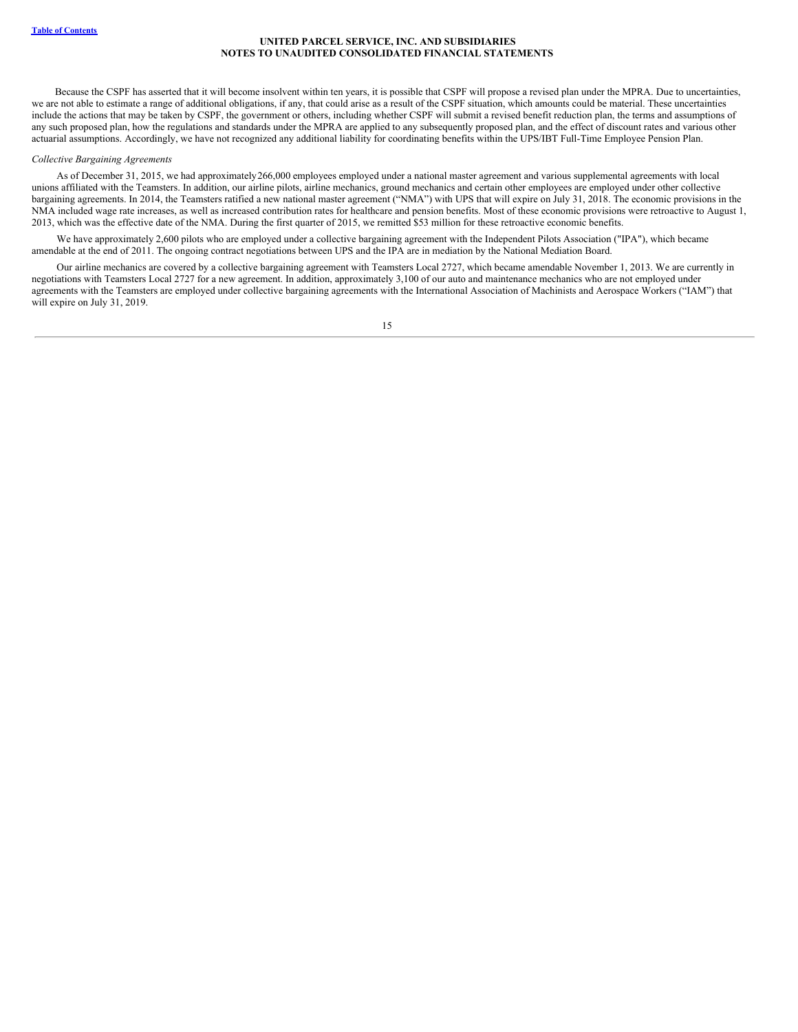Because the CSPF has asserted that it will become insolvent within ten years, it is possible that CSPF will propose a revised plan under the MPRA. Due to uncertainties, we are not able to estimate a range of additional obligations, if any, that could arise as a result of the CSPF situation, which amounts could be material. These uncertainties include the actions that may be taken by CSPF, the government or others, including whether CSPF will submit a revised benefit reduction plan, the terms and assumptions of any such proposed plan, how the regulations and standards under the MPRA are applied to any subsequently proposed plan, and the effect of discount rates and various other actuarial assumptions. Accordingly, we have not recognized any additional liability for coordinating benefits within the UPS/IBT Full-Time Employee Pension Plan.

*Collective Bargaining Agreements*

As of December 31, 2015, we had approximately 266,000 employees employed under a national master agreement and various supplemental agreements with local unions affiliated with the Teamsters. In addition, our airline pilots, airline mechanics, ground mechanics and certain other employees are employed under other collective bargaining agreements. In 2014, the Teamsters ratified a new national master agreement ("NMA") with UPS that will expire on July 31, 2018. The economic provisions in the NMA included wage rate increases, as well as increased contribution rates for healthcare and pension benefits. Most of these economic provisions were retroactive to August 1, 2013, which was the effective date of the NMA. During the first quarter of 2015, we remitted $53 million for these retroactive economic benefits.

We have approximately 2,600 pilots who are employed under a collective bargaining agreement with the Independent Pilots Association ("IPA"), which became amendable at the end of 2011. The ongoing contract negotiations between UPS and the IPA are in mediation by the National Mediation Board.

Our airline mechanics are covered by a collective bargaining agreement with Teamsters Local 2727, which became amendable November 1, 2013. We are currently in negotiations with Teamsters Local 2727 for a new agreement. In addition, approximately 3,100 of our auto and maintenance mechanics who are not employed under agreements with the Teamsters are employed under collective bargaining agreements with the International Association of Machinists and Aerospace Workers ("IAM") that will expire on July 31, 2019.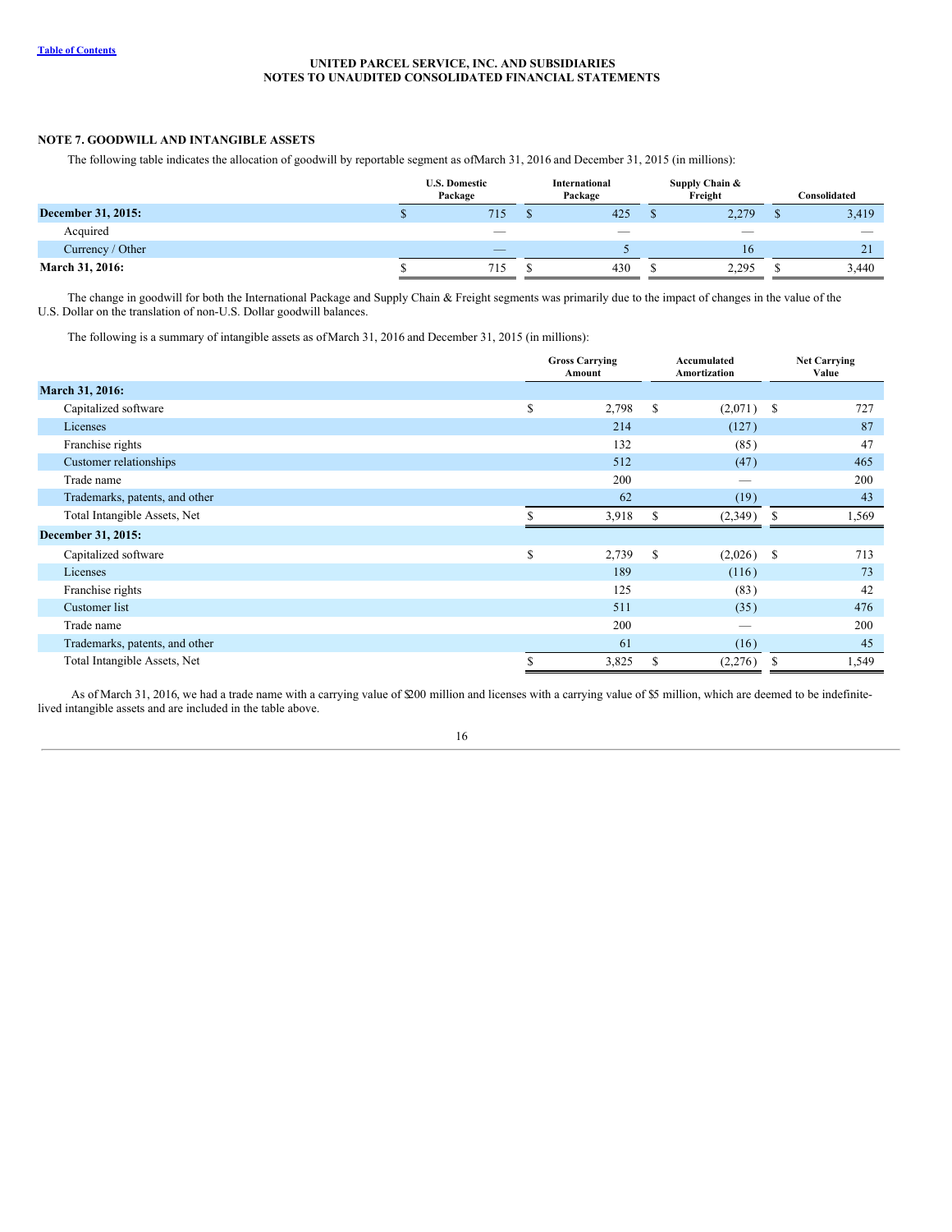## NOTE 7. GOODWILL AND INTANGIBLE ASSETS

The following table indicates the allocation of goodwill by reportable segment as of March 31, 2016 and December 31, 2015 (in millions):

| | U.S. Domestic Package | International Package | Supply Chain & Freight | Consolidated |
|---|---|---|---|---|
| **December 31, 2015:** | $ 715 | $ 425 | $ 2,279 | $ 3,419 |
| Acquired | — | — | — | — |
| Currency / Other | — | 5 | 16 | 21 |
| **March 31, 2016:** | $ 715 | $ 430 | $ 2,295 | $ 3,440 |

The change in goodwill for both the International Package and Supply Chain & Freight segments was primarily due to the impact of changes in the value of the U.S. Dollar on the translation of non-U.S. Dollar goodwill balances.

The following is a summary of intangible assets as of March 31, 2016 and December 31, 2015 (in millions):

| | Gross Carrying Amount | Accumulated Amortization | Net Carrying Value |
|---|---|---|---|
| **March 31, 2016:** | | | |
| Capitalized software | $ 2,798 | $ (2,071) | $ 727 |
| Licenses | 214 | (127) | 87 |
| Franchise rights | 132 | (85) | 47 |
| Customer relationships | 512 | (47) | 465 |
| Trade name | 200 | — | 200 |
| Trademarks, patents, and other | 62 | (19) | 43 |
| Total Intangible Assets, Net | $ 3,918 | $ (2,349) | $ 1,569 |
| **December 31, 2015:** | | | |
| Capitalized software | $ 2,739 | $ (2,026) | $ 713 |
| Licenses | 189 | (116) | 73 |
| Franchise rights | 125 | (83) | 42 |
| Customer list | 511 | (35) | 476 |
| Trade name | 200 | — | 200 |
| Trademarks, patents, and other | 61 | (16) | 45 |
| Total Intangible Assets, Net | $ 3,825 | $ (2,276) | $ 1,549 |

As of March 31, 2016, we had a trade name with a carrying value of $200 million and licenses with a carrying value of $5 million, which are deemed to be indefinite-lived intangible assets and are included in the table above.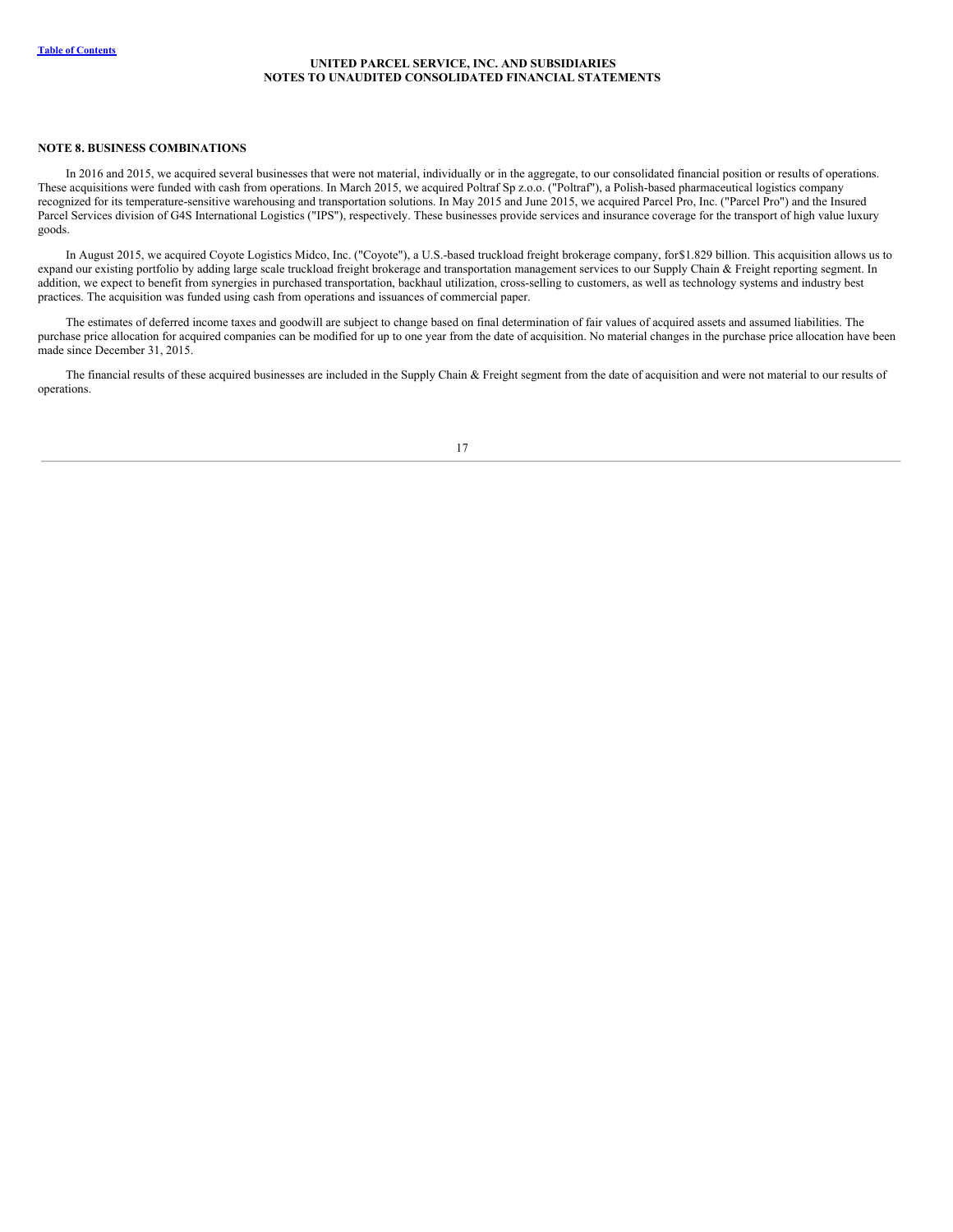## NOTE 8. BUSINESS COMBINATIONS

In 2016 and 2015, we acquired several businesses that were not material, individually or in the aggregate, to our consolidated financial position or results of operations. These acquisitions were funded with cash from operations. In March 2015, we acquired Poltraf Sp z.o.o. ("Poltraf"), a Polish-based pharmaceutical logistics company recognized for its temperature-sensitive warehousing and transportation solutions. In May 2015 and June 2015, we acquired Parcel Pro, Inc. ("Parcel Pro") and the Insured Parcel Services division of G4S International Logistics ("IPS"), respectively. These businesses provide services and insurance coverage for the transport of high value luxury goods.

In August 2015, we acquired Coyote Logistics Midco, Inc. ("Coyote"), a U.S.-based truckload freight brokerage company, for$1.829 billion. This acquisition allows us to expand our existing portfolio by adding large scale truckload freight brokerage and transportation management services to our Supply Chain & Freight reporting segment. In addition, we expect to benefit from synergies in purchased transportation, backhaul utilization, cross-selling to customers, as well as technology systems and industry best practices. The acquisition was funded using cash from operations and issuances of commercial paper.

The estimates of deferred income taxes and goodwill are subject to change based on final determination of fair values of acquired assets and assumed liabilities. The purchase price allocation for acquired companies can be modified for up to one year from the date of acquisition. No material changes in the purchase price allocation have been made since December 31, 2015.

The financial results of these acquired businesses are included in the Supply Chain & Freight segment from the date of acquisition and were not material to our results of operations.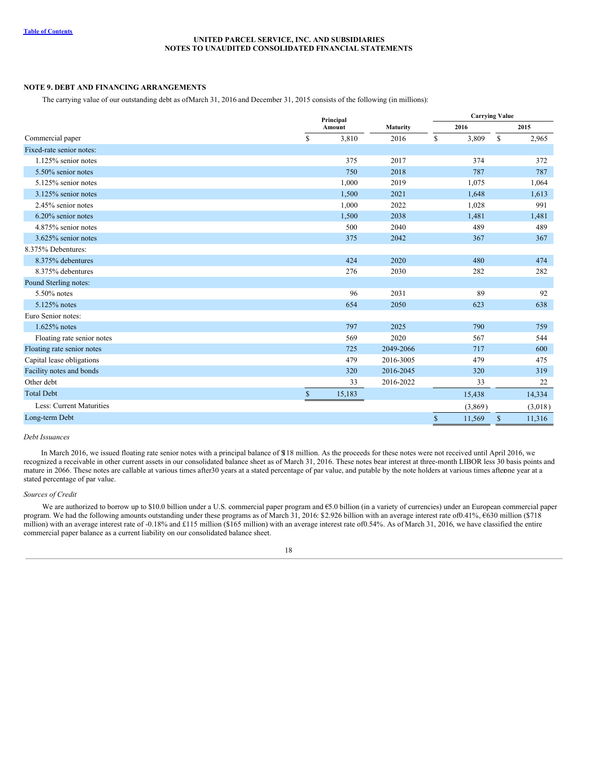UNITED PARCEL SERVICE, INC. AND SUBSIDIARIES
NOTES TO UNAUDITED CONSOLIDATED FINANCIAL STATEMENTS

## NOTE 9. DEBT AND FINANCING ARRANGEMENTS

The carrying value of our outstanding debt as of March 31, 2016 and December 31, 2015 consists of the following (in millions):

| | Principal Amount | Maturity | Carrying Value | |
|---|---|---|---|---|
| | | | 2016 | 2015 |
| Commercial paper | $ 3,810 | 2016 | $ 3,809 | $ 2,965 |
| Fixed-rate senior notes: | | | | |
| 1.125% senior notes | 375 | 2017 | 374 | 372 |
| 5.50% senior notes | 750 | 2018 | 787 | 787 |
| 5.125% senior notes | 1,000 | 2019 | 1,075 | 1,064 |
| 3.125% senior notes | 1,500 | 2021 | 1,648 | 1,613 |
| 2.45% senior notes | 1,000 | 2022 | 1,028 | 991 |
| 6.20% senior notes | 1,500 | 2038 | 1,481 | 1,481 |
| 4.875% senior notes | 500 | 2040 | 489 | 489 |
| 3.625% senior notes | 375 | 2042 | 367 | 367 |
| 8.375% Debentures: | | | | |
| 8.375% debentures | 424 | 2020 | 480 | 474 |
| 8.375% debentures | 276 | 2030 | 282 | 282 |
| Pound Sterling notes: | | | | |
| 5.50% notes | 96 | 2031 | 89 | 92 |
| 5.125% notes | 654 | 2050 | 623 | 638 |
| Euro Senior notes: | | | | |
| 1.625% notes | 797 | 2025 | 790 | 759 |
| Floating rate senior notes | 569 | 2020 | 567 | 544 |
| Floating rate senior notes | 725 | 2049-2066 | 717 | 600 |
| Capital lease obligations | 479 | 2016-3005 | 479 | 475 |
| Facility notes and bonds | 320 | 2016-2045 | 320 | 319 |
| Other debt | 33 | 2016-2022 | 33 | 22 |
| Total Debt | $ 15,183 | | 15,438 | 14,334 |
| Less: Current Maturities | | | (3,869) | (3,018) |
| Long-term Debt | | | $ 11,569 | $ 11,316 |

*Debt Issuances*

In March 2016, we issued floating rate senior notes with a principal balance of $118 million. As the proceeds for these notes were not received until April 2016, we recognized a receivable in other current assets in our consolidated balance sheet as of March 31, 2016. These notes bear interest at three-month LIBOR less 30 basis points and mature in 2066. These notes are callable at various times after 30 years at a stated percentage of par value, and putable by the note holders at various times after one year at a stated percentage of par value.

*Sources of Credit*

We are authorized to borrow up to $10.0 billion under a U.S. commercial paper program and €5.0 billion (in a variety of currencies) under an European commercial paper program. We had the following amounts outstanding under these programs as of March 31, 2016: $2.926 billion with an average interest rate of 0.41%, €630 million ($718 million) with an average interest rate of -0.18% and £115 million ($165 million) with an average interest rate of 0.54%. As of March 31, 2016, we have classified the entire commercial paper balance as a current liability on our consolidated balance sheet.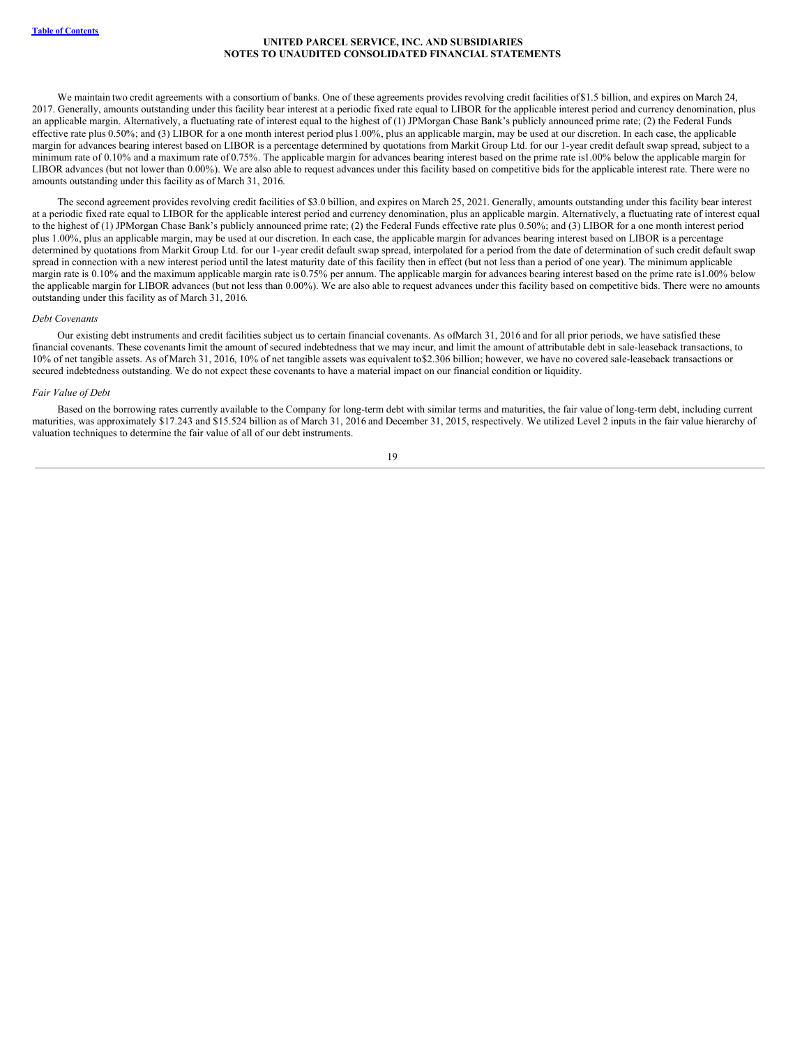We maintain two credit agreements with a consortium of banks. One of these agreements provides revolving credit facilities of $1.5 billion, and expires on March 24, 2017. Generally, amounts outstanding under this facility bear interest at a periodic fixed rate equal to LIBOR for the applicable interest period and currency denomination, plus an applicable margin. Alternatively, a fluctuating rate of interest equal to the highest of (1) JPMorgan Chase Bank's publicly announced prime rate; (2) the Federal Funds effective rate plus 0.50%; and (3) LIBOR for a one month interest period plus 1.00%, plus an applicable margin, may be used at our discretion. In each case, the applicable margin for advances bearing interest based on LIBOR is a percentage determined by quotations from Markit Group Ltd. for our 1-year credit default swap spread, subject to a minimum rate of 0.10% and a maximum rate of 0.75%. The applicable margin for advances bearing interest based on the prime rate is 1.00% below the applicable margin for LIBOR advances (but not lower than 0.00%). We are also able to request advances under this facility based on competitive bids for the applicable interest rate. There were no amounts outstanding under this facility as of March 31, 2016.

The second agreement provides revolving credit facilities of $3.0 billion, and expires on March 25, 2021. Generally, amounts outstanding under this facility bear interest at a periodic fixed rate equal to LIBOR for the applicable interest period and currency denomination, plus an applicable margin. Alternatively, a fluctuating rate of interest equal to the highest of (1) JPMorgan Chase Bank's publicly announced prime rate; (2) the Federal Funds effective rate plus 0.50%; and (3) LIBOR for a one month interest period plus 1.00%, plus an applicable margin, may be used at our discretion. In each case, the applicable margin for advances bearing interest based on LIBOR is a percentage determined by quotations from Markit Group Ltd. for our 1-year credit default swap spread, interpolated for a period from the date of determination of such credit default swap spread in connection with a new interest period until the latest maturity date of this facility then in effect (but not less than a period of one year). The minimum applicable margin rate is 0.10% and the maximum applicable margin rate is 0.75% per annum. The applicable margin for advances bearing interest based on the prime rate is 1.00% below the applicable margin for LIBOR advances (but not less than 0.00%). We are also able to request advances under this facility based on competitive bids. There were no amounts outstanding under this facility as of March 31, 2016.

*Debt Covenants*

Our existing debt instruments and credit facilities subject us to certain financial covenants. As of March 31, 2016 and for all prior periods, we have satisfied these financial covenants. These covenants limit the amount of secured indebtedness that we may incur, and limit the amount of attributable debt in sale-leaseback transactions, to 10% of net tangible assets. As of March 31, 2016, 10% of net tangible assets was equivalent to $2.306 billion; however, we have no covered sale-leaseback transactions or secured indebtedness outstanding. We do not expect these covenants to have a material impact on our financial condition or liquidity.

*Fair Value of Debt*

Based on the borrowing rates currently available to the Company for long-term debt with similar terms and maturities, the fair value of long-term debt, including current maturities, was approximately $17.243 and $15.524 billion as of March 31, 2016 and December 31, 2015, respectively. We utilized Level 2 inputs in the fair value hierarchy of valuation techniques to determine the fair value of all of our debt instruments.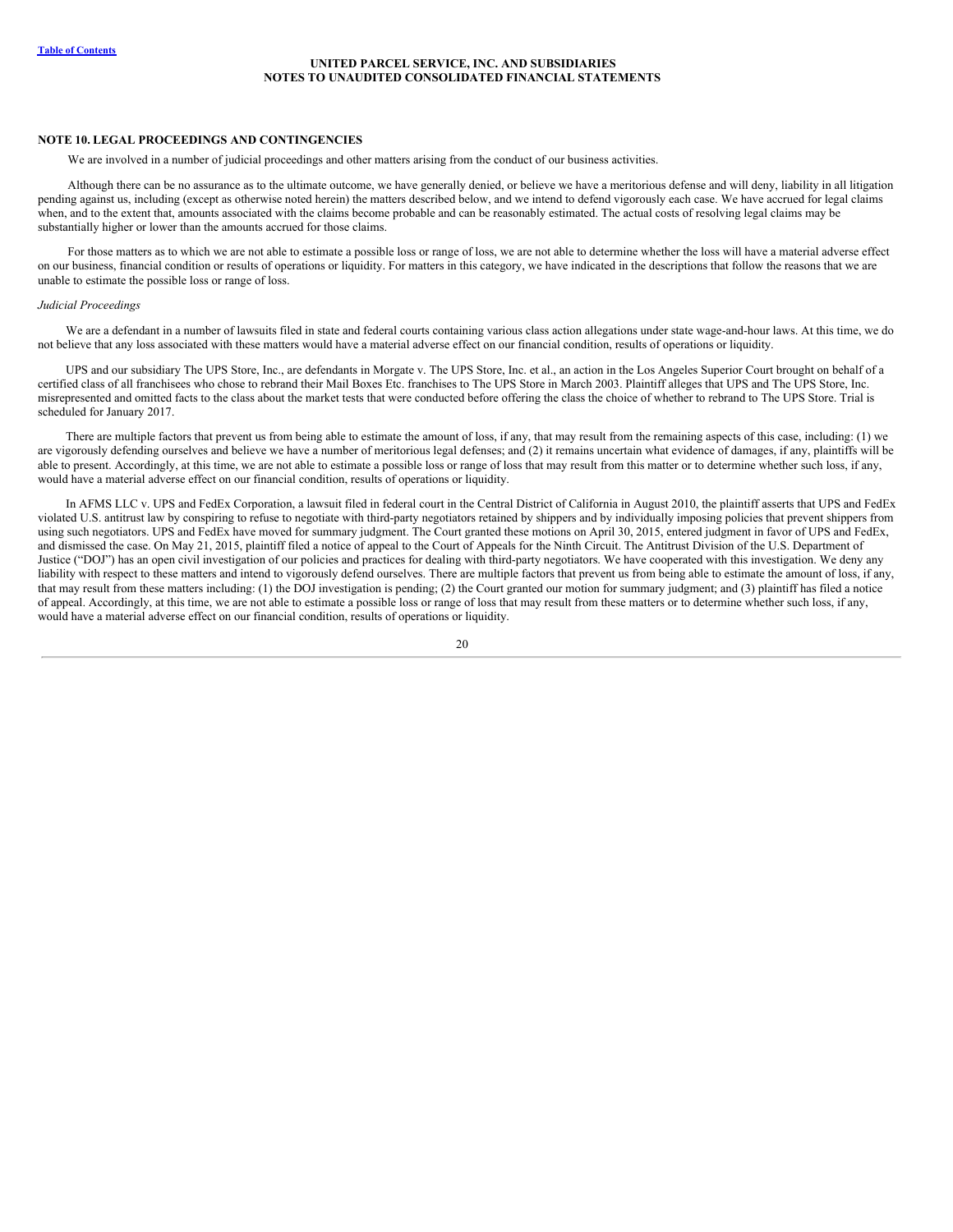# NOTE 10. LEGAL PROCEEDINGS AND CONTINGENCIES

We are involved in a number of judicial proceedings and other matters arising from the conduct of our business activities.

Although there can be no assurance as to the ultimate outcome, we have generally denied, or believe we have a meritorious defense and will deny, liability in all litigation pending against us, including (except as otherwise noted herein) the matters described below, and we intend to defend vigorously each case. We have accrued for legal claims when, and to the extent that, amounts associated with the claims become probable and can be reasonably estimated. The actual costs of resolving legal claims may be substantially higher or lower than the amounts accrued for those claims.

For those matters as to which we are not able to estimate a possible loss or range of loss, we are not able to determine whether the loss will have a material adverse effect on our business, financial condition or results of operations or liquidity. For matters in this category, we have indicated in the descriptions that follow the reasons that we are unable to estimate the possible loss or range of loss.

*Judicial Proceedings*

We are a defendant in a number of lawsuits filed in state and federal courts containing various class action allegations under state wage-and-hour laws. At this time, we do not believe that any loss associated with these matters would have a material adverse effect on our financial condition, results of operations or liquidity.

UPS and our subsidiary The UPS Store, Inc., are defendants in Morgate v. The UPS Store, Inc. et al., an action in the Los Angeles Superior Court brought on behalf of a certified class of all franchisees who chose to rebrand their Mail Boxes Etc. franchises to The UPS Store in March 2003. Plaintiff alleges that UPS and The UPS Store, Inc. misrepresented and omitted facts to the class about the market tests that were conducted before offering the class the choice of whether to rebrand to The UPS Store. Trial is scheduled for January 2017.

There are multiple factors that prevent us from being able to estimate the amount of loss, if any, that may result from the remaining aspects of this case, including: (1) we are vigorously defending ourselves and believe we have a number of meritorious legal defenses; and (2) it remains uncertain what evidence of damages, if any, plaintiffs will be able to present. Accordingly, at this time, we are not able to estimate a possible loss or range of loss that may result from this matter or to determine whether such loss, if any, would have a material adverse effect on our financial condition, results of operations or liquidity.

In AFMS LLC v. UPS and FedEx Corporation, a lawsuit filed in federal court in the Central District of California in August 2010, the plaintiff asserts that UPS and FedEx violated U.S. antitrust law by conspiring to refuse to negotiate with third-party negotiators retained by shippers and by individually imposing policies that prevent shippers from using such negotiators. UPS and FedEx have moved for summary judgment. The Court granted these motions on April 30, 2015, entered judgment in favor of UPS and FedEx, and dismissed the case. On May 21, 2015, plaintiff filed a notice of appeal to the Court of Appeals for the Ninth Circuit. The Antitrust Division of the U.S. Department of Justice ("DOJ") has an open civil investigation of our policies and practices for dealing with third-party negotiators. We have cooperated with this investigation. We deny any liability with respect to these matters and intend to vigorously defend ourselves. There are multiple factors that prevent us from being able to estimate the amount of loss, if any, that may result from these matters including: (1) the DOJ investigation is pending; (2) the Court granted our motion for summary judgment; and (3) plaintiff has filed a notice of appeal. Accordingly, at this time, we are not able to estimate a possible loss or range of loss that may result from these matters or to determine whether such loss, if any, would have a material adverse effect on our financial condition, results of operations or liquidity.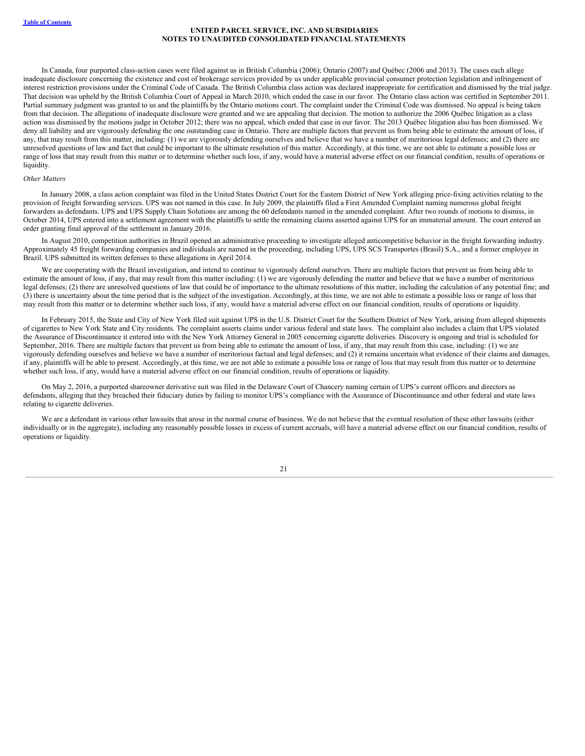In Canada, four purported class-action cases were filed against us in British Columbia (2006); Ontario (2007) and Québec (2006 and 2013). The cases each allege inadequate disclosure concerning the existence and cost of brokerage services provided by us under applicable provincial consumer protection legislation and infringement of interest restriction provisions under the Criminal Code of Canada. The British Columbia class action was declared inappropriate for certification and dismissed by the trial judge. That decision was upheld by the British Columbia Court of Appeal in March 2010, which ended the case in our favor. The Ontario class action was certified in September 2011. Partial summary judgment was granted to us and the plaintiffs by the Ontario motions court. The complaint under the Criminal Code was dismissed. No appeal is being taken from that decision. The allegations of inadequate disclosure were granted and we are appealing that decision. The motion to authorize the 2006 Québec litigation as a class action was dismissed by the motions judge in October 2012; there was no appeal, which ended that case in our favor. The 2013 Québec litigation also has been dismissed. We deny all liability and are vigorously defending the one outstanding case in Ontario. There are multiple factors that prevent us from being able to estimate the amount of loss, if any, that may result from this matter, including: (1) we are vigorously defending ourselves and believe that we have a number of meritorious legal defenses; and (2) there are unresolved questions of law and fact that could be important to the ultimate resolution of this matter. Accordingly, at this time, we are not able to estimate a possible loss or range of loss that may result from this matter or to determine whether such loss, if any, would have a material adverse effect on our financial condition, results of operations or liquidity.

*Other Matters*

In January 2008, a class action complaint was filed in the United States District Court for the Eastern District of New York alleging price-fixing activities relating to the provision of freight forwarding services. UPS was not named in this case. In July 2009, the plaintiffs filed a First Amended Complaint naming numerous global freight forwarders as defendants. UPS and UPS Supply Chain Solutions are among the 60 defendants named in the amended complaint. After two rounds of motions to dismiss, in October 2014, UPS entered into a settlement agreement with the plaintiffs to settle the remaining claims asserted against UPS for an immaterial amount. The court entered an order granting final approval of the settlement in January 2016.

In August 2010, competition authorities in Brazil opened an administrative proceeding to investigate alleged anticompetitive behavior in the freight forwarding industry. Approximately 45 freight forwarding companies and individuals are named in the proceeding, including UPS, UPS SCS Transportes (Brasil) S.A., and a former employee in Brazil. UPS submitted its written defenses to these allegations in April 2014.

We are cooperating with the Brazil investigation, and intend to continue to vigorously defend ourselves. There are multiple factors that prevent us from being able to estimate the amount of loss, if any, that may result from this matter including: (1) we are vigorously defending the matter and believe that we have a number of meritorious legal defenses; (2) there are unresolved questions of law that could be of importance to the ultimate resolutions of this matter, including the calculation of any potential fine; and (3) there is uncertainty about the time period that is the subject of the investigation. Accordingly, at this time, we are not able to estimate a possible loss or range of loss that may result from this matter or to determine whether such loss, if any, would have a material adverse effect on our financial condition, results of operations or liquidity.

In February 2015, the State and City of New York filed suit against UPS in the U.S. District Court for the Southern District of New York, arising from alleged shipments of cigarettes to New York State and City residents. The complaint asserts claims under various federal and state laws. The complaint also includes a claim that UPS violated the Assurance of Discontinuance it entered into with the New York Attorney General in 2005 concerning cigarette deliveries. Discovery is ongoing and trial is scheduled for September, 2016. There are multiple factors that prevent us from being able to estimate the amount of loss, if any, that may result from this case, including: (1) we are vigorously defending ourselves and believe we have a number of meritorious factual and legal defenses; and (2) it remains uncertain what evidence of their claims and damages, if any, plaintiffs will be able to present. Accordingly, at this time, we are not able to estimate a possible loss or range of loss that may result from this matter or to determine whether such loss, if any, would have a material adverse effect on our financial condition, results of operations or liquidity.

On May 2, 2016, a purported shareowner derivative suit was filed in the Delaware Court of Chancery naming certain of UPS's current officers and directors as defendants, alleging that they breached their fiduciary duties by failing to monitor UPS's compliance with the Assurance of Discontinuance and other federal and state laws relating to cigarette deliveries.

We are a defendant in various other lawsuits that arose in the normal course of business. We do not believe that the eventual resolution of these other lawsuits (either individually or in the aggregate), including any reasonably possible losses in excess of current accruals, will have a material adverse effect on our financial condition, results of operations or liquidity.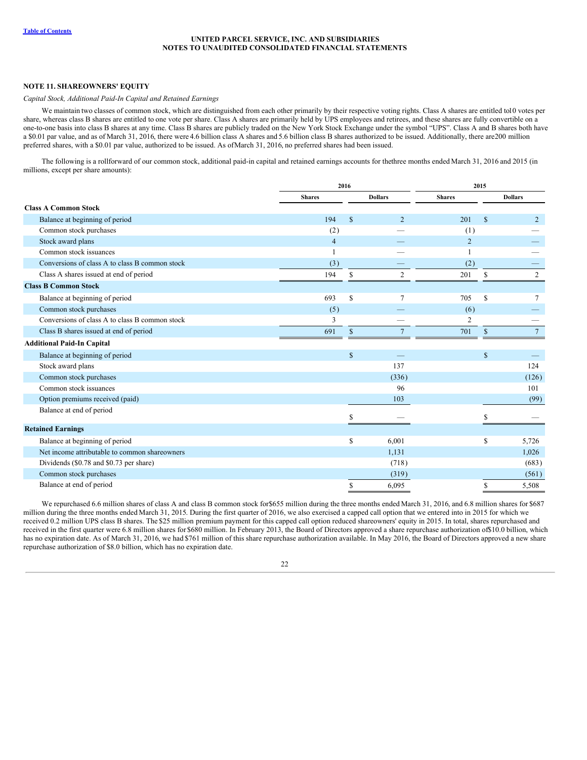UNITED PARCEL SERVICE, INC. AND SUBSIDIARIES
NOTES TO UNAUDITED CONSOLIDATED FINANCIAL STATEMENTS

## NOTE 11. SHAREOWNERS' EQUITY

*Capital Stock, Additional Paid-In Capital and Retained Earnings*

We maintain two classes of common stock, which are distinguished from each other primarily by their respective voting rights. Class A shares are entitled to 10 votes per share, whereas class B shares are entitled to one vote per share. Class A shares are primarily held by UPS employees and retirees, and these shares are fully convertible on a one-to-one basis into class B shares at any time. Class B shares are publicly traded on the New York Stock Exchange under the symbol "UPS". Class A and B shares both have a $0.01 par value, and as of March 31, 2016, there were 4.6 billion class A shares and 5.6 billion class B shares authorized to be issued. Additionally, there are 200 million preferred shares, with a $0.01 par value, authorized to be issued. As of March 31, 2016, no preferred shares had been issued.

The following is a rollforward of our common stock, additional paid-in capital and retained earnings accounts for the three months ended March 31, 2016 and 2015 (in millions, except per share amounts):

| | 2016 | | 2015 | |
|---|---|---|---|---|
| | **Shares** | **Dollars** | **Shares** | **Dollars** |
| **Class A Common Stock** | | | | |
| Balance at beginning of period | 194 | $ 2 | 201 | $ 2 |
| Common stock purchases | (2) | — | (1) | — |
| Stock award plans | 4 | — | 2 | — |
| Common stock issuances | 1 | — | 1 | — |
| Conversions of class A to class B common stock | (3) | — | (2) | — |
| Class A shares issued at end of period | 194 | $ 2 | 201 | $ 2 |
| **Class B Common Stock** | | | | |
| Balance at beginning of period | 693 | $ 7 | 705 | $ 7 |
| Common stock purchases | (5) | — | (6) | — |
| Conversions of class A to class B common stock | 3 | — | 2 | — |
| Class B shares issued at end of period | 691 | $ 7 | 701 | $ 7 |
| **Additional Paid-In Capital** | | | | |
| Balance at beginning of period | | $ — | | $ — |
| Stock award plans | | 137 | | 124 |
| Common stock purchases | | (336) | | (126) |
| Common stock issuances | | 96 | | 101 |
| Option premiums received (paid) | | 103 | | (99) |
| Balance at end of period | | $ — | | $ — |
| **Retained Earnings** | | | | |
| Balance at beginning of period | | $ 6,001 | | $ 5,726 |
| Net income attributable to common shareowners | | 1,131 | | 1,026 |
| Dividends ($0.78 and $0.73 per share) | | (718) | | (683) |
| Common stock purchases | | (319) | | (561) |
| Balance at end of period | | $ 6,095 | | $ 5,508 |

We repurchased 6.6 million shares of class A and class B common stock for $655 million during the three months ended March 31, 2016, and 6.8 million shares for $687 million during the three months ended March 31, 2015. During the first quarter of 2016, we also exercised a capped call option that we entered into in 2015 for which we received 0.2 million UPS class B shares. The $25 million premium payment for this capped call option reduced shareowners' equity in 2015. In total, shares repurchased and received in the first quarter were 6.8 million shares for $680 million. In February 2013, the Board of Directors approved a share repurchase authorization of $10.0 billion, which has no expiration date. As of March 31, 2016, we had $761 million of this share repurchase authorization available. In May 2016, the Board of Directors approved a new share repurchase authorization of $8.0 billion, which has no expiration date.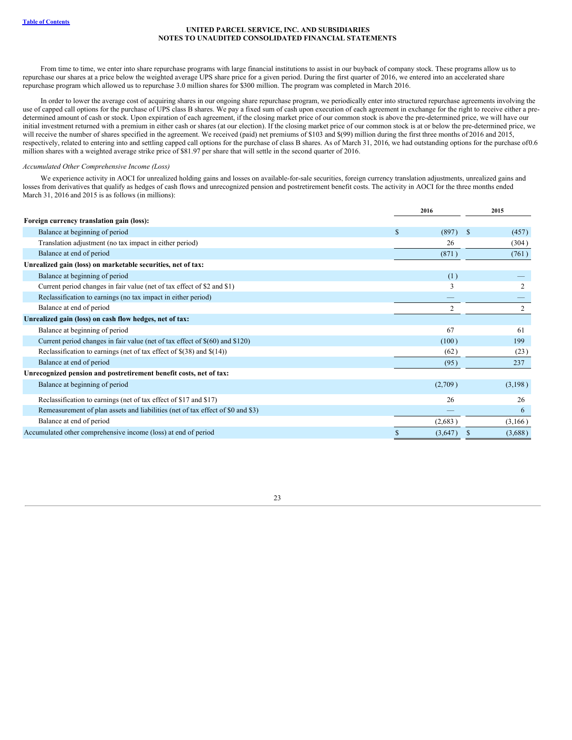From time to time, we enter into share repurchase programs with large financial institutions to assist in our buyback of company stock. These programs allow us to repurchase our shares at a price below the weighted average UPS share price for a given period. During the first quarter of 2016, we entered into an accelerated share repurchase program which allowed us to repurchase 3.0 million shares for $300 million. The program was completed in March 2016.

In order to lower the average cost of acquiring shares in our ongoing share repurchase program, we periodically enter into structured repurchase agreements involving the use of capped call options for the purchase of UPS class B shares. We pay a fixed sum of cash upon execution of each agreement in exchange for the right to receive either a pre-determined amount of cash or stock. Upon expiration of each agreement, if the closing market price of our common stock is above the pre-determined price, we will have our initial investment returned with a premium in either cash or shares (at our election). If the closing market price of our common stock is at or below the pre-determined price, we will receive the number of shares specified in the agreement. We received (paid) net premiums of $103 and $(99) million during the first three months of 2016 and 2015, respectively, related to entering into and settling capped call options for the purchase of class B shares. As of March 31, 2016, we had outstanding options for the purchase of0.6 million shares with a weighted average strike price of $81.97 per share that will settle in the second quarter of 2016.

*Accumulated Other Comprehensive Income (Loss)*

We experience activity in AOCI for unrealized holding gains and losses on available-for-sale securities, foreign currency translation adjustments, unrealized gains and losses from derivatives that qualify as hedges of cash flows and unrecognized pension and postretirement benefit costs. The activity in AOCI for the three months ended March 31, 2016 and 2015 is as follows (in millions):

| | 2016 | 2015 |
|---|---|---|
| **Foreign currency translation gain (loss):** | | |
| Balance at beginning of period | $ (897) | $ (457) |
| Translation adjustment (no tax impact in either period) | 26 | (304) |
| Balance at end of period | (871) | (761) |
| **Unrealized gain (loss) on marketable securities, net of tax:** | | |
| Balance at beginning of period | (1) | — |
| Current period changes in fair value (net of tax effect of $2 and $1) | 3 | 2 |
| Reclassification to earnings (no tax impact in either period) | — | — |
| Balance at end of period | 2 | 2 |
| **Unrealized gain (loss) on cash flow hedges, net of tax:** | | |
| Balance at beginning of period | 67 | 61 |
| Current period changes in fair value (net of tax effect of $(60) and $120) | (100) | 199 |
| Reclassification to earnings (net of tax effect of $(38) and $(14)) | (62) | (23) |
| Balance at end of period | (95) | 237 |
| **Unrecognized pension and postretirement benefit costs, net of tax:** | | |
| Balance at beginning of period | (2,709) | (3,198) |
| Reclassification to earnings (net of tax effect of $17 and $17) | 26 | 26 |
| Remeasurement of plan assets and liabilities (net of tax effect of $0 and $3) | — | 6 |
| Balance at end of period | (2,683) | (3,166) |
| Accumulated other comprehensive income (loss) at end of period | $ (3,647) | $ (3,688) |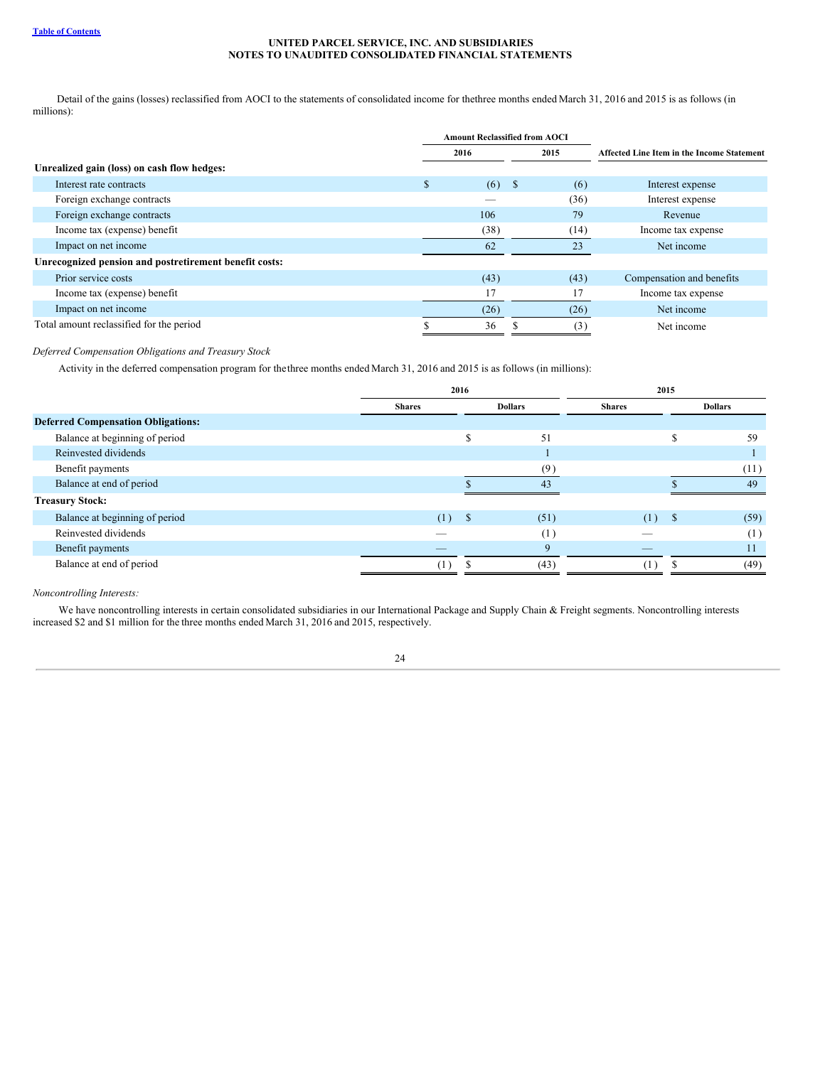UNITED PARCEL SERVICE, INC. AND SUBSIDIARIES
NOTES TO UNAUDITED CONSOLIDATED FINANCIAL STATEMENTS

Detail of the gains (losses) reclassified from AOCI to the statements of consolidated income for the three months ended March 31, 2016 and 2015 is as follows (in millions):

| | Amount Reclassified from AOCI | | |
|---|---|---|---|
| | 2016 | 2015 | Affected Line Item in the Income Statement |
| **Unrealized gain (loss) on cash flow hedges:** | | | |
| Interest rate contracts | $ (6) | $ (6) | Interest expense |
| Foreign exchange contracts | — | (36) | Interest expense |
| Foreign exchange contracts | 106 | 79 | Revenue |
| Income tax (expense) benefit | (38) | (14) | Income tax expense |
| Impact on net income | 62 | 23 | Net income |
| **Unrecognized pension and postretirement benefit costs:** | | | |
| Prior service costs | (43) | (43) | Compensation and benefits |
| Income tax (expense) benefit | 17 | 17 | Income tax expense |
| Impact on net income | (26) | (26) | Net income |
| Total amount reclassified for the period | $ 36 | $ (3) | Net income |

*Deferred Compensation Obligations and Treasury Stock*

Activity in the deferred compensation program for the three months ended March 31, 2016 and 2015 is as follows (in millions):

| | 2016 | | 2015 | |
|---|---|---|---|---|
| | Shares | Dollars | Shares | Dollars |
| **Deferred Compensation Obligations:** | | | | |
| Balance at beginning of period | | $ 51 | | $ 59 |
| Reinvested dividends | | 1 | | 1 |
| Benefit payments | | (9) | | (11) |
| Balance at end of period | | $ 43 | | $ 49 |
| **Treasury Stock:** | | | | |
| Balance at beginning of period | (1) | $ (51) | (1) | $ (59) |
| Reinvested dividends | — | (1) | — | (1) |
| Benefit payments | — | 9 | — | 11 |
| Balance at end of period | (1) | $ (43) | (1) | $ (49) |

*Noncontrolling Interests:*

We have noncontrolling interests in certain consolidated subsidiaries in our International Package and Supply Chain & Freight segments. Noncontrolling interests increased $2 and $1 million for the three months ended March 31, 2016 and 2015, respectively.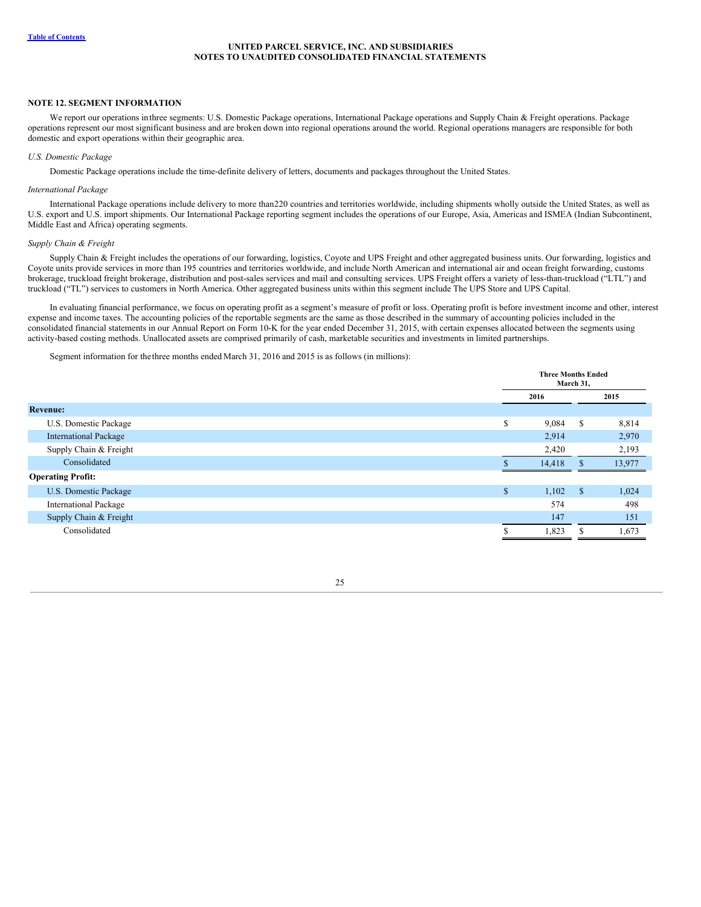UNITED PARCEL SERVICE, INC. AND SUBSIDIARIES
NOTES TO UNAUDITED CONSOLIDATED FINANCIAL STATEMENTS

## NOTE 12. SEGMENT INFORMATION

We report our operations in three segments: U.S. Domestic Package operations, International Package operations and Supply Chain & Freight operations. Package operations represent our most significant business and are broken down into regional operations around the world. Regional operations managers are responsible for both domestic and export operations within their geographic area.

*U.S. Domestic Package*

Domestic Package operations include the time-definite delivery of letters, documents and packages throughout the United States.

*International Package*

International Package operations include delivery to more than 220 countries and territories worldwide, including shipments wholly outside the United States, as well as U.S. export and U.S. import shipments. Our International Package reporting segment includes the operations of our Europe, Asia, Americas and ISMEA (Indian Subcontinent, Middle East and Africa) operating segments.

*Supply Chain & Freight*

Supply Chain & Freight includes the operations of our forwarding, logistics, Coyote and UPS Freight and other aggregated business units. Our forwarding, logistics and Coyote units provide services in more than 195 countries and territories worldwide, and include North American and international air and ocean freight forwarding, customs brokerage, truckload freight brokerage, distribution and post-sales services and mail and consulting services. UPS Freight offers a variety of less-than-truckload ("LTL") and truckload ("TL") services to customers in North America. Other aggregated business units within this segment include The UPS Store and UPS Capital.

In evaluating financial performance, we focus on operating profit as a segment's measure of profit or loss. Operating profit is before investment income and other, interest expense and income taxes. The accounting policies of the reportable segments are the same as those described in the summary of accounting policies included in the consolidated financial statements in our Annual Report on Form 10-K for the year ended December 31, 2015, with certain expenses allocated between the segments using activity-based costing methods. Unallocated assets are comprised primarily of cash, marketable securities and investments in limited partnerships.

Segment information for the three months ended March 31, 2016 and 2015 is as follows (in millions):

| | Three Months Ended March 31, | |
|---|---|---|
| | 2016 | 2015 |
| **Revenue:** | | |
| U.S. Domestic Package | $ 9,084 | $ 8,814 |
| International Package | 2,914 | 2,970 |
| Supply Chain & Freight | 2,420 | 2,193 |
| Consolidated | $ 14,418 | $ 13,977 |
| **Operating Profit:** | | |
| U.S. Domestic Package | $ 1,102 | $ 1,024 |
| International Package | 574 | 498 |
| Supply Chain & Freight | 147 | 151 |
| Consolidated | $ 1,823 | $ 1,673 |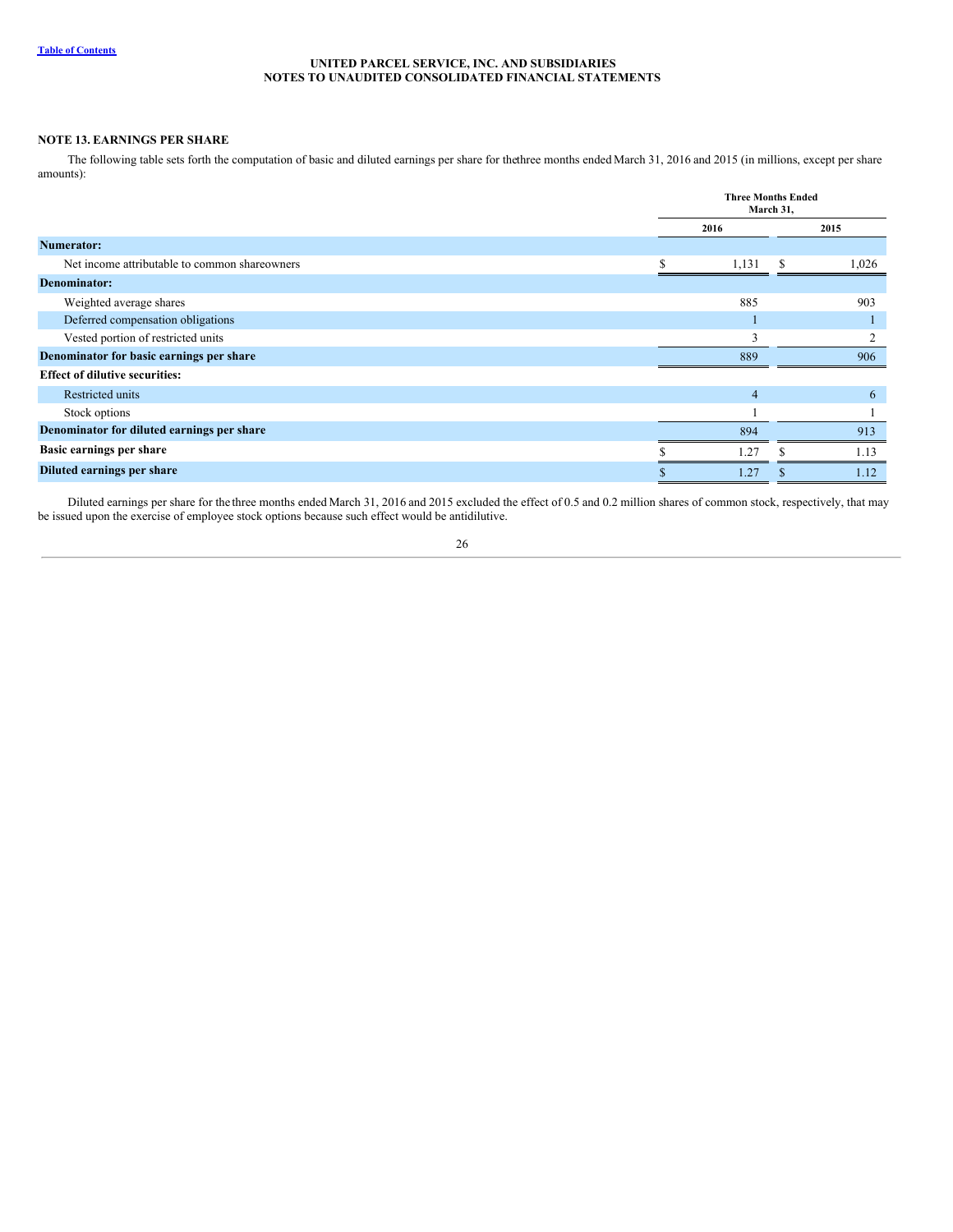UNITED PARCEL SERVICE, INC. AND SUBSIDIARIES
NOTES TO UNAUDITED CONSOLIDATED FINANCIAL STATEMENTS

## NOTE 13. EARNINGS PER SHARE

The following table sets forth the computation of basic and diluted earnings per share for the three months ended March 31, 2016 and 2015 (in millions, except per share amounts):

| | Three Months Ended March 31, | |
|---|---|---|
| | 2016 | 2015 |
| **Numerator:** | | |
| Net income attributable to common shareowners | $ 1,131 | $ 1,026 |
| **Denominator:** | | |
| Weighted average shares | 885 | 903 |
| Deferred compensation obligations | 1 | 1 |
| Vested portion of restricted units | 3 | 2 |
| **Denominator for basic earnings per share** | 889 | 906 |
| **Effect of dilutive securities:** | | |
| Restricted units | 4 | 6 |
| Stock options | 1 | 1 |
| **Denominator for diluted earnings per share** | 894 | 913 |
| **Basic earnings per share** | $ 1.27 | $ 1.13 |
| **Diluted earnings per share** | $ 1.27 | $ 1.12 |

Diluted earnings per share for the three months ended March 31, 2016 and 2015 excluded the effect of 0.5 and 0.2 million shares of common stock, respectively, that may be issued upon the exercise of employee stock options because such effect would be antidilutive.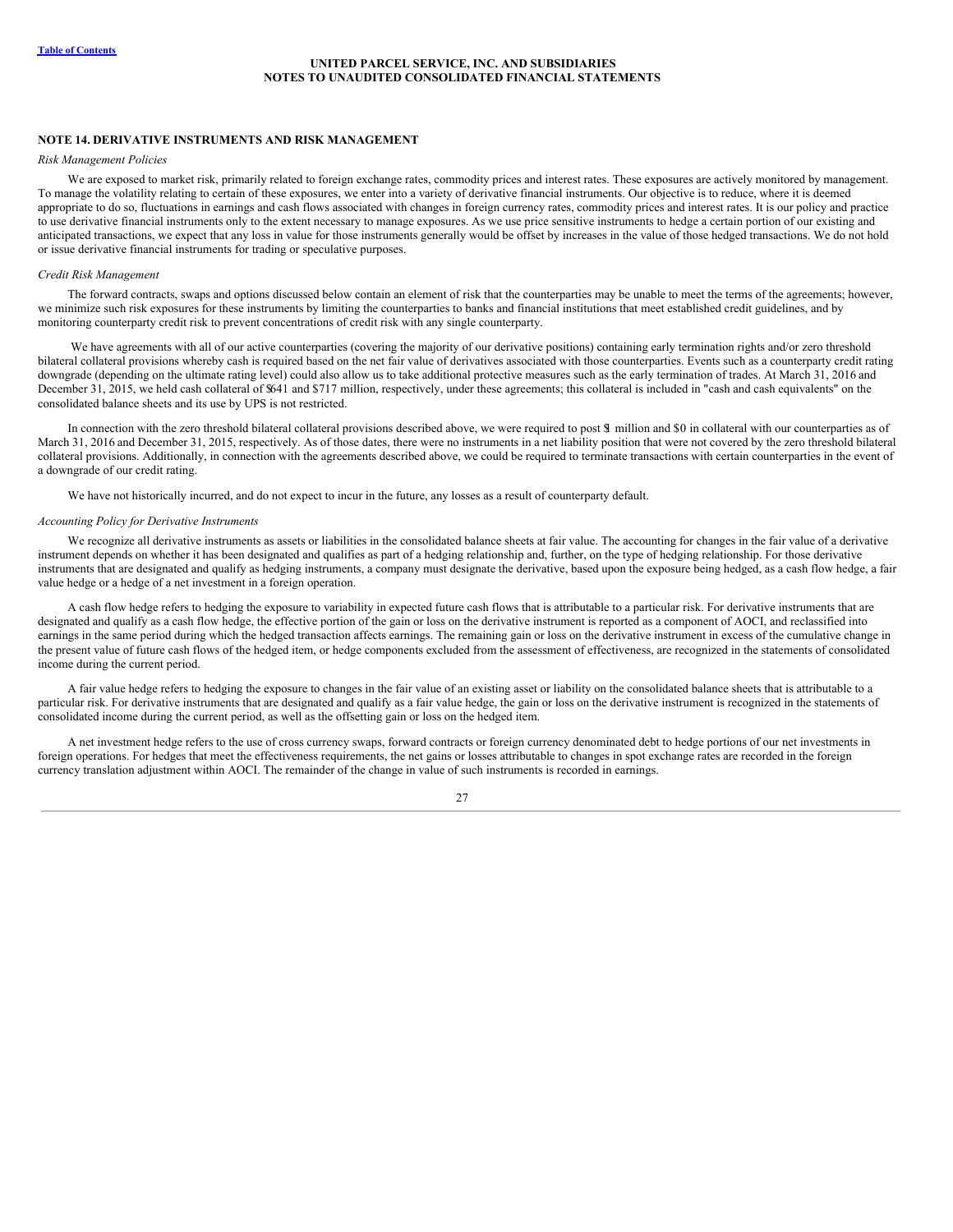## NOTE 14. DERIVATIVE INSTRUMENTS AND RISK MANAGEMENT

*Risk Management Policies*

We are exposed to market risk, primarily related to foreign exchange rates, commodity prices and interest rates. These exposures are actively monitored by management. To manage the volatility relating to certain of these exposures, we enter into a variety of derivative financial instruments. Our objective is to reduce, where it is deemed appropriate to do so, fluctuations in earnings and cash flows associated with changes in foreign currency rates, commodity prices and interest rates. It is our policy and practice to use derivative financial instruments only to the extent necessary to manage exposures. As we use price sensitive instruments to hedge a certain portion of our existing and anticipated transactions, we expect that any loss in value for those instruments generally would be offset by increases in the value of those hedged transactions. We do not hold or issue derivative financial instruments for trading or speculative purposes.

*Credit Risk Management*

The forward contracts, swaps and options discussed below contain an element of risk that the counterparties may be unable to meet the terms of the agreements; however, we minimize such risk exposures for these instruments by limiting the counterparties to banks and financial institutions that meet established credit guidelines, and by monitoring counterparty credit risk to prevent concentrations of credit risk with any single counterparty.

We have agreements with all of our active counterparties (covering the majority of our derivative positions) containing early termination rights and/or zero threshold bilateral collateral provisions whereby cash is required based on the net fair value of derivatives associated with those counterparties. Events such as a counterparty credit rating downgrade (depending on the ultimate rating level) could also allow us to take additional protective measures such as the early termination of trades. At March 31, 2016 and December 31, 2015, we held cash collateral of $641 and $717 million, respectively, under these agreements; this collateral is included in "cash and cash equivalents" on the consolidated balance sheets and its use by UPS is not restricted.

In connection with the zero threshold bilateral collateral provisions described above, we were required to post $1 million and $0 in collateral with our counterparties as of March 31, 2016 and December 31, 2015, respectively. As of those dates, there were no instruments in a net liability position that were not covered by the zero threshold bilateral collateral provisions. Additionally, in connection with the agreements described above, we could be required to terminate transactions with certain counterparties in the event of a downgrade of our credit rating.

We have not historically incurred, and do not expect to incur in the future, any losses as a result of counterparty default.

*Accounting Policy for Derivative Instruments*

We recognize all derivative instruments as assets or liabilities in the consolidated balance sheets at fair value. The accounting for changes in the fair value of a derivative instrument depends on whether it has been designated and qualifies as part of a hedging relationship and, further, on the type of hedging relationship. For those derivative instruments that are designated and qualify as hedging instruments, a company must designate the derivative, based upon the exposure being hedged, as a cash flow hedge, a fair value hedge or a hedge of a net investment in a foreign operation.

A cash flow hedge refers to hedging the exposure to variability in expected future cash flows that is attributable to a particular risk. For derivative instruments that are designated and qualify as a cash flow hedge, the effective portion of the gain or loss on the derivative instrument is reported as a component of AOCI, and reclassified into earnings in the same period during which the hedged transaction affects earnings. The remaining gain or loss on the derivative instrument in excess of the cumulative change in the present value of future cash flows of the hedged item, or hedge components excluded from the assessment of effectiveness, are recognized in the statements of consolidated income during the current period.

A fair value hedge refers to hedging the exposure to changes in the fair value of an existing asset or liability on the consolidated balance sheets that is attributable to a particular risk. For derivative instruments that are designated and qualify as a fair value hedge, the gain or loss on the derivative instrument is recognized in the statements of consolidated income during the current period, as well as the offsetting gain or loss on the hedged item.

A net investment hedge refers to the use of cross currency swaps, forward contracts or foreign currency denominated debt to hedge portions of our net investments in foreign operations. For hedges that meet the effectiveness requirements, the net gains or losses attributable to changes in spot exchange rates are recorded in the foreign currency translation adjustment within AOCI. The remainder of the change in value of such instruments is recorded in earnings.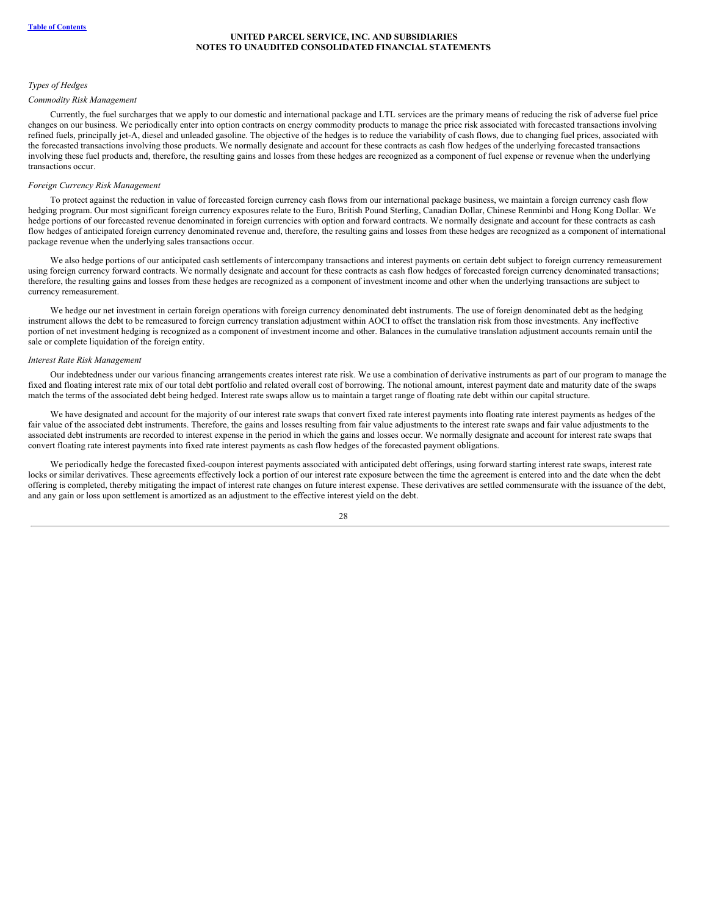*Types of Hedges*

*Commodity Risk Management*

Currently, the fuel surcharges that we apply to our domestic and international package and LTL services are the primary means of reducing the risk of adverse fuel price changes on our business. We periodically enter into option contracts on energy commodity products to manage the price risk associated with forecasted transactions involving refined fuels, principally jet-A, diesel and unleaded gasoline. The objective of the hedges is to reduce the variability of cash flows, due to changing fuel prices, associated with the forecasted transactions involving those products. We normally designate and account for these contracts as cash flow hedges of the underlying forecasted transactions involving these fuel products and, therefore, the resulting gains and losses from these hedges are recognized as a component of fuel expense or revenue when the underlying transactions occur.

*Foreign Currency Risk Management*

To protect against the reduction in value of forecasted foreign currency cash flows from our international package business, we maintain a foreign currency cash flow hedging program. Our most significant foreign currency exposures relate to the Euro, British Pound Sterling, Canadian Dollar, Chinese Renminbi and Hong Kong Dollar. We hedge portions of our forecasted revenue denominated in foreign currencies with option and forward contracts. We normally designate and account for these contracts as cash flow hedges of anticipated foreign currency denominated revenue and, therefore, the resulting gains and losses from these hedges are recognized as a component of international package revenue when the underlying sales transactions occur.

We also hedge portions of our anticipated cash settlements of intercompany transactions and interest payments on certain debt subject to foreign currency remeasurement using foreign currency forward contracts. We normally designate and account for these contracts as cash flow hedges of forecasted foreign currency denominated transactions; therefore, the resulting gains and losses from these hedges are recognized as a component of investment income and other when the underlying transactions are subject to currency remeasurement.

We hedge our net investment in certain foreign operations with foreign currency denominated debt instruments. The use of foreign denominated debt as the hedging instrument allows the debt to be remeasured to foreign currency translation adjustment within AOCI to offset the translation risk from those investments. Any ineffective portion of net investment hedging is recognized as a component of investment income and other. Balances in the cumulative translation adjustment accounts remain until the sale or complete liquidation of the foreign entity.

*Interest Rate Risk Management*

Our indebtedness under our various financing arrangements creates interest rate risk. We use a combination of derivative instruments as part of our program to manage the fixed and floating interest rate mix of our total debt portfolio and related overall cost of borrowing. The notional amount, interest payment date and maturity date of the swaps match the terms of the associated debt being hedged. Interest rate swaps allow us to maintain a target range of floating rate debt within our capital structure.

We have designated and account for the majority of our interest rate swaps that convert fixed rate interest payments into floating rate interest payments as hedges of the fair value of the associated debt instruments. Therefore, the gains and losses resulting from fair value adjustments to the interest rate swaps and fair value adjustments to the associated debt instruments are recorded to interest expense in the period in which the gains and losses occur. We normally designate and account for interest rate swaps that convert floating rate interest payments into fixed rate interest payments as cash flow hedges of the forecasted payment obligations.

We periodically hedge the forecasted fixed-coupon interest payments associated with anticipated debt offerings, using forward starting interest rate swaps, interest rate locks or similar derivatives. These agreements effectively lock a portion of our interest rate exposure between the time the agreement is entered into and the date when the debt offering is completed, thereby mitigating the impact of interest rate changes on future interest expense. These derivatives are settled commensurate with the issuance of the debt, and any gain or loss upon settlement is amortized as an adjustment to the effective interest yield on the debt.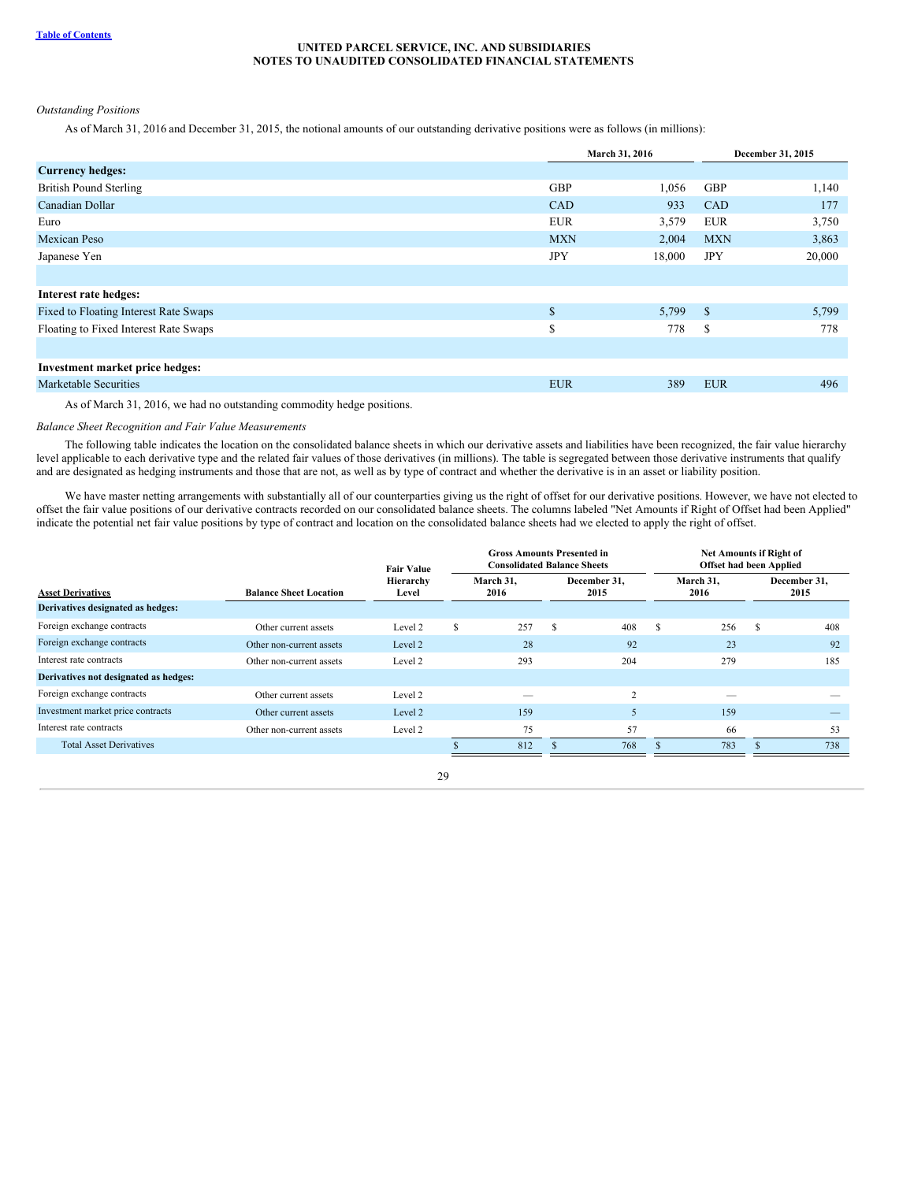*Outstanding Positions*

As of March 31, 2016 and December 31, 2015, the notional amounts of our outstanding derivative positions were as follows (in millions):

| | March 31, 2016 | | December 31, 2015 | |
|---|---|---|---|---|
| **Currency hedges:** | | | | |
| British Pound Sterling | GBP | 1,056 | GBP | 1,140 |
| Canadian Dollar | CAD | 933 | CAD | 177 |
| Euro | EUR | 3,579 | EUR | 3,750 |
| Mexican Peso | MXN | 2,004 | MXN | 3,863 |
| Japanese Yen | JPY | 18,000 | JPY | 20,000 |
| | | | | |
| **Interest rate hedges:** | | | | |
| Fixed to Floating Interest Rate Swaps | $ | 5,799 | $ | 5,799 |
| Floating to Fixed Interest Rate Swaps | $ | 778 | $ | 778 |
| | | | | |
| **Investment market price hedges:** | | | | |
| Marketable Securities | EUR | 389 | EUR | 496 |

As of March 31, 2016, we had no outstanding commodity hedge positions.

*Balance Sheet Recognition and Fair Value Measurements*

The following table indicates the location on the consolidated balance sheets in which our derivative assets and liabilities have been recognized, the fair value hierarchy level applicable to each derivative type and the related fair values of those derivatives (in millions). The table is segregated between those derivative instruments that qualify and are designated as hedging instruments and those that are not, as well as by type of contract and whether the derivative is in an asset or liability position.

We have master netting arrangements with substantially all of our counterparties giving us the right of offset for our derivative positions. However, we have not elected to offset the fair value positions of our derivative contracts recorded on our consolidated balance sheets. The columns labeled "Net Amounts if Right of Offset had been Applied" indicate the potential net fair value positions by type of contract and location on the consolidated balance sheets had we elected to apply the right of offset.

| | | | Gross Amounts Presented in Consolidated Balance Sheets | | Net Amounts if Right of Offset had been Applied | |
|---|---|---|---|---|---|---|
| **Asset Derivatives** | **Balance Sheet Location** | **Fair Value Hierarchy Level** | **March 31, 2016** | **December 31, 2015** | **March 31, 2016** | **December 31, 2015** |
| **Derivatives designated as hedges:** | | | | | | |
| Foreign exchange contracts | Other current assets | Level 2 | $ 257 | $ 408 | $ 256 | $ 408 |
| Foreign exchange contracts | Other non-current assets | Level 2 | 28 | 92 | 23 | 92 |
| Interest rate contracts | Other non-current assets | Level 2 | 293 | 204 | 279 | 185 |
| **Derivatives not designated as hedges:** | | | | | | |
| Foreign exchange contracts | Other current assets | Level 2 | — | 2 | — | — |
| Investment market price contracts | Other current assets | Level 2 | 159 | 5 | 159 | — |
| Interest rate contracts | Other non-current assets | Level 2 | 75 | 57 | 66 | 53 |
| Total Asset Derivatives | | | $ 812 | $ 768 | $ 783 | $ 738 |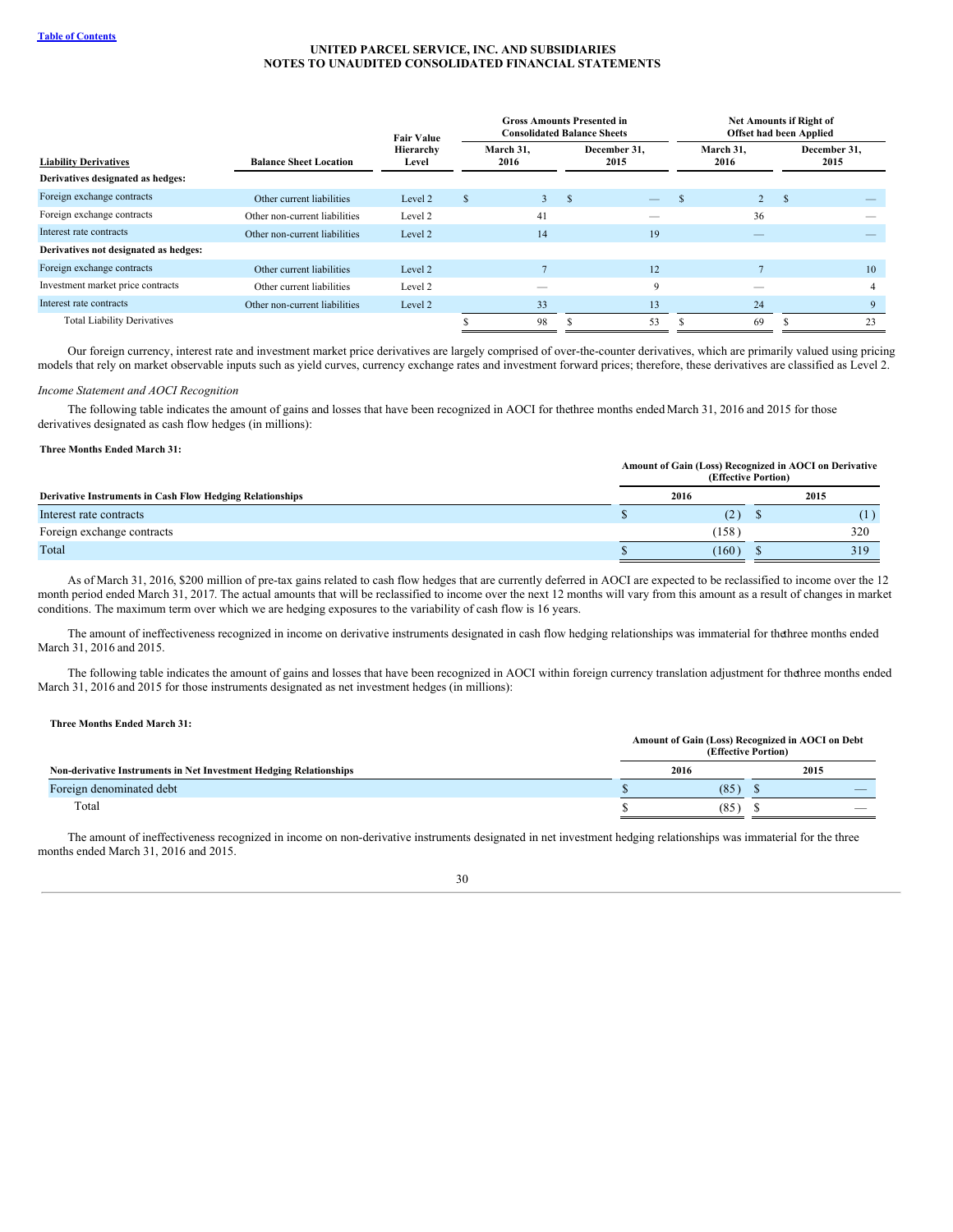UNITED PARCEL SERVICE, INC. AND SUBSIDIARIES
NOTES TO UNAUDITED CONSOLIDATED FINANCIAL STATEMENTS

| Liability Derivatives | Balance Sheet Location | Fair Value Hierarchy Level | Gross Amounts Presented in Consolidated Balance Sheets March 31, 2016 | Gross Amounts Presented in Consolidated Balance Sheets December 31, 2015 | Net Amounts if Right of Offset had been Applied March 31, 2016 | Net Amounts if Right of Offset had been Applied December 31, 2015 |
|---|---|---|---|---|---|---|
| **Derivatives designated as hedges:** | | | | | | |
| Foreign exchange contracts | Other current liabilities | Level 2 | $ 3 | $ — | $ 2 | $ — |
| Foreign exchange contracts | Other non-current liabilities | Level 2 | 41 | — | 36 | — |
| Interest rate contracts | Other non-current liabilities | Level 2 | 14 | 19 | — | — |
| **Derivatives not designated as hedges:** | | | | | | |
| Foreign exchange contracts | Other current liabilities | Level 2 | 7 | 12 | 7 | 10 |
| Investment market price contracts | Other current liabilities | Level 2 | — | 9 | — | 4 |
| Interest rate contracts | Other non-current liabilities | Level 2 | 33 | 13 | 24 | 9 |
| Total Liability Derivatives | | | $ 98 | $ 53 | $ 69 | $ 23 |

Our foreign currency, interest rate and investment market price derivatives are largely comprised of over-the-counter derivatives, which are primarily valued using pricing models that rely on market observable inputs such as yield curves, currency exchange rates and investment forward prices; therefore, these derivatives are classified as Level 2.

*Income Statement and AOCI Recognition*

The following table indicates the amount of gains and losses that have been recognized in AOCI for the three months ended March 31, 2016 and 2015 for those derivatives designated as cash flow hedges (in millions):

**Three Months Ended March 31:**

| Derivative Instruments in Cash Flow Hedging Relationships | Amount of Gain (Loss) Recognized in AOCI on Derivative (Effective Portion) 2016 | 2015 |
|---|---|---|
| Interest rate contracts | $ (2) | $ (1) |
| Foreign exchange contracts | (158) | 320 |
| Total | $ (160) | $ 319 |

As of March 31, 2016, $200 million of pre-tax gains related to cash flow hedges that are currently deferred in AOCI are expected to be reclassified to income over the 12 month period ended March 31, 2017. The actual amounts that will be reclassified to income over the next 12 months will vary from this amount as a result of changes in market conditions. The maximum term over which we are hedging exposures to the variability of cash flow is 16 years.

The amount of ineffectiveness recognized in income on derivative instruments designated in cash flow hedging relationships was immaterial for the three months ended March 31, 2016 and 2015.

The following table indicates the amount of gains and losses that have been recognized in AOCI within foreign currency translation adjustment for the three months ended March 31, 2016 and 2015 for those instruments designated as net investment hedges (in millions):

**Three Months Ended March 31:**

| Non-derivative Instruments in Net Investment Hedging Relationships | Amount of Gain (Loss) Recognized in AOCI on Debt (Effective Portion) 2016 | 2015 |
|---|---|---|
| Foreign denominated debt | $ (85) | $ — |
| Total | $ (85) | $ — |

The amount of ineffectiveness recognized in income on non-derivative instruments designated in net investment hedging relationships was immaterial for the three months ended March 31, 2016 and 2015.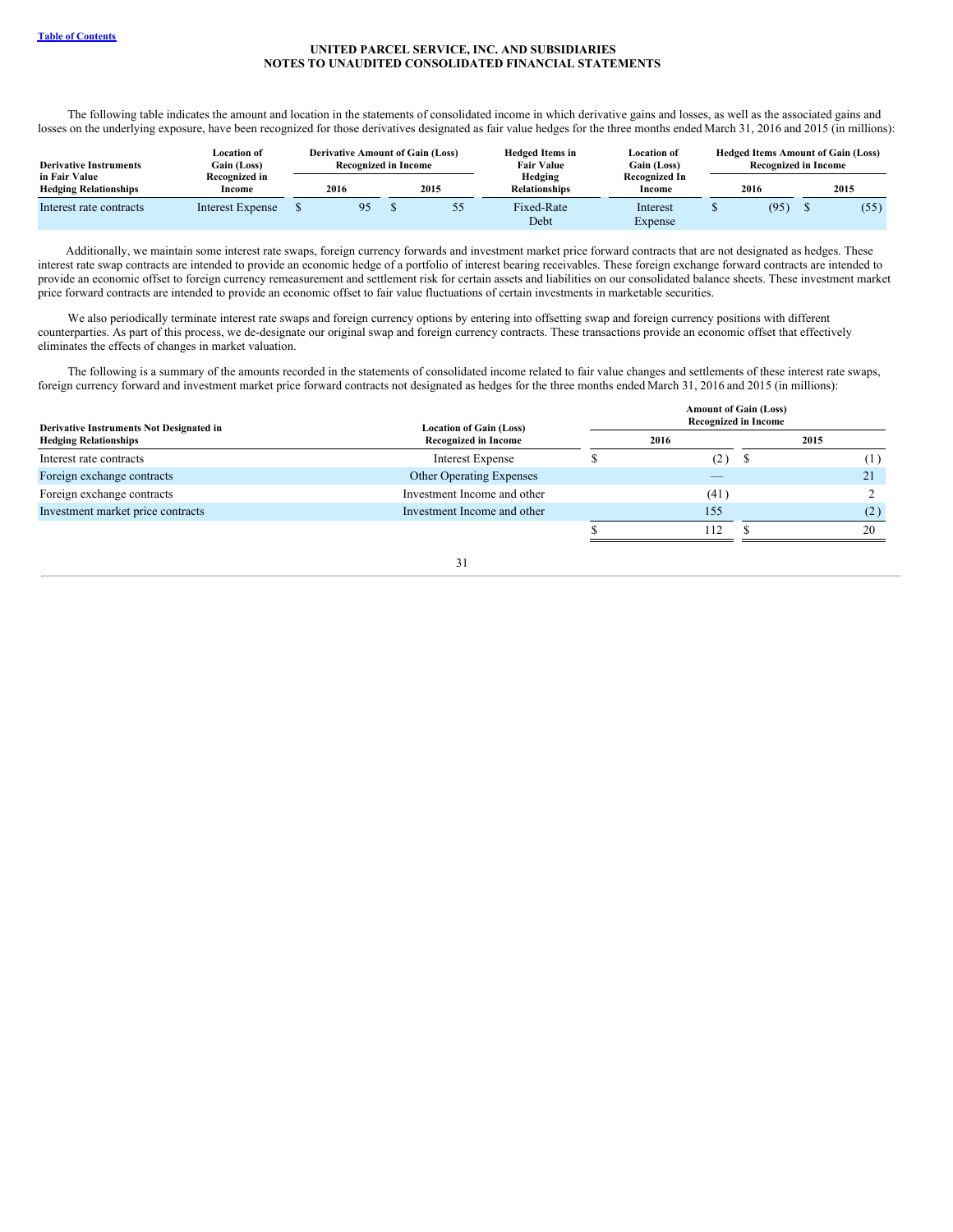The following table indicates the amount and location in the statements of consolidated income in which derivative gains and losses, as well as the associated gains and losses on the underlying exposure, have been recognized for those derivatives designated as fair value hedges for the three months ended March 31, 2016 and 2015 (in millions):

| Derivative Instruments in Fair Value Hedging Relationships | Location of Gain (Loss) Recognized in Income | Derivative Amount of Gain (Loss) Recognized in Income | | Hedged Items in Fair Value Hedging Relationships | Location of Gain (Loss) Recognized In Income | Hedged Items Amount of Gain (Loss) Recognized in Income | |
|---|---|---|---|---|---|---|---|
| | | 2016 | 2015 | | | 2016 | 2015 |
| Interest rate contracts | Interest Expense | $ 95 | $ 55 | Fixed-Rate Debt | Interest Expense | $ (95) | $ (55) |

Additionally, we maintain some interest rate swaps, foreign currency forwards and investment market price forward contracts that are not designated as hedges. These interest rate swap contracts are intended to provide an economic hedge of a portfolio of interest bearing receivables. These foreign exchange forward contracts are intended to provide an economic offset to foreign currency remeasurement and settlement risk for certain assets and liabilities on our consolidated balance sheets. These investment market price forward contracts are intended to provide an economic offset to fair value fluctuations of certain investments in marketable securities.

We also periodically terminate interest rate swaps and foreign currency options by entering into offsetting swap and foreign currency positions with different counterparties. As part of this process, we de-designate our original swap and foreign currency contracts. These transactions provide an economic offset that effectively eliminates the effects of changes in market valuation.

The following is a summary of the amounts recorded in the statements of consolidated income related to fair value changes and settlements of these interest rate swaps, foreign currency forward and investment market price forward contracts not designated as hedges for the three months ended March 31, 2016 and 2015 (in millions):

| Derivative Instruments Not Designated in Hedging Relationships | Location of Gain (Loss) Recognized in Income | Amount of Gain (Loss) Recognized in Income | |
|---|---|---|---|
| | | 2016 | 2015 |
| Interest rate contracts | Interest Expense | $ (2) | $ (1) |
| Foreign exchange contracts | Other Operating Expenses | — | 21 |
| Foreign exchange contracts | Investment Income and other | (41) | 2 |
| Investment market price contracts | Investment Income and other | 155 | (2) |
| | | $ 112 | $ 20 |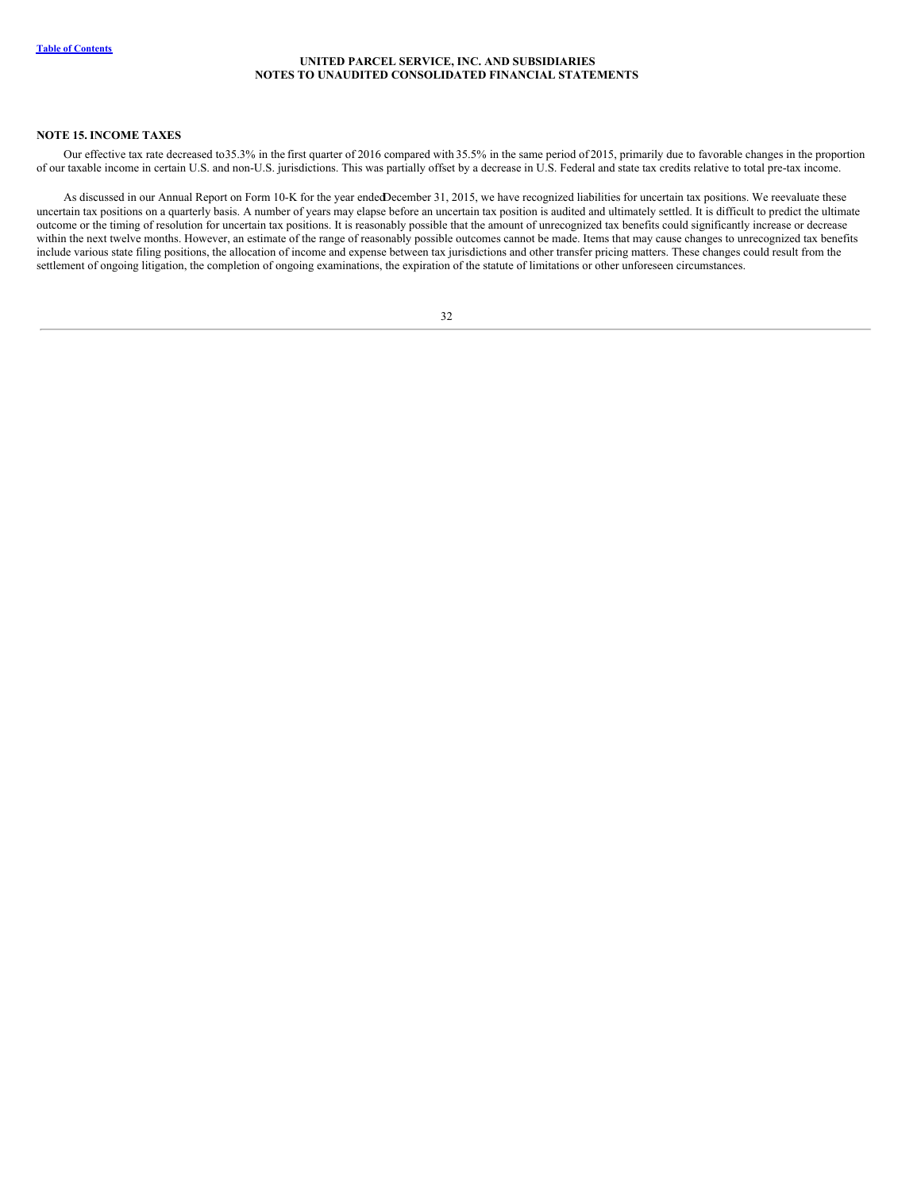## NOTE 15. INCOME TAXES

Our effective tax rate decreased to 35.3% in the first quarter of 2016 compared with 35.5% in the same period of 2015, primarily due to favorable changes in the proportion of our taxable income in certain U.S. and non-U.S. jurisdictions. This was partially offset by a decrease in U.S. Federal and state tax credits relative to total pre-tax income.

As discussed in our Annual Report on Form 10-K for the year ended December 31, 2015, we have recognized liabilities for uncertain tax positions. We reevaluate these uncertain tax positions on a quarterly basis. A number of years may elapse before an uncertain tax position is audited and ultimately settled. It is difficult to predict the ultimate outcome or the timing of resolution for uncertain tax positions. It is reasonably possible that the amount of unrecognized tax benefits could significantly increase or decrease within the next twelve months. However, an estimate of the range of reasonably possible outcomes cannot be made. Items that may cause changes to unrecognized tax benefits include various state filing positions, the allocation of income and expense between tax jurisdictions and other transfer pricing matters. These changes could result from the settlement of ongoing litigation, the completion of ongoing examinations, the expiration of the statute of limitations or other unforeseen circumstances.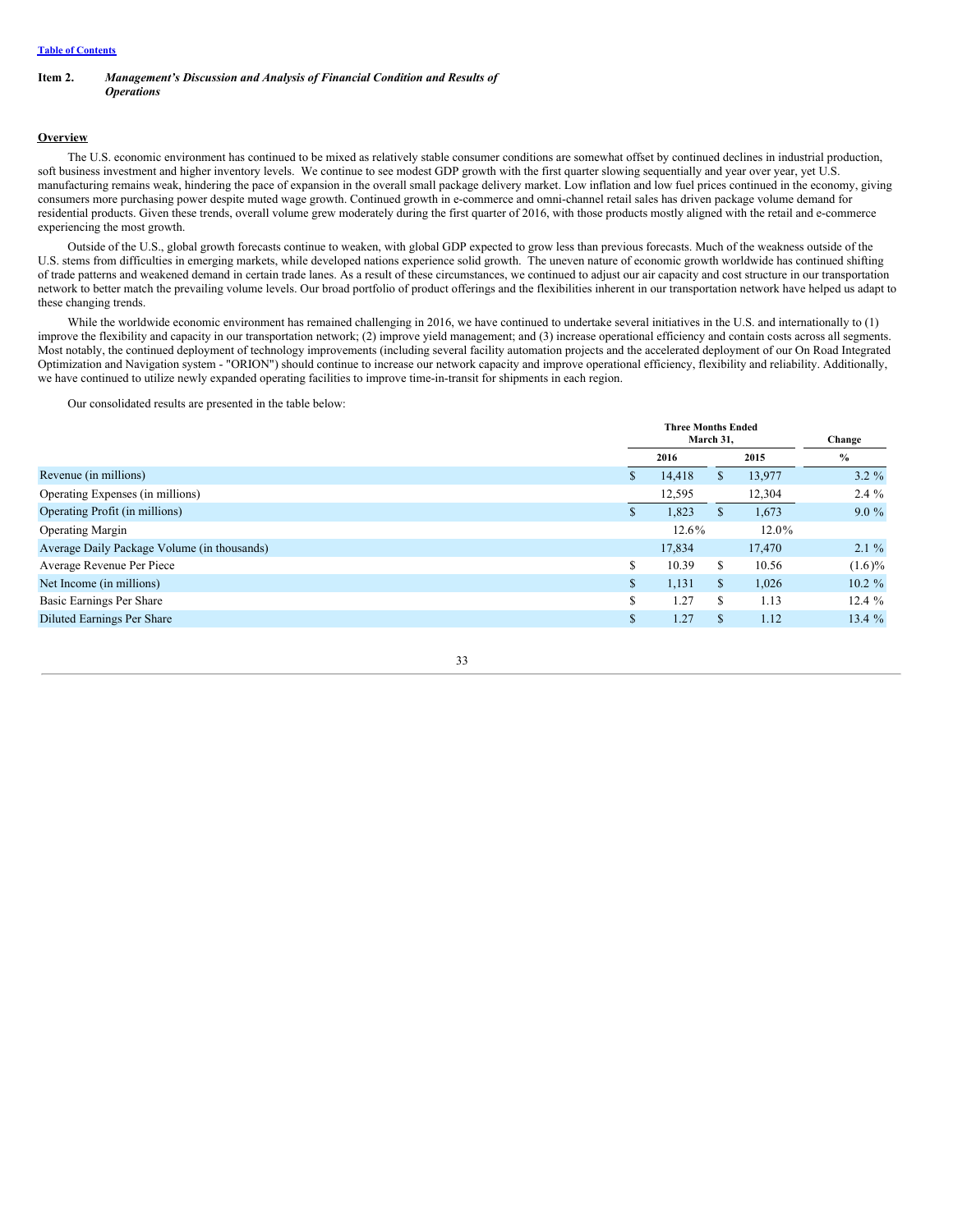[Table of Contents](#)

**Item 2.** ***Management's Discussion and Analysis of Financial Condition and Results of Operations***

## Overview

The U.S. economic environment has continued to be mixed as relatively stable consumer conditions are somewhat offset by continued declines in industrial production, soft business investment and higher inventory levels. We continue to see modest GDP growth with the first quarter slowing sequentially and year over year, yet U.S. manufacturing remains weak, hindering the pace of expansion in the overall small package delivery market. Low inflation and low fuel prices continued in the economy, giving consumers more purchasing power despite muted wage growth. Continued growth in e-commerce and omni-channel retail sales has driven package volume demand for residential products. Given these trends, overall volume grew moderately during the first quarter of 2016, with those products mostly aligned with the retail and e-commerce experiencing the most growth.

Outside of the U.S., global growth forecasts continue to weaken, with global GDP expected to grow less than previous forecasts. Much of the weakness outside of the U.S. stems from difficulties in emerging markets, while developed nations experience solid growth. The uneven nature of economic growth worldwide has continued shifting of trade patterns and weakened demand in certain trade lanes. As a result of these circumstances, we continued to adjust our air capacity and cost structure in our transportation network to better match the prevailing volume levels. Our broad portfolio of product offerings and the flexibilities inherent in our transportation network have helped us adapt to these changing trends.

While the worldwide economic environment has remained challenging in 2016, we have continued to undertake several initiatives in the U.S. and internationally to (1) improve the flexibility and capacity in our transportation network; (2) improve yield management; and (3) increase operational efficiency and contain costs across all segments. Most notably, the continued deployment of technology improvements (including several facility automation projects and the accelerated deployment of our On Road Integrated Optimization and Navigation system - "ORION") should continue to increase our network capacity and improve operational efficiency, flexibility and reliability. Additionally, we have continued to utilize newly expanded operating facilities to improve time-in-transit for shipments in each region.

Our consolidated results are presented in the table below:

| | Three Months Ended March 31, | | Change |
|---|---|---|---|
| | 2016 | 2015 | % |
| Revenue (in millions) | $ 14,418 | $ 13,977 | 3.2 % |
| Operating Expenses (in millions) | 12,595 | 12,304 | 2.4 % |
| Operating Profit (in millions) | $ 1,823 | $ 1,673 | 9.0 % |
| Operating Margin | 12.6% | 12.0% | |
| Average Daily Package Volume (in thousands) | 17,834 | 17,470 | 2.1 % |
| Average Revenue Per Piece | $ 10.39 | $ 10.56 | (1.6)% |
| Net Income (in millions) | $ 1,131 | $ 1,026 | 10.2 % |
| Basic Earnings Per Share | $ 1.27 | $ 1.13 | 12.4 % |
| Diluted Earnings Per Share | $ 1.27 | $ 1.12 | 13.4 % |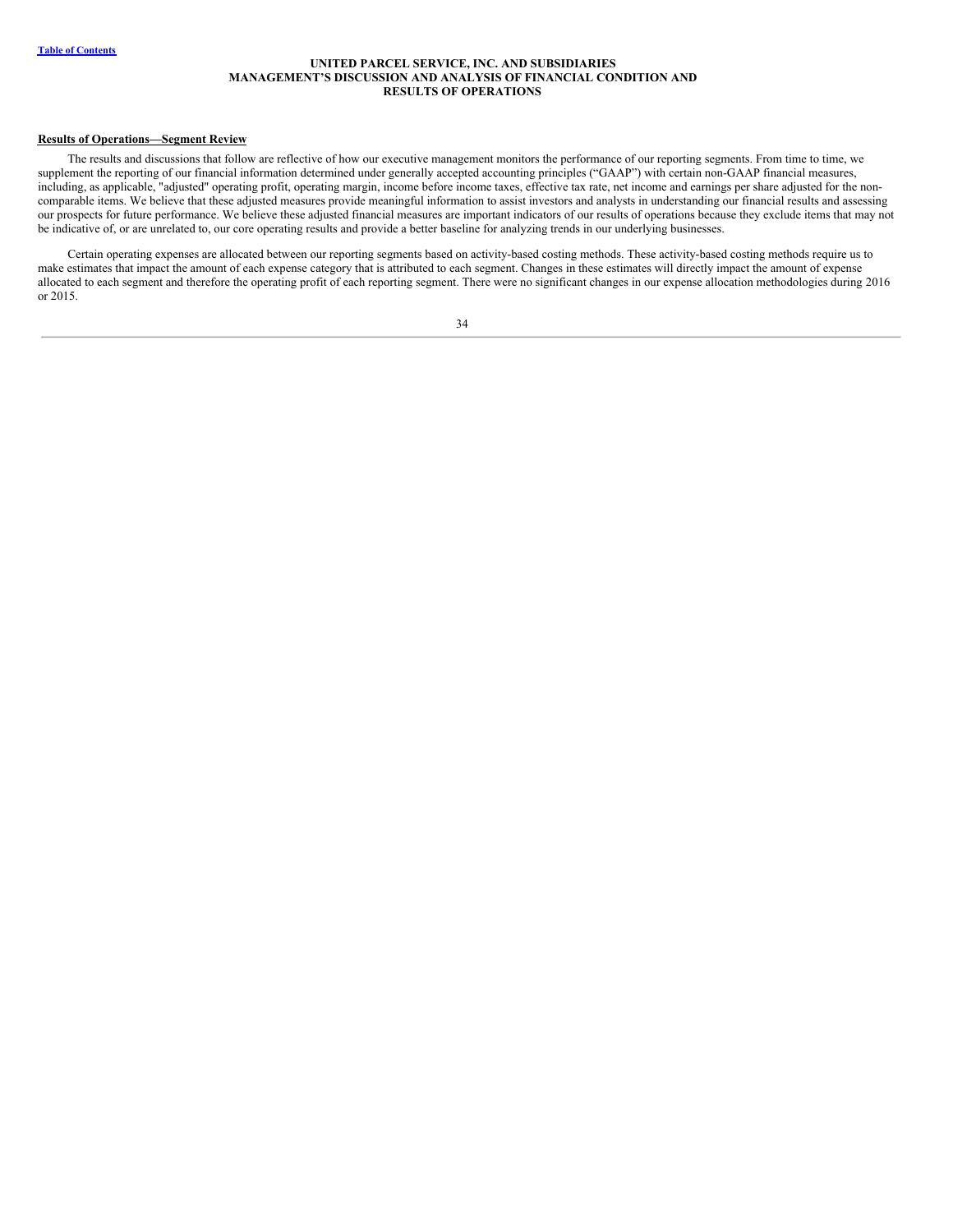## Results of Operations—Segment Review

The results and discussions that follow are reflective of how our executive management monitors the performance of our reporting segments. From time to time, we supplement the reporting of our financial information determined under generally accepted accounting principles ("GAAP") with certain non-GAAP financial measures, including, as applicable, "adjusted" operating profit, operating margin, income before income taxes, effective tax rate, net income and earnings per share adjusted for the non-comparable items. We believe that these adjusted measures provide meaningful information to assist investors and analysts in understanding our financial results and assessing our prospects for future performance. We believe these adjusted financial measures are important indicators of our results of operations because they exclude items that may not be indicative of, or are unrelated to, our core operating results and provide a better baseline for analyzing trends in our underlying businesses.

Certain operating expenses are allocated between our reporting segments based on activity-based costing methods. These activity-based costing methods require us to make estimates that impact the amount of each expense category that is attributed to each segment. Changes in these estimates will directly impact the amount of expense allocated to each segment and therefore the operating profit of each reporting segment. There were no significant changes in our expense allocation methodologies during 2016 or 2015.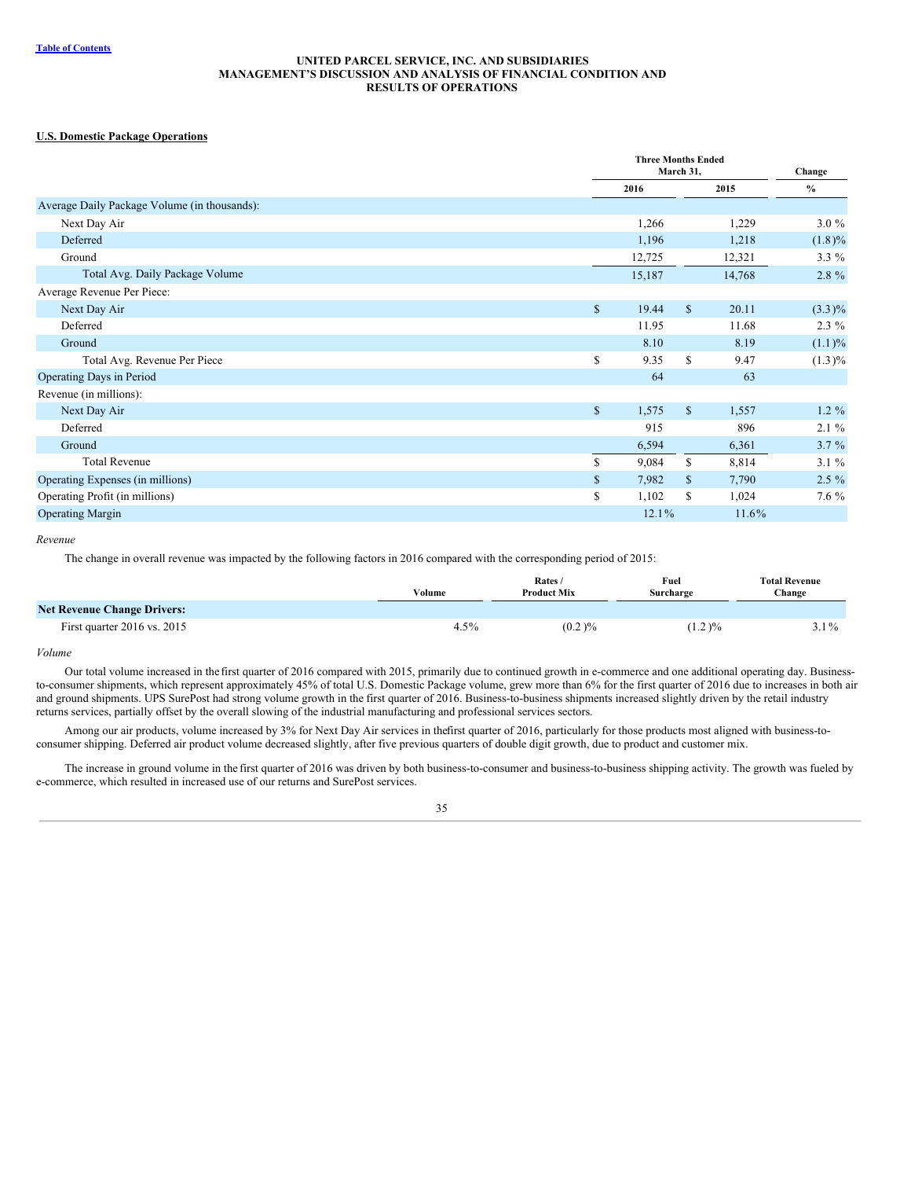## U.S. Domestic Package Operations

| | Three Months Ended March 31, | | Change |
|---|---|---|---|
| | 2016 | 2015 | % |
| Average Daily Package Volume (in thousands): | | | |
| Next Day Air | 1,266 | 1,229 | 3.0 % |
| Deferred | 1,196 | 1,218 | (1.8)% |
| Ground | 12,725 | 12,321 | 3.3 % |
| Total Avg. Daily Package Volume | 15,187 | 14,768 | 2.8 % |
| Average Revenue Per Piece: | | | |
| Next Day Air | $ 19.44 | $ 20.11 | (3.3)% |
| Deferred | 11.95 | 11.68 | 2.3 % |
| Ground | 8.10 | 8.19 | (1.1)% |
| Total Avg. Revenue Per Piece | $ 9.35 | $ 9.47 | (1.3)% |
| Operating Days in Period | 64 | 63 | |
| Revenue (in millions): | | | |
| Next Day Air | $ 1,575 | $ 1,557 | 1.2 % |
| Deferred | 915 | 896 | 2.1 % |
| Ground | 6,594 | 6,361 | 3.7 % |
| Total Revenue | $ 9,084 | $ 8,814 | 3.1 % |
| Operating Expenses (in millions) | $ 7,982 | $ 7,790 | 2.5 % |
| Operating Profit (in millions) | $ 1,102 | $ 1,024 | 7.6 % |
| Operating Margin | 12.1% | 11.6% | |

*Revenue*

The change in overall revenue was impacted by the following factors in 2016 compared with the corresponding period of 2015:

| | Volume | Rates / Product Mix | Fuel Surcharge | Total Revenue Change |
|---|---|---|---|---|
| **Net Revenue Change Drivers:** | | | | |
| First quarter 2016 vs. 2015 | 4.5% | (0.2 )% | (1.2 )% | 3.1% |

*Volume*

Our total volume increased in the first quarter of 2016 compared with 2015, primarily due to continued growth in e-commerce and one additional operating day. Business-to-consumer shipments, which represent approximately 45% of total U.S. Domestic Package volume, grew more than 6% for the first quarter of 2016 due to increases in both air and ground shipments. UPS SurePost had strong volume growth in the first quarter of 2016. Business-to-business shipments increased slightly driven by the retail industry returns services, partially offset by the overall slowing of the industrial manufacturing and professional services sectors.

Among our air products, volume increased by 3% for Next Day Air services in the first quarter of 2016, particularly for those products most aligned with business-to-consumer shipping. Deferred air product volume decreased slightly, after five previous quarters of double digit growth, due to product and customer mix.

The increase in ground volume in the first quarter of 2016 was driven by both business-to-consumer and business-to-business shipping activity. The growth was fueled by e-commerce, which resulted in increased use of our returns and SurePost services.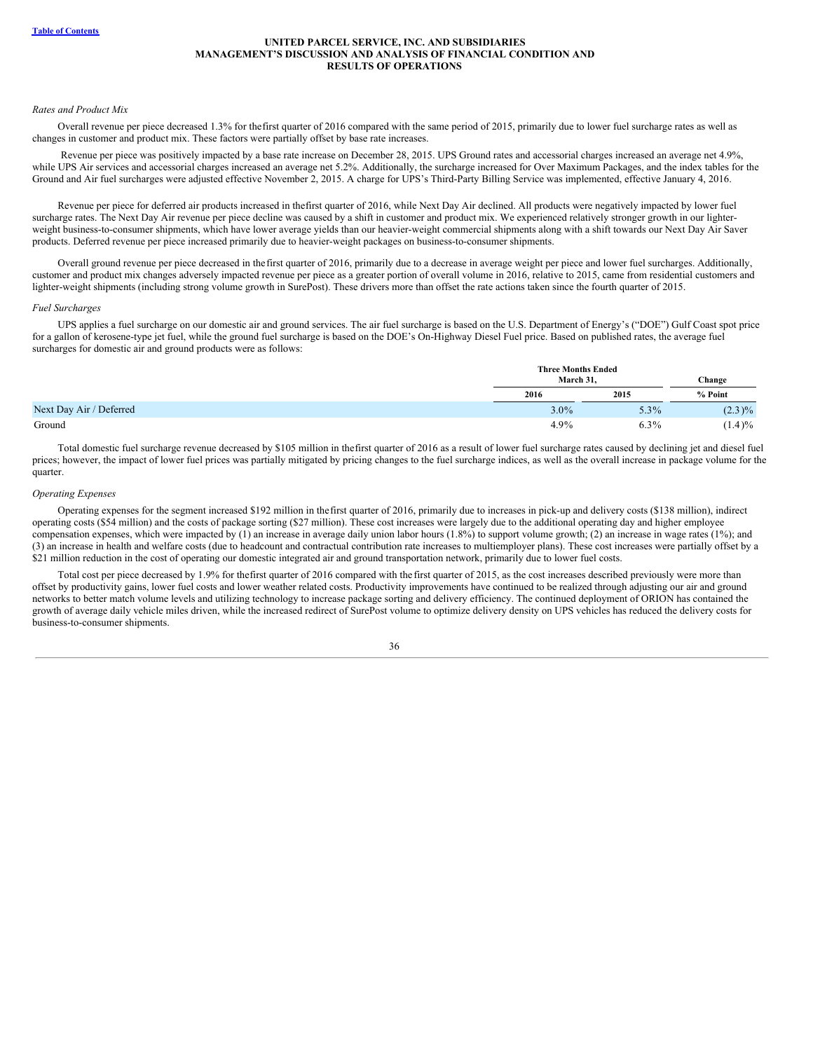*Rates and Product Mix*

Overall revenue per piece decreased 1.3% for the first quarter of 2016 compared with the same period of 2015, primarily due to lower fuel surcharge rates as well as changes in customer and product mix. These factors were partially offset by base rate increases.

Revenue per piece was positively impacted by a base rate increase on December 28, 2015. UPS Ground rates and accessorial charges increased an average net 4.9%, while UPS Air services and accessorial charges increased an average net 5.2%. Additionally, the surcharge increased for Over Maximum Packages, and the index tables for the Ground and Air fuel surcharges were adjusted effective November 2, 2015. A charge for UPS's Third-Party Billing Service was implemented, effective January 4, 2016.

Revenue per piece for deferred air products increased in the first quarter of 2016, while Next Day Air declined. All products were negatively impacted by lower fuel surcharge rates. The Next Day Air revenue per piece decline was caused by a shift in customer and product mix. We experienced relatively stronger growth in our lighter-weight business-to-consumer shipments, which have lower average yields than our heavier-weight commercial shipments along with a shift towards our Next Day Air Saver products. Deferred revenue per piece increased primarily due to heavier-weight packages on business-to-consumer shipments.

Overall ground revenue per piece decreased in the first quarter of 2016, primarily due to a decrease in average weight per piece and lower fuel surcharges. Additionally, customer and product mix changes adversely impacted revenue per piece as a greater portion of overall volume in 2016, relative to 2015, came from residential customers and lighter-weight shipments (including strong volume growth in SurePost). These drivers more than offset the rate actions taken since the fourth quarter of 2015.

*Fuel Surcharges*

UPS applies a fuel surcharge on our domestic air and ground services. The air fuel surcharge is based on the U.S. Department of Energy's ("DOE") Gulf Coast spot price for a gallon of kerosene-type jet fuel, while the ground fuel surcharge is based on the DOE's On-Highway Diesel Fuel price. Based on published rates, the average fuel surcharges for domestic air and ground products were as follows:

| | Three Months Ended March 31, | | Change |
|---|---|---|---|
| | 2016 | 2015 | % Point |
| Next Day Air / Deferred | 3.0% | 5.3% | (2.3)% |
| Ground | 4.9% | 6.3% | (1.4)% |

Total domestic fuel surcharge revenue decreased by $105 million in the first quarter of 2016 as a result of lower fuel surcharge rates caused by declining jet and diesel fuel prices; however, the impact of lower fuel prices was partially mitigated by pricing changes to the fuel surcharge indices, as well as the overall increase in package volume for the quarter.

*Operating Expenses*

Operating expenses for the segment increased $192 million in the first quarter of 2016, primarily due to increases in pick-up and delivery costs ($138 million), indirect operating costs ($54 million) and the costs of package sorting ($27 million). These cost increases were largely due to the additional operating day and higher employee compensation expenses, which were impacted by (1) an increase in average daily union labor hours (1.8%) to support volume growth; (2) an increase in wage rates (1%); and (3) an increase in health and welfare costs (due to headcount and contractual contribution rate increases to multiemployer plans). These cost increases were partially offset by a $21 million reduction in the cost of operating our domestic integrated air and ground transportation network, primarily due to lower fuel costs.

Total cost per piece decreased by 1.9% for the first quarter of 2016 compared with the first quarter of 2015, as the cost increases described previously were more than offset by productivity gains, lower fuel costs and lower weather related costs. Productivity improvements have continued to be realized through adjusting our air and ground networks to better match volume levels and utilizing technology to increase package sorting and delivery efficiency. The continued deployment of ORION has contained the growth of average daily vehicle miles driven, while the increased redirect of SurePost volume to optimize delivery density on UPS vehicles has reduced the delivery costs for business-to-consumer shipments.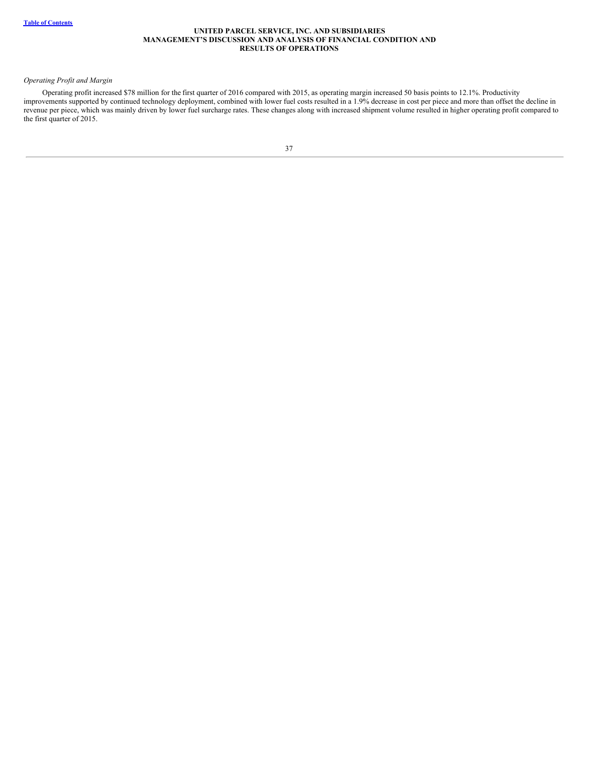*Operating Profit and Margin*

Operating profit increased $78 million for the first quarter of 2016 compared with 2015, as operating margin increased 50 basis points to 12.1%. Productivity improvements supported by continued technology deployment, combined with lower fuel costs resulted in a 1.9% decrease in cost per piece and more than offset the decline in revenue per piece, which was mainly driven by lower fuel surcharge rates. These changes along with increased shipment volume resulted in higher operating profit compared to the first quarter of 2015.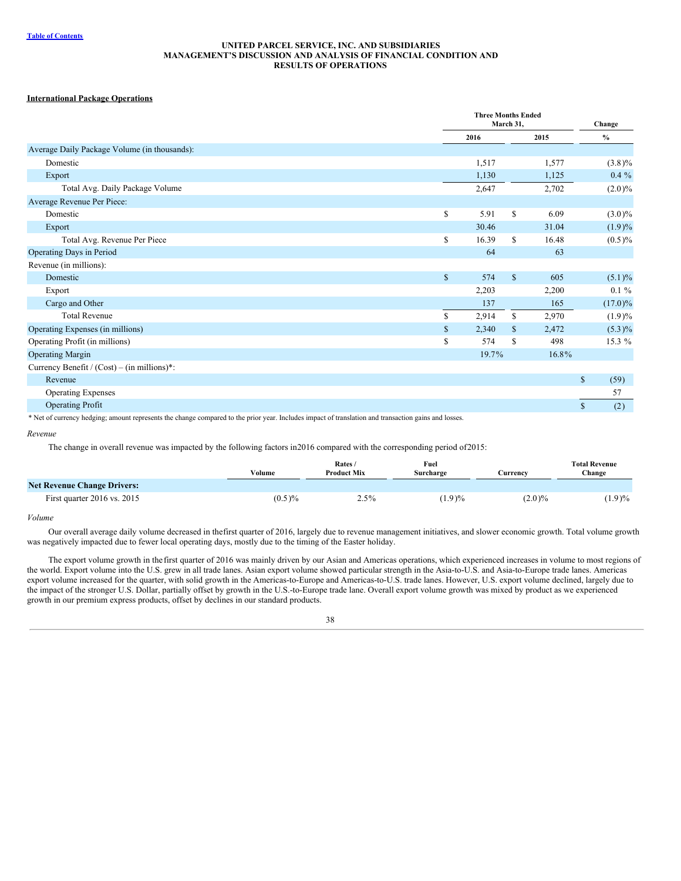UNITED PARCEL SERVICE, INC. AND SUBSIDIARIES
MANAGEMENT'S DISCUSSION AND ANALYSIS OF FINANCIAL CONDITION AND
RESULTS OF OPERATIONS

**International Package Operations**

| | Three Months Ended March 31, | | Change |
|---|---|---|---|
| | 2016 | 2015 | % |
| Average Daily Package Volume (in thousands): | | | |
| Domestic | 1,517 | 1,577 | (3.8)% |
| Export | 1,130 | 1,125 | 0.4 % |
| Total Avg. Daily Package Volume | 2,647 | 2,702 | (2.0)% |
| Average Revenue Per Piece: | | | |
| Domestic | $ 5.91 | $ 6.09 | (3.0)% |
| Export | 30.46 | 31.04 | (1.9)% |
| Total Avg. Revenue Per Piece | $ 16.39 | $ 16.48 | (0.5)% |
| Operating Days in Period | 64 | 63 | |
| Revenue (in millions): | | | |
| Domestic | $ 574 | $ 605 | (5.1)% |
| Export | 2,203 | 2,200 | 0.1 % |
| Cargo and Other | 137 | 165 | (17.0)% |
| Total Revenue | $ 2,914 | $ 2,970 | (1.9)% |
| Operating Expenses (in millions) | $ 2,340 | $ 2,472 | (5.3)% |
| Operating Profit (in millions) | $ 574 | $ 498 | 15.3 % |
| Operating Margin | 19.7% | 16.8% | |
| Currency Benefit / (Cost) – (in millions)*: | | | |
| Revenue | | | $ (59) |
| Operating Expenses | | | 57 |
| Operating Profit | | | $ (2) |

* Net of currency hedging; amount represents the change compared to the prior year. Includes impact of translation and transaction gains and losses.

*Revenue*

The change in overall revenue was impacted by the following factors in 2016 compared with the corresponding period of 2015:

| | Volume | Rates / Product Mix | Fuel Surcharge | Currency | Total Revenue Change |
|---|---|---|---|---|---|
| **Net Revenue Change Drivers:** | | | | | |
| First quarter 2016 vs. 2015 | (0.5)% | 2.5% | (1.9)% | (2.0)% | (1.9)% |

*Volume*

Our overall average daily volume decreased in the first quarter of 2016, largely due to revenue management initiatives, and slower economic growth. Total volume growth was negatively impacted due to fewer local operating days, mostly due to the timing of the Easter holiday.

The export volume growth in the first quarter of 2016 was mainly driven by our Asian and Americas operations, which experienced increases in volume to most regions of the world. Export volume into the U.S. grew in all trade lanes. Asian export volume showed particular strength in the Asia-to-U.S. and Asia-to-Europe trade lanes. Americas export volume increased for the quarter, with solid growth in the Americas-to-Europe and Americas-to-U.S. trade lanes. However, U.S. export volume declined, largely due to the impact of the stronger U.S. Dollar, partially offset by growth in the U.S.-to-Europe trade lane. Overall export volume growth was mixed by product as we experienced growth in our premium express products, offset by declines in our standard products.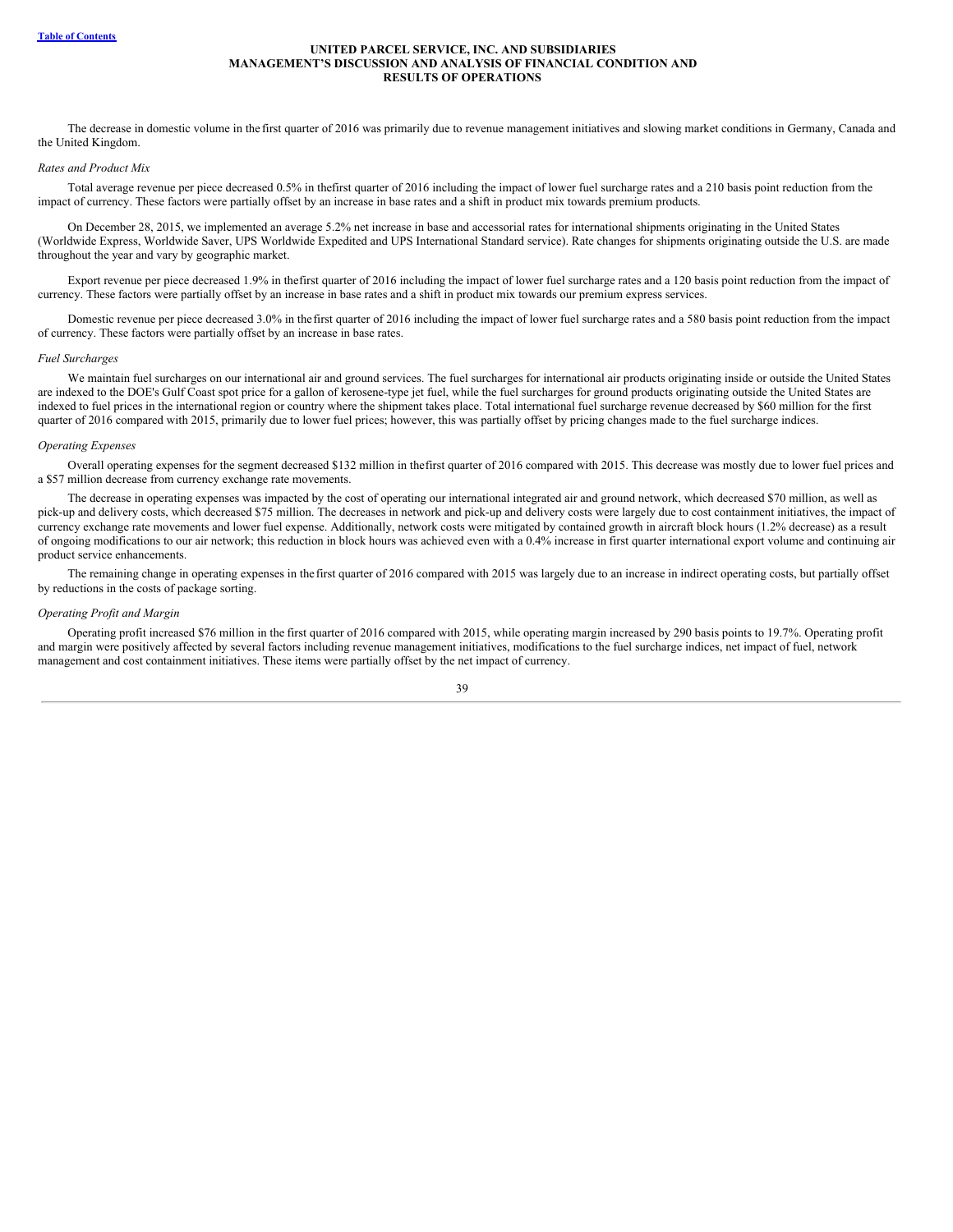The decrease in domestic volume in the first quarter of 2016 was primarily due to revenue management initiatives and slowing market conditions in Germany, Canada and the United Kingdom.

*Rates and Product Mix*

Total average revenue per piece decreased 0.5% in the first quarter of 2016 including the impact of lower fuel surcharge rates and a 210 basis point reduction from the impact of currency. These factors were partially offset by an increase in base rates and a shift in product mix towards premium products.

On December 28, 2015, we implemented an average 5.2% net increase in base and accessorial rates for international shipments originating in the United States (Worldwide Express, Worldwide Saver, UPS Worldwide Expedited and UPS International Standard service). Rate changes for shipments originating outside the U.S. are made throughout the year and vary by geographic market.

Export revenue per piece decreased 1.9% in the first quarter of 2016 including the impact of lower fuel surcharge rates and a 120 basis point reduction from the impact of currency. These factors were partially offset by an increase in base rates and a shift in product mix towards our premium express services.

Domestic revenue per piece decreased 3.0% in the first quarter of 2016 including the impact of lower fuel surcharge rates and a 580 basis point reduction from the impact of currency. These factors were partially offset by an increase in base rates.

*Fuel Surcharges*

We maintain fuel surcharges on our international air and ground services. The fuel surcharges for international air products originating inside or outside the United States are indexed to the DOE's Gulf Coast spot price for a gallon of kerosene-type jet fuel, while the fuel surcharges for ground products originating outside the United States are indexed to fuel prices in the international region or country where the shipment takes place. Total international fuel surcharge revenue decreased by $60 million for the first quarter of 2016 compared with 2015, primarily due to lower fuel prices; however, this was partially offset by pricing changes made to the fuel surcharge indices.

*Operating Expenses*

Overall operating expenses for the segment decreased $132 million in the first quarter of 2016 compared with 2015. This decrease was mostly due to lower fuel prices and a $57 million decrease from currency exchange rate movements.

The decrease in operating expenses was impacted by the cost of operating our international integrated air and ground network, which decreased $70 million, as well as pick-up and delivery costs, which decreased $75 million. The decreases in network and pick-up and delivery costs were largely due to cost containment initiatives, the impact of currency exchange rate movements and lower fuel expense. Additionally, network costs were mitigated by contained growth in aircraft block hours (1.2% decrease) as a result of ongoing modifications to our air network; this reduction in block hours was achieved even with a 0.4% increase in first quarter international export volume and continuing air product service enhancements.

The remaining change in operating expenses in the first quarter of 2016 compared with 2015 was largely due to an increase in indirect operating costs, but partially offset by reductions in the costs of package sorting.

*Operating Profit and Margin*

Operating profit increased $76 million in the first quarter of 2016 compared with 2015, while operating margin increased by 290 basis points to 19.7%. Operating profit and margin were positively affected by several factors including revenue management initiatives, modifications to the fuel surcharge indices, net impact of fuel, network management and cost containment initiatives. These items were partially offset by the net impact of currency.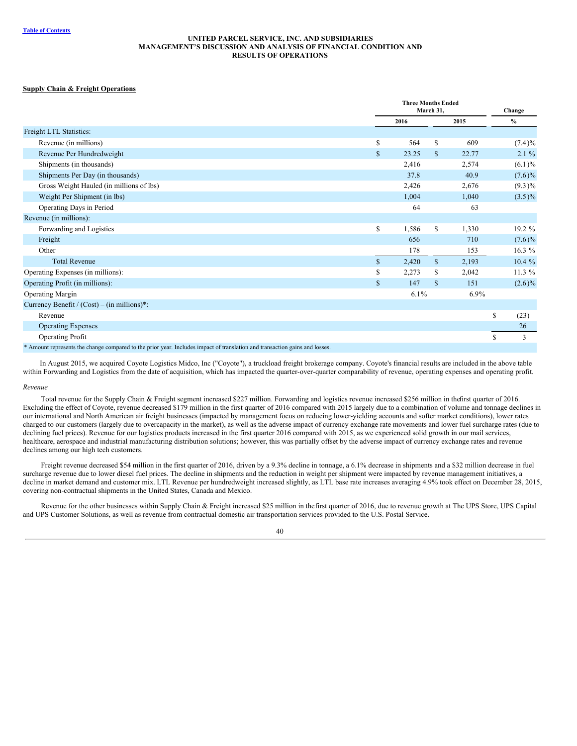**UNITED PARCEL SERVICE, INC. AND SUBSIDIARIES**
**MANAGEMENT'S DISCUSSION AND ANALYSIS OF FINANCIAL CONDITION AND RESULTS OF OPERATIONS**

**Supply Chain & Freight Operations**

| | Three Months Ended March 31, | | Change |
|---|---|---|---|
| | 2016 | 2015 | % |
| Freight LTL Statistics: | | | |
| Revenue (in millions) | $ 564 | $ 609 | (7.4)% |
| Revenue Per Hundredweight | $ 23.25 | $ 22.77 | 2.1 % |
| Shipments (in thousands) | 2,416 | 2,574 | (6.1)% |
| Shipments Per Day (in thousands) | 37.8 | 40.9 | (7.6)% |
| Gross Weight Hauled (in millions of lbs) | 2,426 | 2,676 | (9.3)% |
| Weight Per Shipment (in lbs) | 1,004 | 1,040 | (3.5)% |
| Operating Days in Period | 64 | 63 | |
| Revenue (in millions): | | | |
| Forwarding and Logistics | $ 1,586 | $ 1,330 | 19.2 % |
| Freight | 656 | 710 | (7.6)% |
| Other | 178 | 153 | 16.3 % |
| Total Revenue | $ 2,420 | $ 2,193 | 10.4 % |
| Operating Expenses (in millions): | $ 2,273 | $ 2,042 | 11.3 % |
| Operating Profit (in millions): | $ 147 | $ 151 | (2.6)% |
| Operating Margin | 6.1% | 6.9% | |
| Currency Benefit / (Cost) – (in millions)*: | | | |
| Revenue | | | $ (23) |
| Operating Expenses | | | 26 |
| Operating Profit | | | $ 3 |

\* Amount represents the change compared to the prior year. Includes impact of translation and transaction gains and losses.

In August 2015, we acquired Coyote Logistics Midco, Inc ("Coyote"), a truckload freight brokerage company. Coyote's financial results are included in the above table within Forwarding and Logistics from the date of acquisition, which has impacted the quarter-over-quarter comparability of revenue, operating expenses and operating profit.

*Revenue*

Total revenue for the Supply Chain & Freight segment increased $227 million. Forwarding and logistics revenue increased $256 million in the first quarter of 2016. Excluding the effect of Coyote, revenue decreased $179 million in the first quarter of 2016 compared with 2015 largely due to a combination of volume and tonnage declines in our international and North American air freight businesses (impacted by management focus on reducing lower-yielding accounts and softer market conditions), lower rates charged to our customers (largely due to overcapacity in the market), as well as the adverse impact of currency exchange rate movements and lower fuel surcharge rates (due to declining fuel prices). Revenue for our logistics products increased in the first quarter 2016 compared with 2015, as we experienced solid growth in our mail services, healthcare, aerospace and industrial manufacturing distribution solutions; however, this was partially offset by the adverse impact of currency exchange rates and revenue declines among our high tech customers.

Freight revenue decreased $54 million in the first quarter of 2016, driven by a 9.3% decline in tonnage, a 6.1% decrease in shipments and a $32 million decrease in fuel surcharge revenue due to lower diesel fuel prices. The decline in shipments and the reduction in weight per shipment were impacted by revenue management initiatives, a decline in market demand and customer mix. LTL Revenue per hundredweight increased slightly, as LTL base rate increases averaging 4.9% took effect on December 28, 2015, covering non-contractual shipments in the United States, Canada and Mexico.

Revenue for the other businesses within Supply Chain & Freight increased $25 million in the first quarter of 2016, due to revenue growth at The UPS Store, UPS Capital and UPS Customer Solutions, as well as revenue from contractual domestic air transportation services provided to the U.S. Postal Service.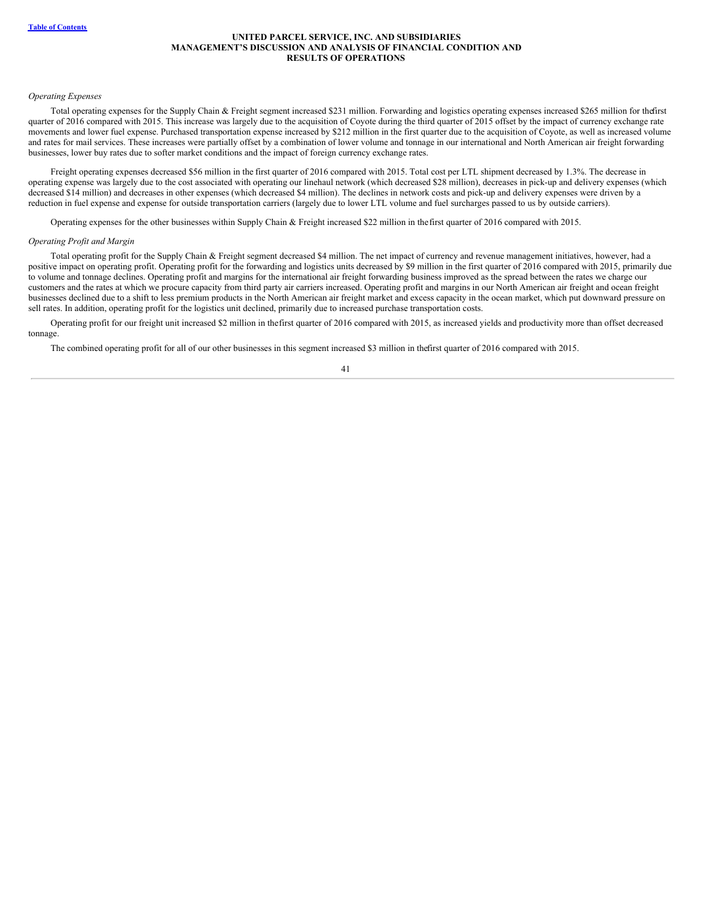*Operating Expenses*

Total operating expenses for the Supply Chain & Freight segment increased $231 million. Forwarding and logistics operating expenses increased $265 million for the first quarter of 2016 compared with 2015. This increase was largely due to the acquisition of Coyote during the third quarter of 2015 offset by the impact of currency exchange rate movements and lower fuel expense. Purchased transportation expense increased by $212 million in the first quarter due to the acquisition of Coyote, as well as increased volume and rates for mail services. These increases were partially offset by a combination of lower volume and tonnage in our international and North American air freight forwarding businesses, lower buy rates due to softer market conditions and the impact of foreign currency exchange rates.

Freight operating expenses decreased $56 million in the first quarter of 2016 compared with 2015. Total cost per LTL shipment decreased by 1.3%. The decrease in operating expense was largely due to the cost associated with operating our linehaul network (which decreased $28 million), decreases in pick-up and delivery expenses (which decreased $14 million) and decreases in other expenses (which decreased $4 million). The declines in network costs and pick-up and delivery expenses were driven by a reduction in fuel expense and expense for outside transportation carriers (largely due to lower LTL volume and fuel surcharges passed to us by outside carriers).

Operating expenses for the other businesses within Supply Chain & Freight increased $22 million in the first quarter of 2016 compared with 2015.

*Operating Profit and Margin*

Total operating profit for the Supply Chain & Freight segment decreased $4 million. The net impact of currency and revenue management initiatives, however, had a positive impact on operating profit. Operating profit for the forwarding and logistics units decreased by $9 million in the first quarter of 2016 compared with 2015, primarily due to volume and tonnage declines. Operating profit and margins for the international air freight forwarding business improved as the spread between the rates we charge our customers and the rates at which we procure capacity from third party air carriers increased. Operating profit and margins in our North American air freight and ocean freight businesses declined due to a shift to less premium products in the North American air freight market and excess capacity in the ocean market, which put downward pressure on sell rates. In addition, operating profit for the logistics unit declined, primarily due to increased purchase transportation costs.

Operating profit for our freight unit increased $2 million in the first quarter of 2016 compared with 2015, as increased yields and productivity more than offset decreased tonnage.

The combined operating profit for all of our other businesses in this segment increased $3 million in the first quarter of 2016 compared with 2015.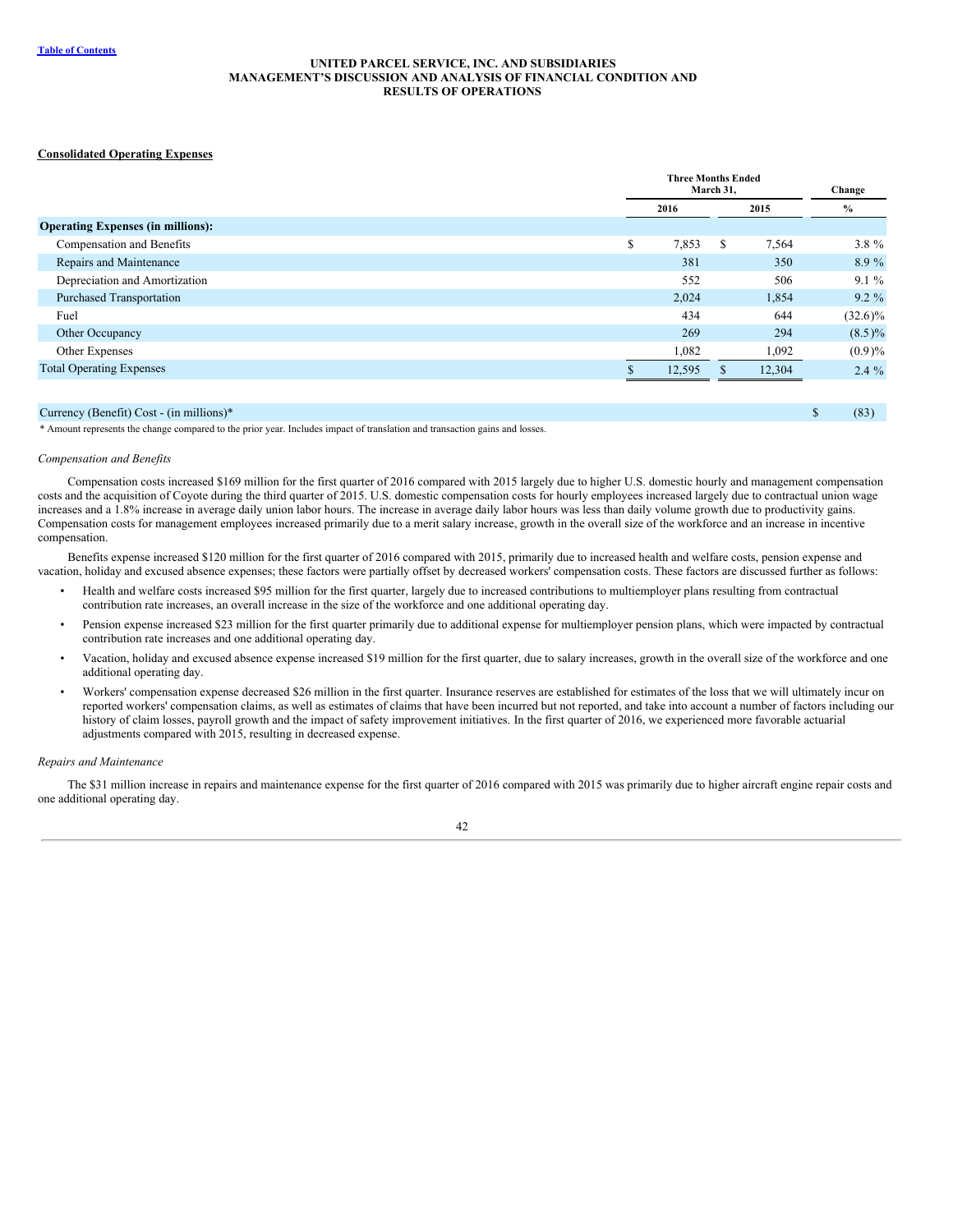### Consolidated Operating Expenses

| | Three Months Ended March 31, | | Change |
|---|---|---|---|
| | 2016 | 2015 | % |
| **Operating Expenses (in millions):** | | | |
| Compensation and Benefits | $ 7,853 | $ 7,564 | 3.8 % |
| Repairs and Maintenance | 381 | 350 | 8.9 % |
| Depreciation and Amortization | 552 | 506 | 9.1 % |
| Purchased Transportation | 2,024 | 1,854 | 9.2 % |
| Fuel | 434 | 644 | (32.6)% |
| Other Occupancy | 269 | 294 | (8.5)% |
| Other Expenses | 1,082 | 1,092 | (0.9)% |
| Total Operating Expenses | $ 12,595 | $ 12,304 | 2.4 % |
| | | | |
| Currency (Benefit) Cost - (in millions)* | | | $ (83) |

* Amount represents the change compared to the prior year. Includes impact of translation and transaction gains and losses.

*Compensation and Benefits*

Compensation costs increased $169 million for the first quarter of 2016 compared with 2015 largely due to higher U.S. domestic hourly and management compensation costs and the acquisition of Coyote during the third quarter of 2015. U.S. domestic compensation costs for hourly employees increased largely due to contractual union wage increases and a 1.8% increase in average daily union labor hours. The increase in average daily labor hours was less than daily volume growth due to productivity gains. Compensation costs for management employees increased primarily due to a merit salary increase, growth in the overall size of the workforce and an increase in incentive compensation.

Benefits expense increased $120 million for the first quarter of 2016 compared with 2015, primarily due to increased health and welfare costs, pension expense and vacation, holiday and excused absence expenses; these factors were partially offset by decreased workers' compensation costs. These factors are discussed further as follows:

- Health and welfare costs increased $95 million for the first quarter, largely due to increased contributions to multiemployer plans resulting from contractual contribution rate increases, an overall increase in the size of the workforce and one additional operating day.
- Pension expense increased $23 million for the first quarter primarily due to additional expense for multiemployer pension plans, which were impacted by contractual contribution rate increases and one additional operating day.
- Vacation, holiday and excused absence expense increased $19 million for the first quarter, due to salary increases, growth in the overall size of the workforce and one additional operating day.
- Workers' compensation expense decreased $26 million in the first quarter. Insurance reserves are established for estimates of the loss that we will ultimately incur on reported workers' compensation claims, as well as estimates of claims that have been incurred but not reported, and take into account a number of factors including our history of claim losses, payroll growth and the impact of safety improvement initiatives. In the first quarter of 2016, we experienced more favorable actuarial adjustments compared with 2015, resulting in decreased expense.

*Repairs and Maintenance*

The $31 million increase in repairs and maintenance expense for the first quarter of 2016 compared with 2015 was primarily due to higher aircraft engine repair costs and one additional operating day.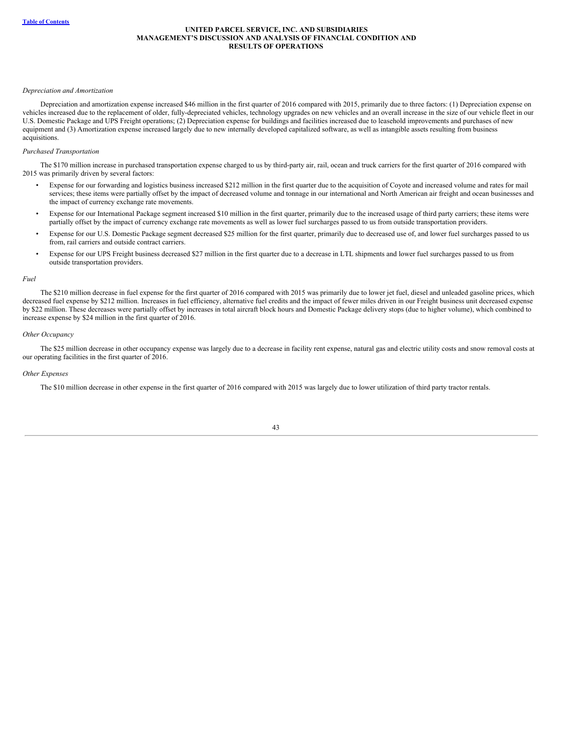*Depreciation and Amortization*

Depreciation and amortization expense increased $46 million in the first quarter of 2016 compared with 2015, primarily due to three factors: (1) Depreciation expense on vehicles increased due to the replacement of older, fully-depreciated vehicles, technology upgrades on new vehicles and an overall increase in the size of our vehicle fleet in our U.S. Domestic Package and UPS Freight operations; (2) Depreciation expense for buildings and facilities increased due to leasehold improvements and purchases of new equipment and (3) Amortization expense increased largely due to new internally developed capitalized software, as well as intangible assets resulting from business acquisitions.

*Purchased Transportation*

The $170 million increase in purchased transportation expense charged to us by third-party air, rail, ocean and truck carriers for the first quarter of 2016 compared with 2015 was primarily driven by several factors:

- Expense for our forwarding and logistics business increased $212 million in the first quarter due to the acquisition of Coyote and increased volume and rates for mail services; these items were partially offset by the impact of decreased volume and tonnage in our international and North American air freight and ocean businesses and the impact of currency exchange rate movements.
- Expense for our International Package segment increased $10 million in the first quarter, primarily due to the increased usage of third party carriers; these items were partially offset by the impact of currency exchange rate movements as well as lower fuel surcharges passed to us from outside transportation providers.
- Expense for our U.S. Domestic Package segment decreased $25 million for the first quarter, primarily due to decreased use of, and lower fuel surcharges passed to us from, rail carriers and outside contract carriers.
- Expense for our UPS Freight business decreased $27 million in the first quarter due to a decrease in LTL shipments and lower fuel surcharges passed to us from outside transportation providers.

*Fuel*

The $210 million decrease in fuel expense for the first quarter of 2016 compared with 2015 was primarily due to lower jet fuel, diesel and unleaded gasoline prices, which decreased fuel expense by $212 million. Increases in fuel efficiency, alternative fuel credits and the impact of fewer miles driven in our Freight business unit decreased expense by $22 million. These decreases were partially offset by increases in total aircraft block hours and Domestic Package delivery stops (due to higher volume), which combined to increase expense by $24 million in the first quarter of 2016.

*Other Occupancy*

The $25 million decrease in other occupancy expense was largely due to a decrease in facility rent expense, natural gas and electric utility costs and snow removal costs at our operating facilities in the first quarter of 2016.

*Other Expenses*

The $10 million decrease in other expense in the first quarter of 2016 compared with 2015 was largely due to lower utilization of third party tractor rentals.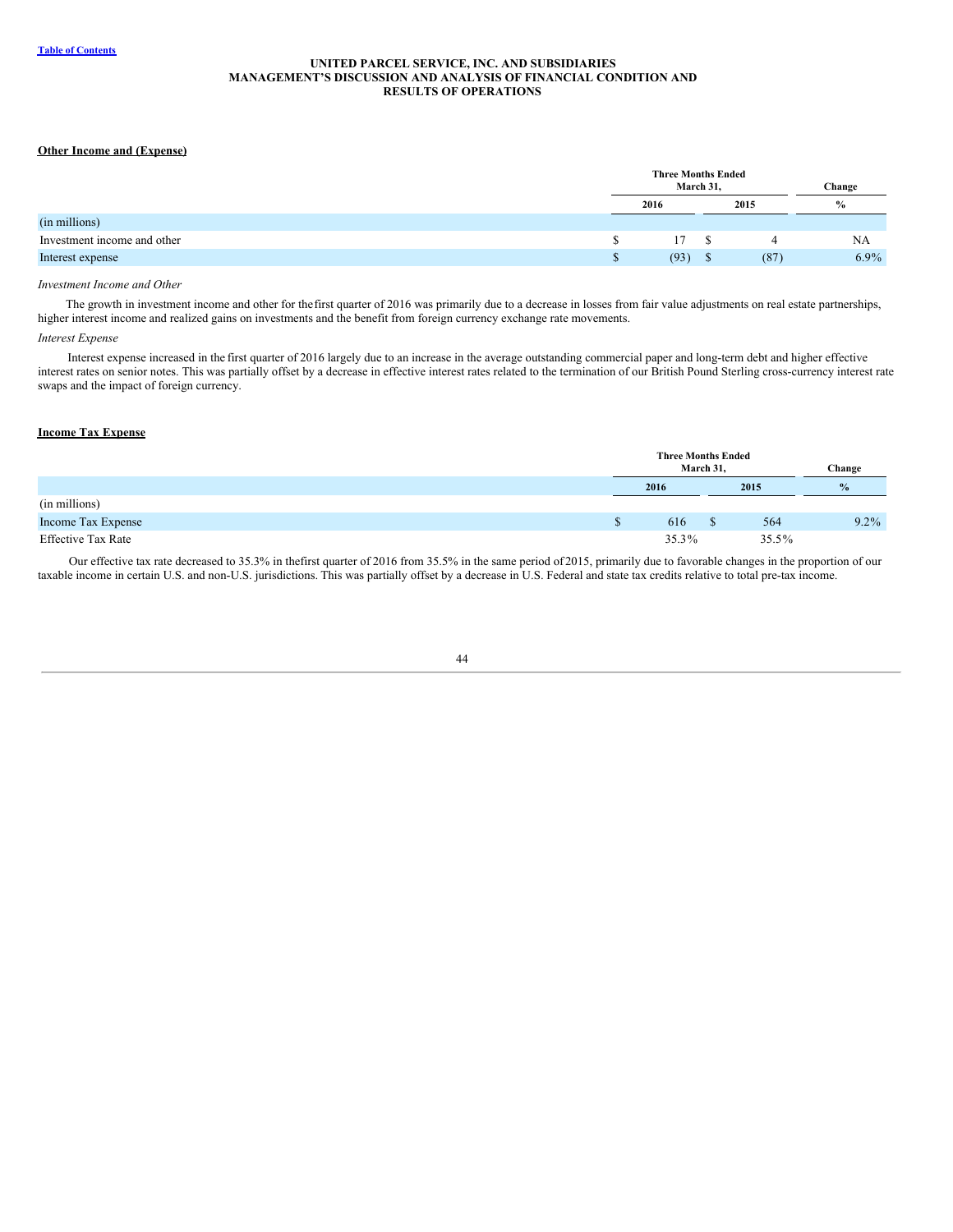**Other Income and (Expense)**

| | Three Months Ended March 31, | | Change |
|---|---|---|---|
| | 2016 | 2015 | % |
| (in millions) | | | |
| Investment income and other | $ 17 | $ 4 | NA |
| Interest expense | $ (93) | $ (87) | 6.9% |

*Investment Income and Other*

The growth in investment income and other for the first quarter of 2016 was primarily due to a decrease in losses from fair value adjustments on real estate partnerships, higher interest income and realized gains on investments and the benefit from foreign currency exchange rate movements.

*Interest Expense*

Interest expense increased in the first quarter of 2016 largely due to an increase in the average outstanding commercial paper and long-term debt and higher effective interest rates on senior notes. This was partially offset by a decrease in effective interest rates related to the termination of our British Pound Sterling cross-currency interest rate swaps and the impact of foreign currency.

**Income Tax Expense**

| | Three Months Ended March 31, | | Change |
|---|---|---|---|
| | 2016 | 2015 | % |
| (in millions) | | | |
| Income Tax Expense | $ 616 | $ 564 | 9.2% |
| Effective Tax Rate | 35.3% | 35.5% | |

Our effective tax rate decreased to 35.3% in the first quarter of 2016 from 35.5% in the same period of 2015, primarily due to favorable changes in the proportion of our taxable income in certain U.S. and non-U.S. jurisdictions. This was partially offset by a decrease in U.S. Federal and state tax credits relative to total pre-tax income.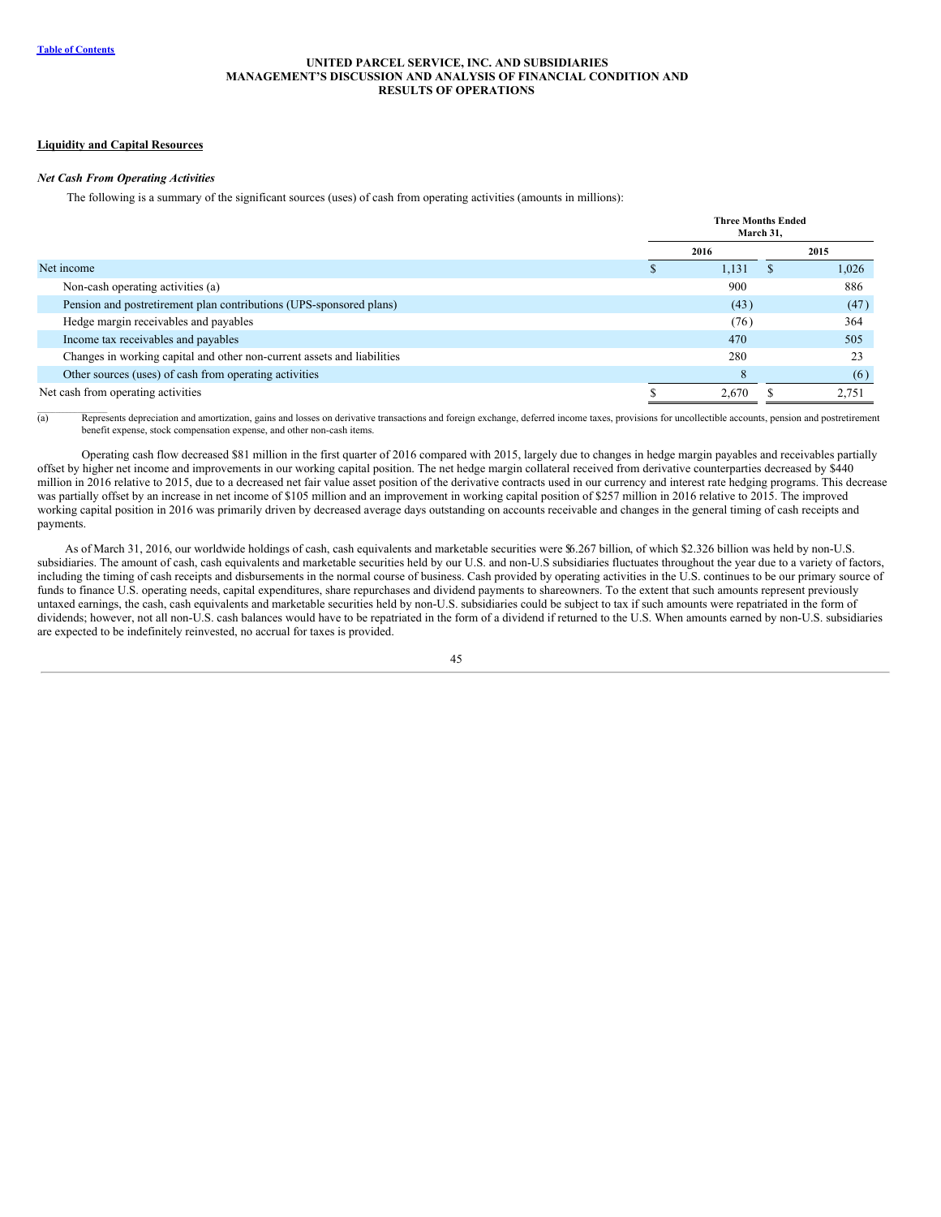## Liquidity and Capital Resources

### *Net Cash From Operating Activities*

The following is a summary of the significant sources (uses) of cash from operating activities (amounts in millions):

| | Three Months Ended March 31, | |
|---|---|---|
| | 2016 | 2015 |
| Net income | $ 1,131 | $ 1,026 |
| Non-cash operating activities (a) | 900 | 886 |
| Pension and postretirement plan contributions (UPS-sponsored plans) | (43) | (47) |
| Hedge margin receivables and payables | (76) | 364 |
| Income tax receivables and payables | 470 | 505 |
| Changes in working capital and other non-current assets and liabilities | 280 | 23 |
| Other sources (uses) of cash from operating activities | 8 | (6) |
| Net cash from operating activities | $ 2,670 | $ 2,751 |

(a) Represents depreciation and amortization, gains and losses on derivative transactions and foreign exchange, deferred income taxes, provisions for uncollectible accounts, pension and postretirement benefit expense, stock compensation expense, and other non-cash items.

Operating cash flow decreased $81 million in the first quarter of 2016 compared with 2015, largely due to changes in hedge margin payables and receivables partially offset by higher net income and improvements in our working capital position. The net hedge margin collateral received from derivative counterparties decreased by $440 million in 2016 relative to 2015, due to a decreased net fair value asset position of the derivative contracts used in our currency and interest rate hedging programs. This decrease was partially offset by an increase in net income of $105 million and an improvement in working capital position of $257 million in 2016 relative to 2015. The improved working capital position in 2016 was primarily driven by decreased average days outstanding on accounts receivable and changes in the general timing of cash receipts and payments.

As of March 31, 2016, our worldwide holdings of cash, cash equivalents and marketable securities were $6.267 billion, of which $2.326 billion was held by non-U.S. subsidiaries. The amount of cash, cash equivalents and marketable securities held by our U.S. and non-U.S subsidiaries fluctuates throughout the year due to a variety of factors, including the timing of cash receipts and disbursements in the normal course of business. Cash provided by operating activities in the U.S. continues to be our primary source of funds to finance U.S. operating needs, capital expenditures, share repurchases and dividend payments to shareowners. To the extent that such amounts represent previously untaxed earnings, the cash, cash equivalents and marketable securities held by non-U.S. subsidiaries could be subject to tax if such amounts were repatriated in the form of dividends; however, not all non-U.S. cash balances would have to be repatriated in the form of a dividend if returned to the U.S. When amounts earned by non-U.S. subsidiaries are expected to be indefinitely reinvested, no accrual for taxes is provided.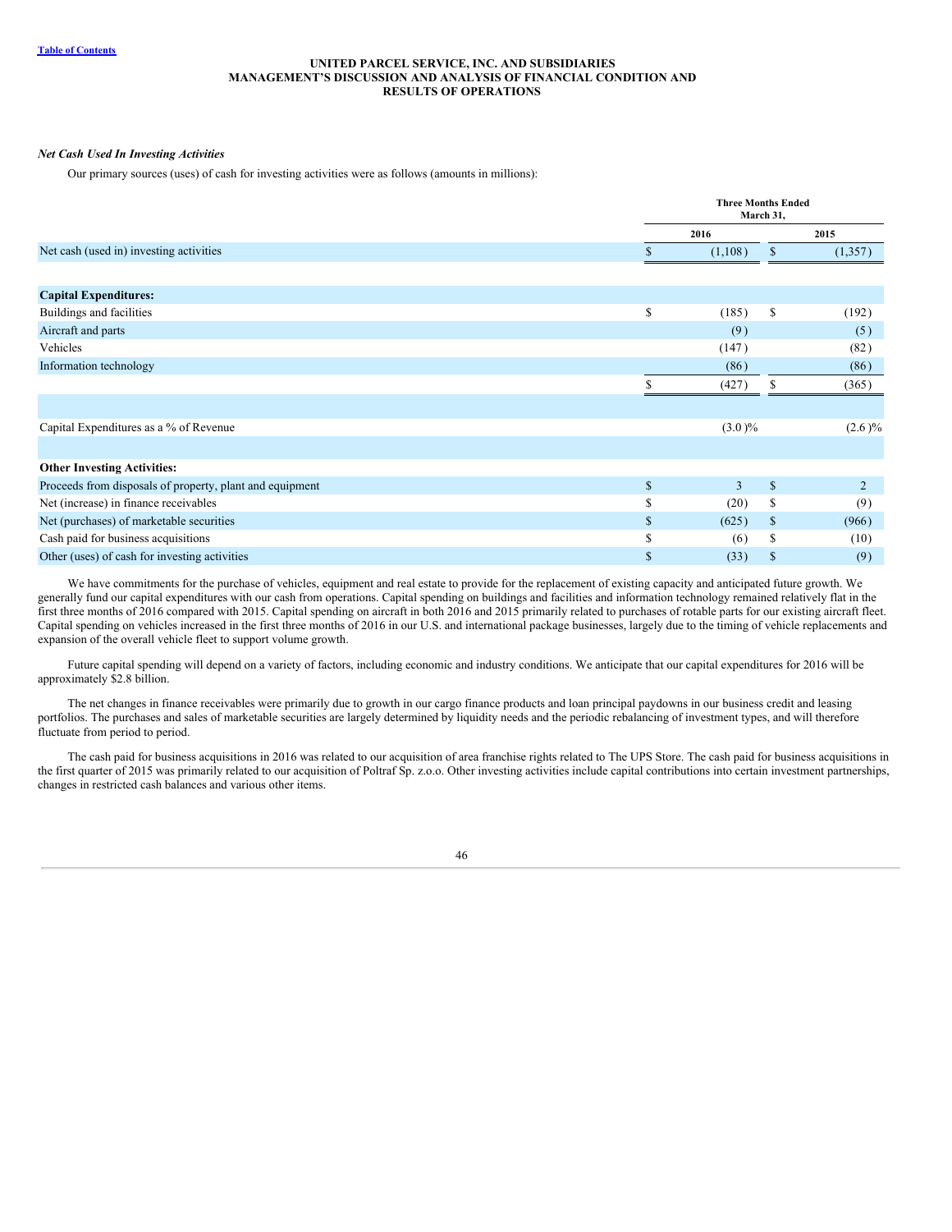### *Net Cash Used In Investing Activities*

Our primary sources (uses) of cash for investing activities were as follows (amounts in millions):

| | Three Months Ended March 31, | |
|---|---|---|
| | 2016 | 2015 |
| Net cash (used in) investing activities | $ (1,108) | $ (1,357) |
| | | |
| **Capital Expenditures:** | | |
| Buildings and facilities | $ (185) | $ (192) |
| Aircraft and parts | (9) | (5) |
| Vehicles | (147) | (82) |
| Information technology | (86) | (86) |
| | $ (427) | $ (365) |
| | | |
| Capital Expenditures as a % of Revenue | (3.0)% | (2.6)% |
| | | |
| **Other Investing Activities:** | | |
| Proceeds from disposals of property, plant and equipment | $ 3 | $ 2 |
| Net (increase) in finance receivables | $ (20) | $ (9) |
| Net (purchases) of marketable securities | $ (625) | $ (966) |
| Cash paid for business acquisitions | $ (6) | $ (10) |
| Other (uses) of cash for investing activities | $ (33) | $ (9) |

We have commitments for the purchase of vehicles, equipment and real estate to provide for the replacement of existing capacity and anticipated future growth. We generally fund our capital expenditures with our cash from operations. Capital spending on buildings and facilities and information technology remained relatively flat in the first three months of 2016 compared with 2015. Capital spending on aircraft in both 2016 and 2015 primarily related to purchases of rotable parts for our existing aircraft fleet. Capital spending on vehicles increased in the first three months of 2016 in our U.S. and international package businesses, largely due to the timing of vehicle replacements and expansion of the overall vehicle fleet to support volume growth.

Future capital spending will depend on a variety of factors, including economic and industry conditions. We anticipate that our capital expenditures for 2016 will be approximately $2.8 billion.

The net changes in finance receivables were primarily due to growth in our cargo finance products and loan principal paydowns in our business credit and leasing portfolios. The purchases and sales of marketable securities are largely determined by liquidity needs and the periodic rebalancing of investment types, and will therefore fluctuate from period to period.

The cash paid for business acquisitions in 2016 was related to our acquisition of area franchise rights related to The UPS Store. The cash paid for business acquisitions in the first quarter of 2015 was primarily related to our acquisition of Poltraf Sp. z.o.o. Other investing activities include capital contributions into certain investment partnerships, changes in restricted cash balances and various other items.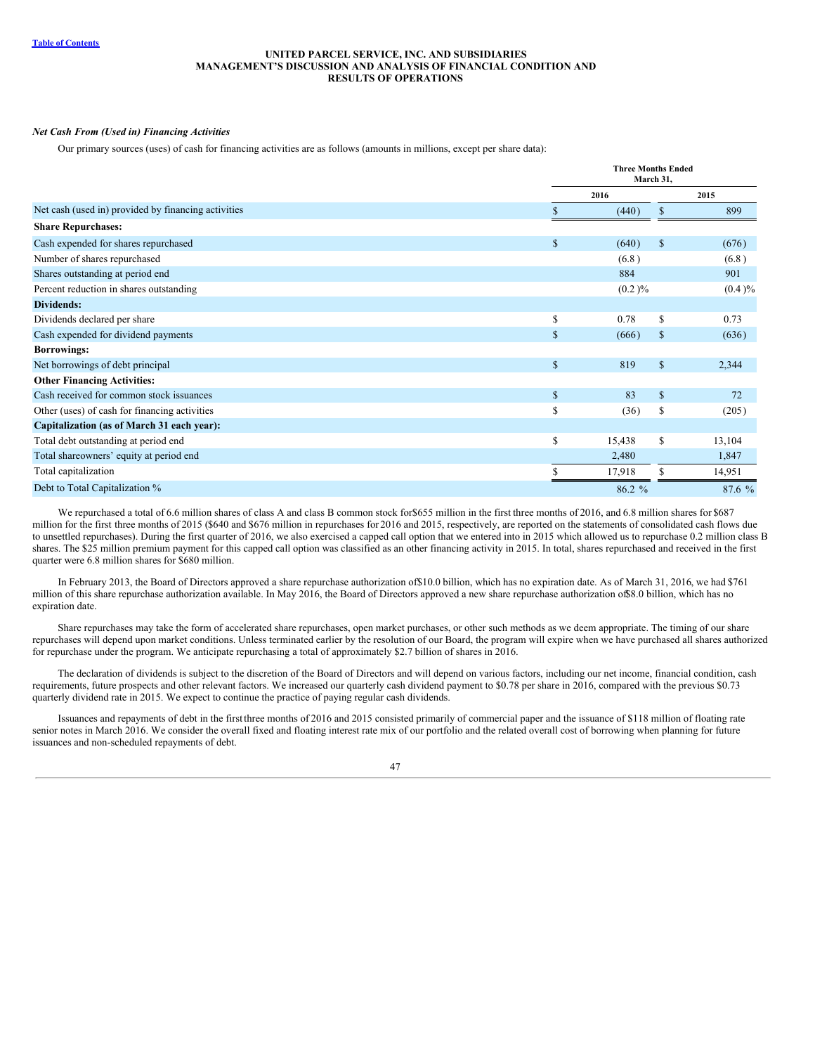**UNITED PARCEL SERVICE, INC. AND SUBSIDIARIES**
**MANAGEMENT'S DISCUSSION AND ANALYSIS OF FINANCIAL CONDITION AND RESULTS OF OPERATIONS**

### *Net Cash From (Used in) Financing Activities*

Our primary sources (uses) of cash for financing activities are as follows (amounts in millions, except per share data):

| | Three Months Ended March 31, | |
|---|---|---|
| | 2016 | 2015 |
| Net cash (used in) provided by financing activities | $ (440) | $ 899 |
| **Share Repurchases:** | | |
| Cash expended for shares repurchased | $ (640) | $ (676) |
| Number of shares repurchased | (6.8) | (6.8) |
| Shares outstanding at period end | 884 | 901 |
| Percent reduction in shares outstanding | (0.2)% | (0.4)% |
| **Dividends:** | | |
| Dividends declared per share | $ 0.78 | $ 0.73 |
| Cash expended for dividend payments | $ (666) | $ (636) |
| **Borrowings:** | | |
| Net borrowings of debt principal | $ 819 | $ 2,344 |
| **Other Financing Activities:** | | |
| Cash received for common stock issuances | $ 83 | $ 72 |
| Other (uses) of cash for financing activities | $ (36) | $ (205) |
| **Capitalization (as of March 31 each year):** | | |
| Total debt outstanding at period end | $ 15,438 | $ 13,104 |
| Total shareowners' equity at period end | 2,480 | 1,847 |
| Total capitalization | $ 17,918 | $ 14,951 |
| Debt to Total Capitalization % | 86.2 % | 87.6 % |

We repurchased a total of 6.6 million shares of class A and class B common stock for $655 million in the first three months of 2016, and 6.8 million shares for $687 million for the first three months of 2015 ($640 and $676 million in repurchases for 2016 and 2015, respectively, are reported on the statements of consolidated cash flows due to unsettled repurchases). During the first quarter of 2016, we also exercised a capped call option that we entered into in 2015 which allowed us to repurchase 0.2 million class B shares. The $25 million premium payment for this capped call option was classified as an other financing activity in 2015. In total, shares repurchased and received in the first quarter were 6.8 million shares for $680 million.

In February 2013, the Board of Directors approved a share repurchase authorization of $10.0 billion, which has no expiration date. As of March 31, 2016, we had $761 million of this share repurchase authorization available. In May 2016, the Board of Directors approved a new share repurchase authorization of $8.0 billion, which has no expiration date.

Share repurchases may take the form of accelerated share repurchases, open market purchases, or other such methods as we deem appropriate. The timing of our share repurchases will depend upon market conditions. Unless terminated earlier by the resolution of our Board, the program will expire when we have purchased all shares authorized for repurchase under the program. We anticipate repurchasing a total of approximately $2.7 billion of shares in 2016.

The declaration of dividends is subject to the discretion of the Board of Directors and will depend on various factors, including our net income, financial condition, cash requirements, future prospects and other relevant factors. We increased our quarterly cash dividend payment to $0.78 per share in 2016, compared with the previous $0.73 quarterly dividend rate in 2015. We expect to continue the practice of paying regular cash dividends.

Issuances and repayments of debt in the first three months of 2016 and 2015 consisted primarily of commercial paper and the issuance of $118 million of floating rate senior notes in March 2016. We consider the overall fixed and floating interest rate mix of our portfolio and the related overall cost of borrowing when planning for future issuances and non-scheduled repayments of debt.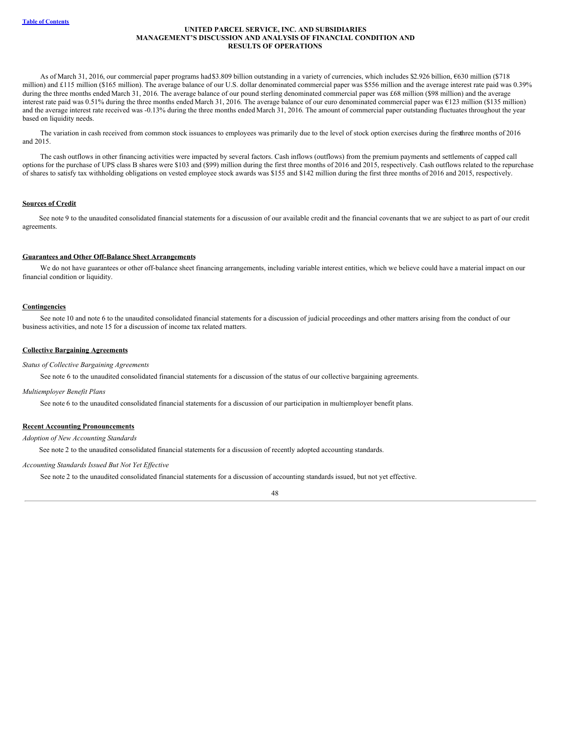As of March 31, 2016, our commercial paper programs had $3.809 billion outstanding in a variety of currencies, which includes $2.926 billion, €630 million ($718 million) and £115 million ($165 million). The average balance of our U.S. dollar denominated commercial paper was $556 million and the average interest rate paid was 0.39% during the three months ended March 31, 2016. The average balance of our pound sterling denominated commercial paper was £68 million ($98 million) and the average interest rate paid was 0.51% during the three months ended March 31, 2016. The average balance of our euro denominated commercial paper was €123 million ($135 million) and the average interest rate received was -0.13% during the three months ended March 31, 2016. The amount of commercial paper outstanding fluctuates throughout the year based on liquidity needs.

The variation in cash received from common stock issuances to employees was primarily due to the level of stock option exercises during the first three months of 2016 and 2015.

The cash outflows in other financing activities were impacted by several factors. Cash inflows (outflows) from the premium payments and settlements of capped call options for the purchase of UPS class B shares were $103 and ($99) million during the first three months of 2016 and 2015, respectively. Cash outflows related to the repurchase of shares to satisfy tax withholding obligations on vested employee stock awards was $155 and $142 million during the first three months of 2016 and 2015, respectively.

## Sources of Credit

See note 9 to the unaudited consolidated financial statements for a discussion of our available credit and the financial covenants that we are subject to as part of our credit agreements.

## Guarantees and Other Off-Balance Sheet Arrangements

We do not have guarantees or other off-balance sheet financing arrangements, including variable interest entities, which we believe could have a material impact on our financial condition or liquidity.

## Contingencies

See note 10 and note 6 to the unaudited consolidated financial statements for a discussion of judicial proceedings and other matters arising from the conduct of our business activities, and note 15 for a discussion of income tax related matters.

## Collective Bargaining Agreements

*Status of Collective Bargaining Agreements*

See note 6 to the unaudited consolidated financial statements for a discussion of the status of our collective bargaining agreements.

*Multiemployer Benefit Plans*

See note 6 to the unaudited consolidated financial statements for a discussion of our participation in multiemployer benefit plans.

## Recent Accounting Pronouncements

*Adoption of New Accounting Standards*

See note 2 to the unaudited consolidated financial statements for a discussion of recently adopted accounting standards.

*Accounting Standards Issued But Not Yet Effective*

See note 2 to the unaudited consolidated financial statements for a discussion of accounting standards issued, but not yet effective.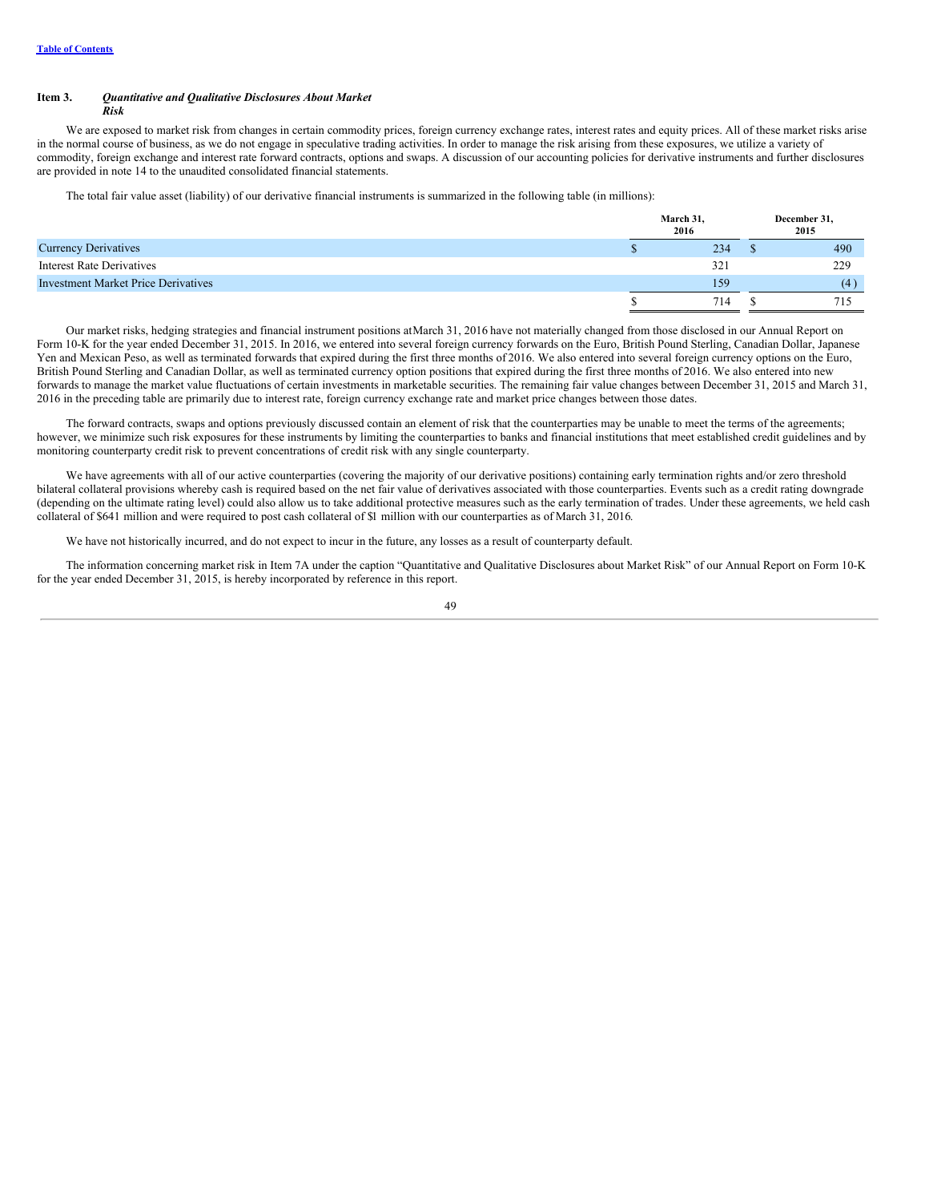### Item 3. *Quantitative and Qualitative Disclosures About Market Risk*

We are exposed to market risk from changes in certain commodity prices, foreign currency exchange rates, interest rates and equity prices. All of these market risks arise in the normal course of business, as we do not engage in speculative trading activities. In order to manage the risk arising from these exposures, we utilize a variety of commodity, foreign exchange and interest rate forward contracts, options and swaps. A discussion of our accounting policies for derivative instruments and further disclosures are provided in note 14 to the unaudited consolidated financial statements.

The total fair value asset (liability) of our derivative financial instruments is summarized in the following table (in millions):

| | March 31, 2016 | December 31, 2015 |
|---|---|---|
| Currency Derivatives | $ 234 | $ 490 |
| Interest Rate Derivatives | 321 | 229 |
| Investment Market Price Derivatives | 159 | (4) |
| | $ 714 | $ 715 |

Our market risks, hedging strategies and financial instrument positions at March 31, 2016 have not materially changed from those disclosed in our Annual Report on Form 10-K for the year ended December 31, 2015. In 2016, we entered into several foreign currency forwards on the Euro, British Pound Sterling, Canadian Dollar, Japanese Yen and Mexican Peso, as well as terminated forwards that expired during the first three months of 2016. We also entered into several foreign currency options on the Euro, British Pound Sterling and Canadian Dollar, as well as terminated currency option positions that expired during the first three months of 2016. We also entered into new forwards to manage the market value fluctuations of certain investments in marketable securities. The remaining fair value changes between December 31, 2015 and March 31, 2016 in the preceding table are primarily due to interest rate, foreign currency exchange rate and market price changes between those dates.

The forward contracts, swaps and options previously discussed contain an element of risk that the counterparties may be unable to meet the terms of the agreements; however, we minimize such risk exposures for these instruments by limiting the counterparties to banks and financial institutions that meet established credit guidelines and by monitoring counterparty credit risk to prevent concentrations of credit risk with any single counterparty.

We have agreements with all of our active counterparties (covering the majority of our derivative positions) containing early termination rights and/or zero threshold bilateral collateral provisions whereby cash is required based on the net fair value of derivatives associated with those counterparties. Events such as a credit rating downgrade (depending on the ultimate rating level) could also allow us to take additional protective measures such as the early termination of trades. Under these agreements, we held cash collateral of $641 million and were required to post cash collateral of $1 million with our counterparties as of March 31, 2016.

We have not historically incurred, and do not expect to incur in the future, any losses as a result of counterparty default.

The information concerning market risk in Item 7A under the caption "Quantitative and Qualitative Disclosures about Market Risk" of our Annual Report on Form 10-K for the year ended December 31, 2015, is hereby incorporated by reference in this report.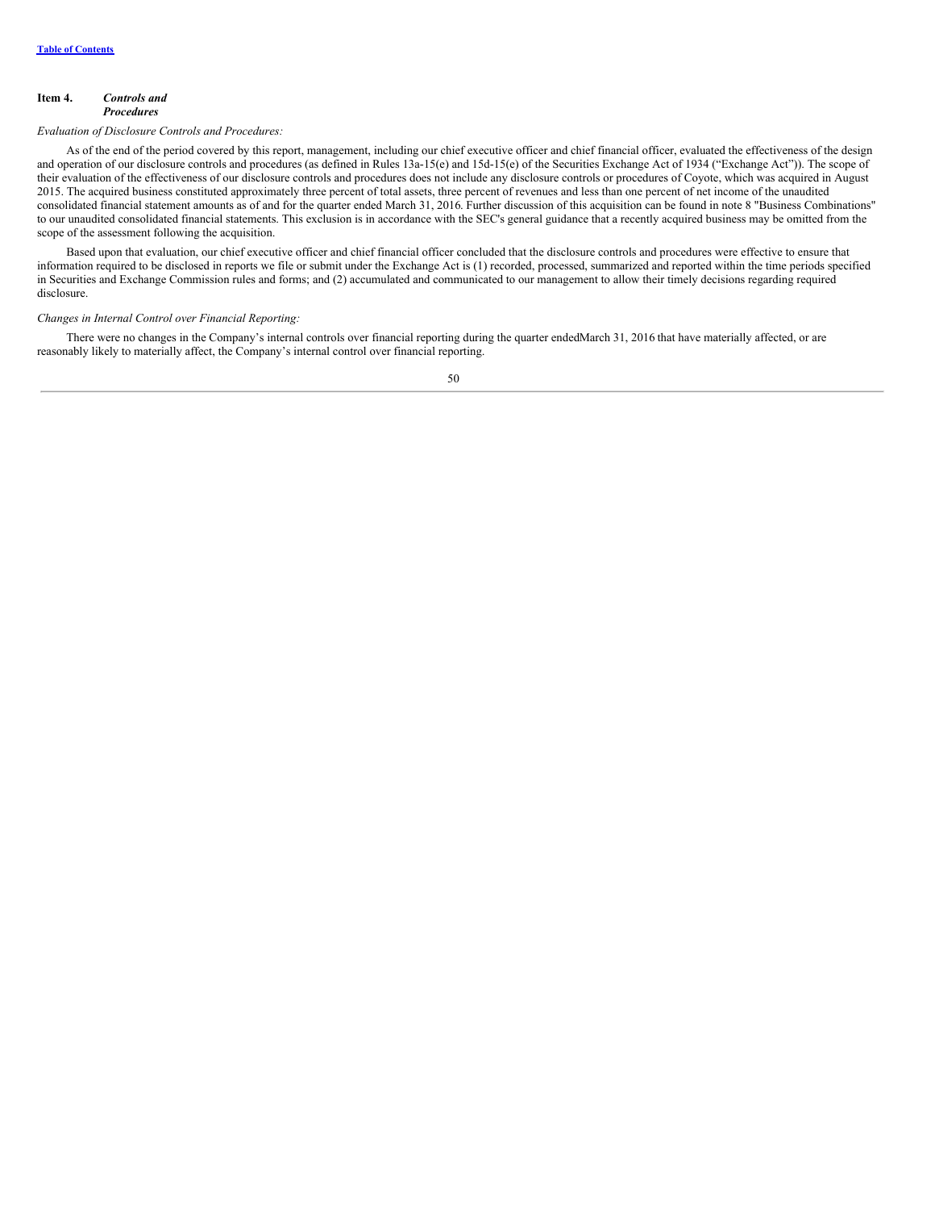[Table of Contents](#)

## Item 4. *Controls and Procedures*

*Evaluation of Disclosure Controls and Procedures:*

As of the end of the period covered by this report, management, including our chief executive officer and chief financial officer, evaluated the effectiveness of the design and operation of our disclosure controls and procedures (as defined in Rules 13a-15(e) and 15d-15(e) of the Securities Exchange Act of 1934 ("Exchange Act")). The scope of their evaluation of the effectiveness of our disclosure controls and procedures does not include any disclosure controls or procedures of Coyote, which was acquired in August 2015. The acquired business constituted approximately three percent of total assets, three percent of revenues and less than one percent of net income of the unaudited consolidated financial statement amounts as of and for the quarter ended March 31, 2016. Further discussion of this acquisition can be found in note 8 "Business Combinations" to our unaudited consolidated financial statements. This exclusion is in accordance with the SEC's general guidance that a recently acquired business may be omitted from the scope of the assessment following the acquisition.

Based upon that evaluation, our chief executive officer and chief financial officer concluded that the disclosure controls and procedures were effective to ensure that information required to be disclosed in reports we file or submit under the Exchange Act is (1) recorded, processed, summarized and reported within the time periods specified in Securities and Exchange Commission rules and forms; and (2) accumulated and communicated to our management to allow their timely decisions regarding required disclosure.

*Changes in Internal Control over Financial Reporting:*

There were no changes in the Company's internal controls over financial reporting during the quarter endedMarch 31, 2016 that have materially affected, or are reasonably likely to materially affect, the Company's internal control over financial reporting.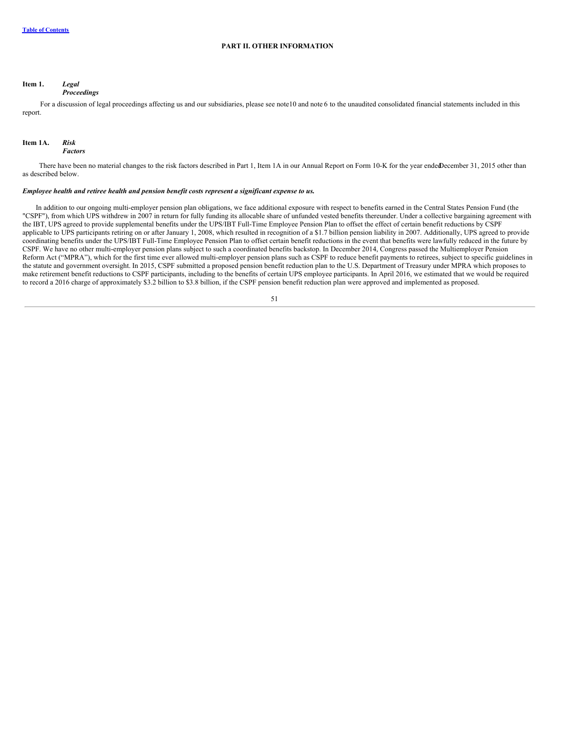[Table of Contents](#)

## PART II. OTHER INFORMATION

### Item 1. *Legal Proceedings*

For a discussion of legal proceedings affecting us and our subsidiaries, please see note10 and note 6 to the unaudited consolidated financial statements included in this report.

### Item 1A. *Risk Factors*

There have been no material changes to the risk factors described in Part 1, Item 1A in our Annual Report on Form 10-K for the year ended December 31, 2015 other than as described below.

***Employee health and retiree health and pension benefit costs represent a significant expense to us.***

In addition to our ongoing multi-employer pension plan obligations, we face additional exposure with respect to benefits earned in the Central States Pension Fund (the "CSPF"), from which UPS withdrew in 2007 in return for fully funding its allocable share of unfunded vested benefits thereunder. Under a collective bargaining agreement with the IBT, UPS agreed to provide supplemental benefits under the UPS/IBT Full-Time Employee Pension Plan to offset the effect of certain benefit reductions by CSPF applicable to UPS participants retiring on or after January 1, 2008, which resulted in recognition of a $1.7 billion pension liability in 2007. Additionally, UPS agreed to provide coordinating benefits under the UPS/IBT Full-Time Employee Pension Plan to offset certain benefit reductions in the event that benefits were lawfully reduced in the future by CSPF. We have no other multi-employer pension plans subject to such a coordinated benefits backstop. In December 2014, Congress passed the Multiemployer Pension Reform Act ("MPRA"), which for the first time ever allowed multi-employer pension plans such as CSPF to reduce benefit payments to retirees, subject to specific guidelines in the statute and government oversight. In 2015, CSPF submitted a proposed pension benefit reduction plan to the U.S. Department of Treasury under MPRA which proposes to make retirement benefit reductions to CSPF participants, including to the benefits of certain UPS employee participants. In April 2016, we estimated that we would be required to record a 2016 charge of approximately $3.2 billion to $3.8 billion, if the CSPF pension benefit reduction plan were approved and implemented as proposed.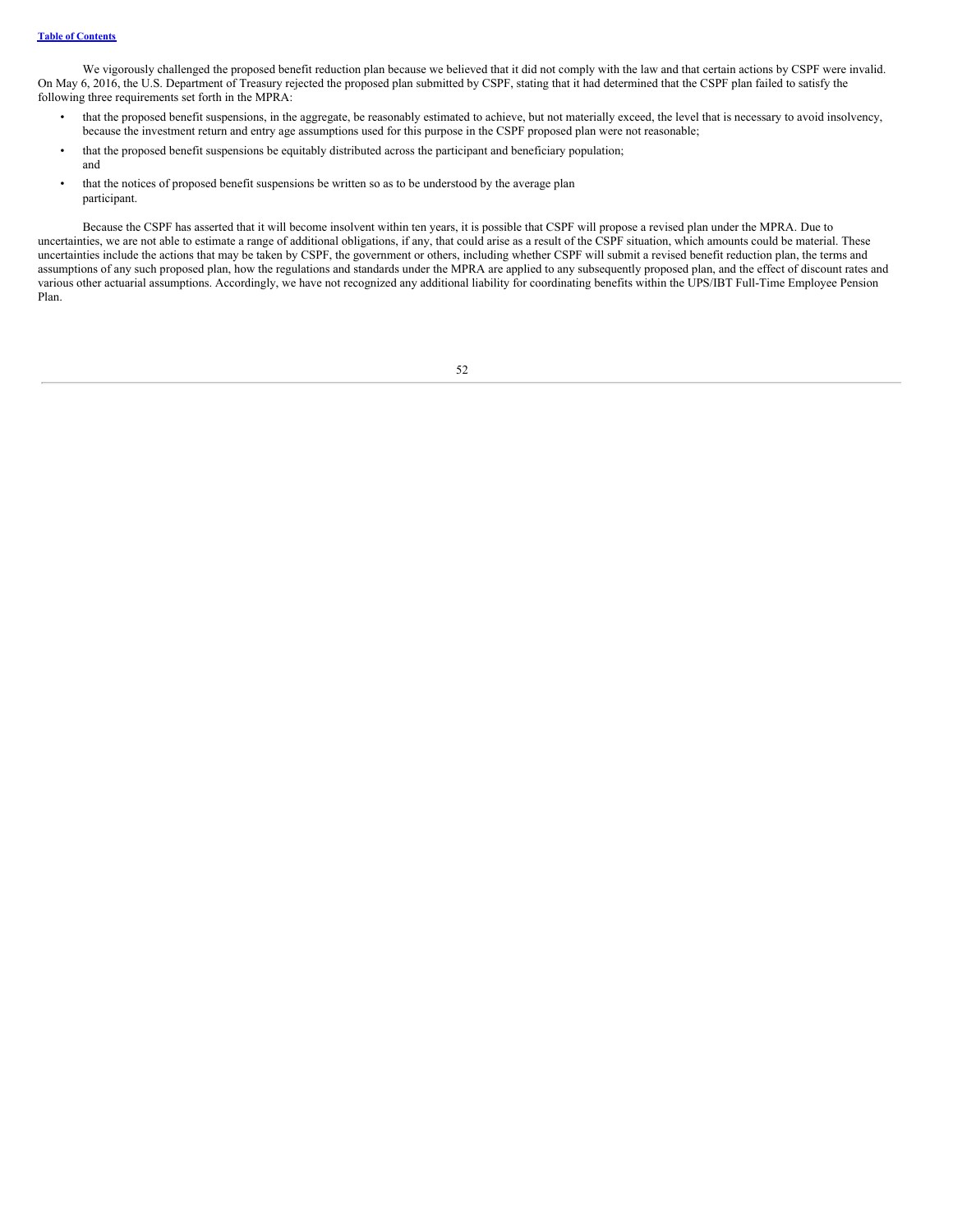We vigorously challenged the proposed benefit reduction plan because we believed that it did not comply with the law and that certain actions by CSPF were invalid. On May 6, 2016, the U.S. Department of Treasury rejected the proposed plan submitted by CSPF, stating that it had determined that the CSPF plan failed to satisfy the following three requirements set forth in the MPRA:

- that the proposed benefit suspensions, in the aggregate, be reasonably estimated to achieve, but not materially exceed, the level that is necessary to avoid insolvency, because the investment return and entry age assumptions used for this purpose in the CSPF proposed plan were not reasonable;
- that the proposed benefit suspensions be equitably distributed across the participant and beneficiary population; and
- that the notices of proposed benefit suspensions be written so as to be understood by the average plan participant.

Because the CSPF has asserted that it will become insolvent within ten years, it is possible that CSPF will propose a revised plan under the MPRA. Due to uncertainties, we are not able to estimate a range of additional obligations, if any, that could arise as a result of the CSPF situation, which amounts could be material. These uncertainties include the actions that may be taken by CSPF, the government or others, including whether CSPF will submit a revised benefit reduction plan, the terms and assumptions of any such proposed plan, how the regulations and standards under the MPRA are applied to any subsequently proposed plan, and the effect of discount rates and various other actuarial assumptions. Accordingly, we have not recognized any additional liability for coordinating benefits within the UPS/IBT Full-Time Employee Pension Plan.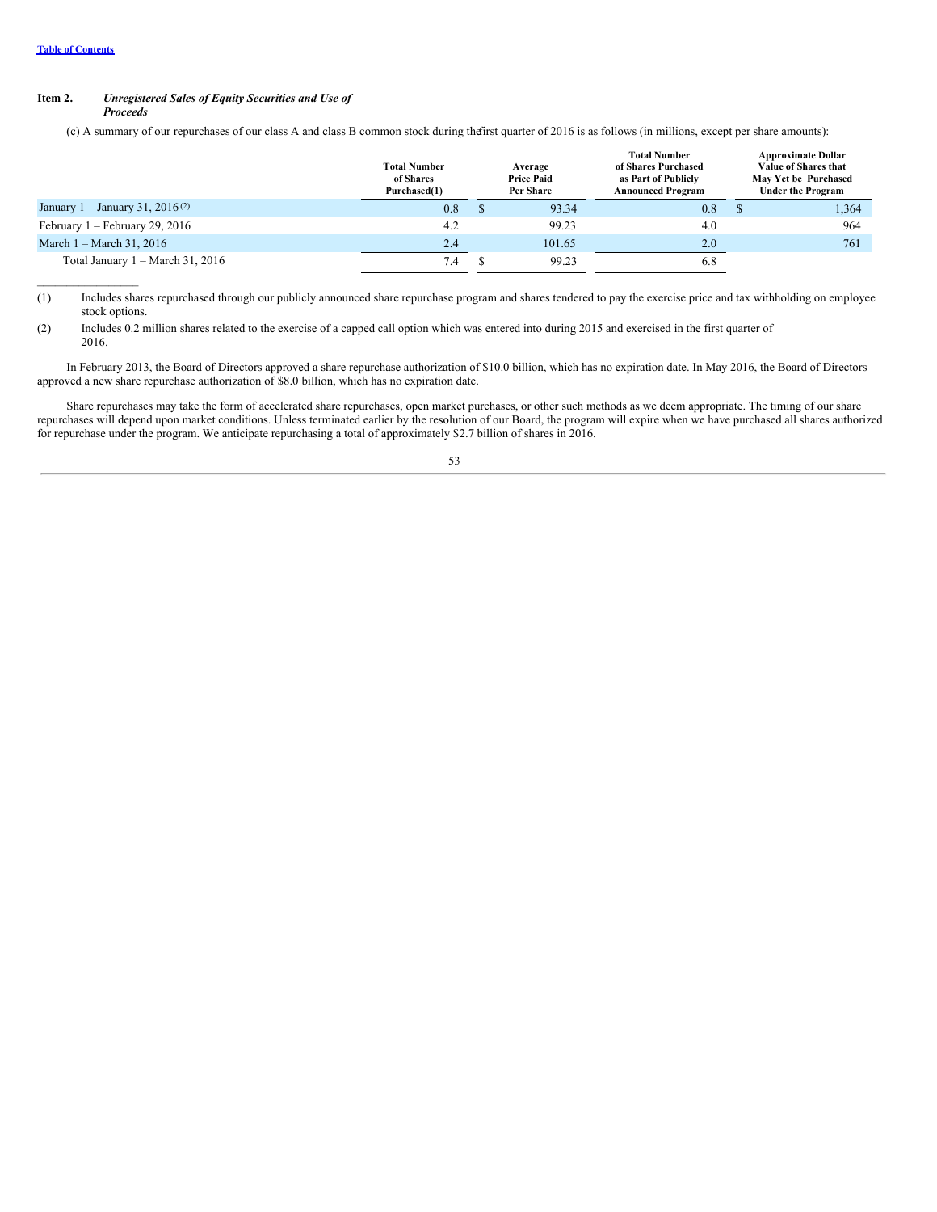**Item 2.** ***Unregistered Sales of Equity Securities and Use of Proceeds***

(c) A summary of our repurchases of our class A and class B common stock during the first quarter of 2016 is as follows (in millions, except per share amounts):

| | Total Number of Shares Purchased(1) | Average Price Paid Per Share | Total Number of Shares Purchased as Part of Publicly Announced Program | Approximate Dollar Value of Shares that May Yet be Purchased Under the Program |
|---|---|---|---|---|
| January 1 – January 31, 2016 (2) | 0.8 | $ 93.34 | 0.8 | $ 1,364 |
| February 1 – February 29, 2016 | 4.2 | 99.23 | 4.0 | 964 |
| March 1 – March 31, 2016 | 2.4 | 101.65 | 2.0 | 761 |
| Total January 1 – March 31, 2016 | 7.4 | $ 99.23 | 6.8 | |

(1) Includes shares repurchased through our publicly announced share repurchase program and shares tendered to pay the exercise price and tax withholding on employee stock options.

(2) Includes 0.2 million shares related to the exercise of a capped call option which was entered into during 2015 and exercised in the first quarter of 2016.

In February 2013, the Board of Directors approved a share repurchase authorization of $10.0 billion, which has no expiration date. In May 2016, the Board of Directors approved a new share repurchase authorization of $8.0 billion, which has no expiration date.

Share repurchases may take the form of accelerated share repurchases, open market purchases, or other such methods as we deem appropriate. The timing of our share repurchases will depend upon market conditions. Unless terminated earlier by the resolution of our Board, the program will expire when we have purchased all shares authorized for repurchase under the program. We anticipate repurchasing a total of approximately $2.7 billion of shares in 2016.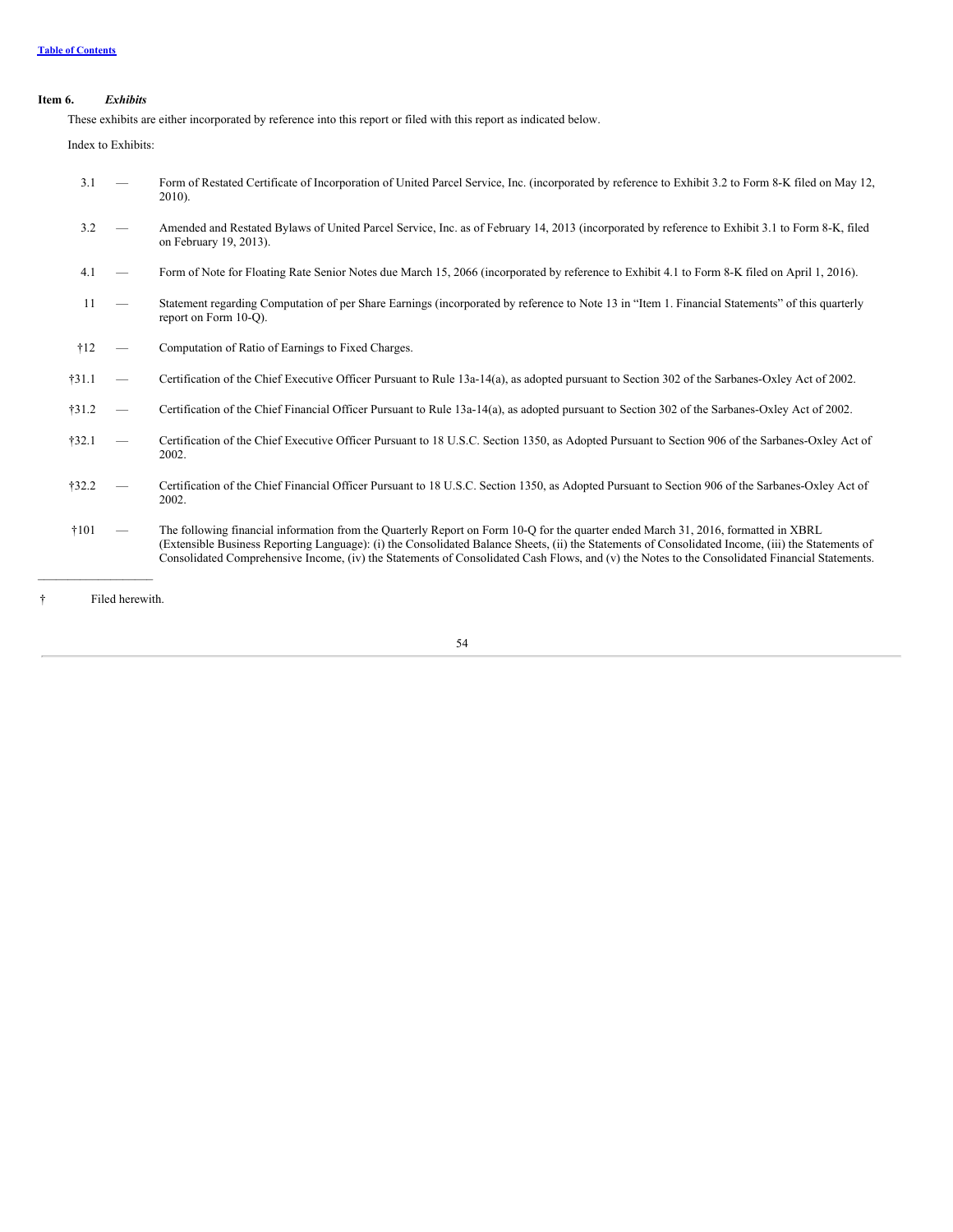**Item 6.** ***Exhibits***

These exhibits are either incorporated by reference into this report or filed with this report as indicated below.

Index to Exhibits:

| | | |
|---|---|---|
| 3.1 | — | Form of Restated Certificate of Incorporation of United Parcel Service, Inc. (incorporated by reference to Exhibit 3.2 to Form 8-K filed on May 12, 2010). |
| 3.2 | — | Amended and Restated Bylaws of United Parcel Service, Inc. as of February 14, 2013 (incorporated by reference to Exhibit 3.1 to Form 8-K, filed on February 19, 2013). |
| 4.1 | — | Form of Note for Floating Rate Senior Notes due March 15, 2066 (incorporated by reference to Exhibit 4.1 to Form 8-K filed on April 1, 2016). |
| 11 | — | Statement regarding Computation of per Share Earnings (incorporated by reference to Note 13 in "Item 1. Financial Statements" of this quarterly report on Form 10-Q). |
| †12 | — | Computation of Ratio of Earnings to Fixed Charges. |
| †31.1 | — | Certification of the Chief Executive Officer Pursuant to Rule 13a-14(a), as adopted pursuant to Section 302 of the Sarbanes-Oxley Act of 2002. |
| †31.2 | — | Certification of the Chief Financial Officer Pursuant to Rule 13a-14(a), as adopted pursuant to Section 302 of the Sarbanes-Oxley Act of 2002. |
| †32.1 | — | Certification of the Chief Executive Officer Pursuant to 18 U.S.C. Section 1350, as Adopted Pursuant to Section 906 of the Sarbanes-Oxley Act of 2002. |
| †32.2 | — | Certification of the Chief Financial Officer Pursuant to 18 U.S.C. Section 1350, as Adopted Pursuant to Section 906 of the Sarbanes-Oxley Act of 2002. |
| †101 | — | The following financial information from the Quarterly Report on Form 10-Q for the quarter ended March 31, 2016, formatted in XBRL (Extensible Business Reporting Language): (i) the Consolidated Balance Sheets, (ii) the Statements of Consolidated Income, (iii) the Statements of Consolidated Comprehensive Income, (iv) the Statements of Consolidated Cash Flows, and (v) the Notes to the Consolidated Financial Statements. |

† Filed herewith.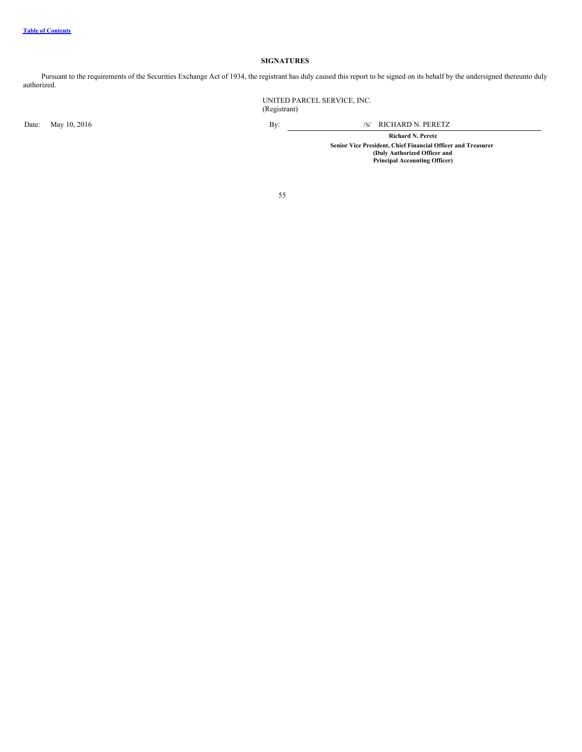## SIGNATURES

Pursuant to the requirements of the Securities Exchange Act of 1934, the registrant has duly caused this report to be signed on its behalf by the undersigned thereunto duly authorized.

UNITED PARCEL SERVICE, INC.
(Registrant)

Date: May 10, 2016

By: /S/ RICHARD N. PERETZ

**Richard N. Peretz**
**Senior Vice President, Chief Financial Officer and Treasurer**
**(Duly Authorized Officer and**
**Principal Accounting Officer)**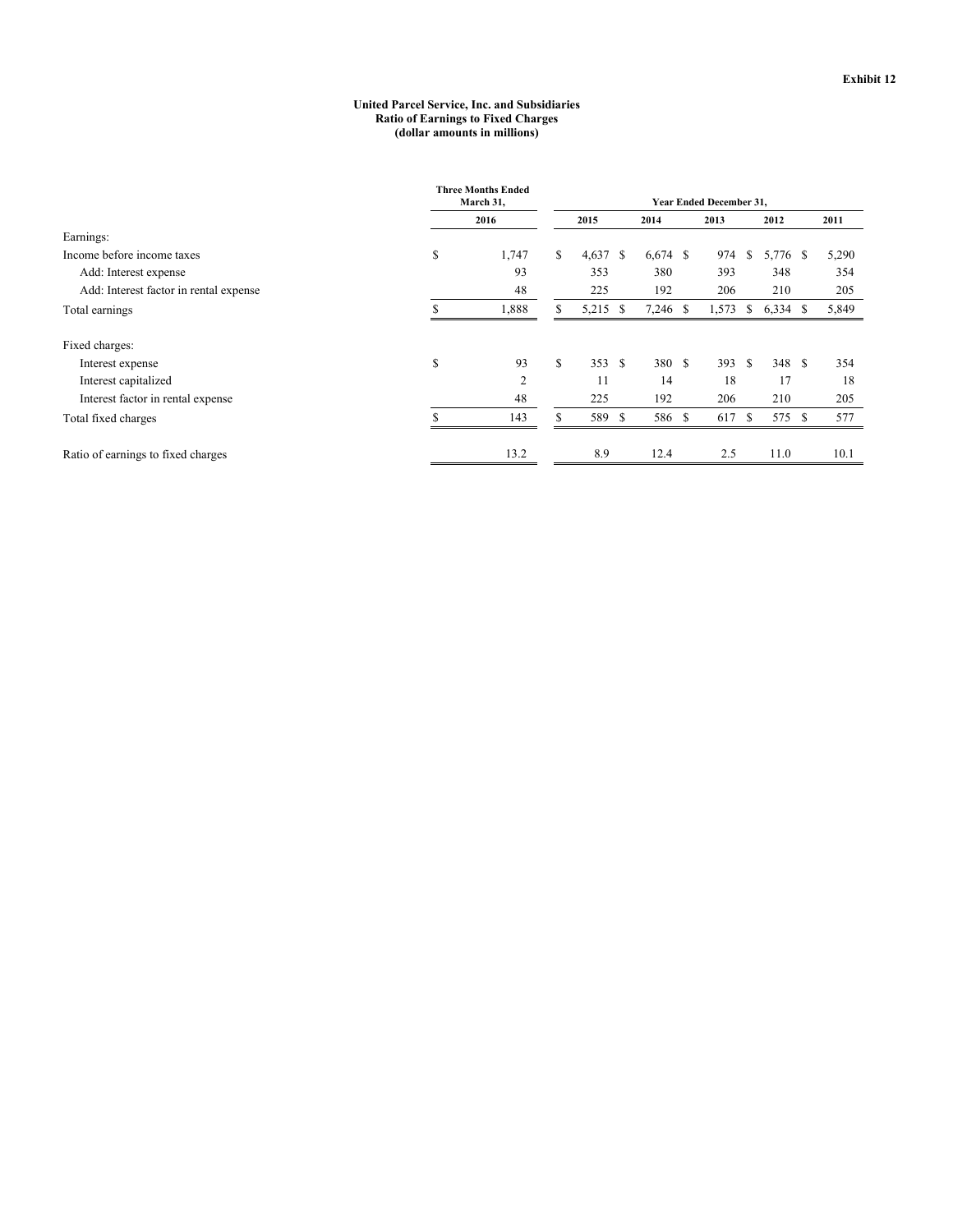**Exhibit 12**

**United Parcel Service, Inc. and Subsidiaries**
**Ratio of Earnings to Fixed Charges**
**(dollar amounts in millions)**

| | Three Months Ended March 31, | Year Ended December 31, | | | | |
|---|---|---|---|---|---|---|
| | 2016 | 2015 | 2014 | 2013 | 2012 | 2011 |
| Earnings: | | | | | | |
| Income before income taxes | $ 1,747 | $ 4,637 | $ 6,674 | $ 974 | $ 5,776 | $ 5,290 |
| Add: Interest expense | 93 | 353 | 380 | 393 | 348 | 354 |
| Add: Interest factor in rental expense | 48 | 225 | 192 | 206 | 210 | 205 |
| Total earnings | $ 1,888 | $ 5,215 | $ 7,246 | $ 1,573 | $ 6,334 | $ 5,849 |
| Fixed charges: | | | | | | |
| Interest expense | $ 93 | $ 353 | $ 380 | $ 393 | $ 348 | $ 354 |
| Interest capitalized | 2 | 11 | 14 | 18 | 17 | 18 |
| Interest factor in rental expense | 48 | 225 | 192 | 206 | 210 | 205 |
| Total fixed charges | $ 143 | $ 589 | $ 586 | $ 617 | $ 575 | $ 577 |
| Ratio of earnings to fixed charges | 13.2 | 8.9 | 12.4 | 2.5 | 11.0 | 10.1 |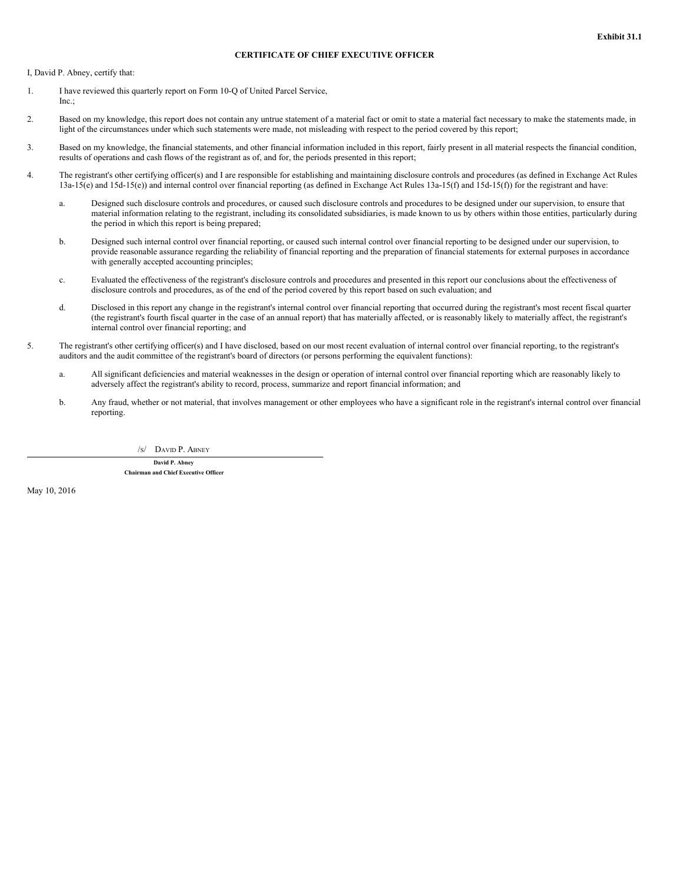**Exhibit 31.1**

**CERTIFICATE OF CHIEF EXECUTIVE OFFICER**

I, David P. Abney, certify that:

1. I have reviewed this quarterly report on Form 10-Q of United Parcel Service, Inc.;

2. Based on my knowledge, this report does not contain any untrue statement of a material fact or omit to state a material fact necessary to make the statements made, in light of the circumstances under which such statements were made, not misleading with respect to the period covered by this report;

3. Based on my knowledge, the financial statements, and other financial information included in this report, fairly present in all material respects the financial condition, results of operations and cash flows of the registrant as of, and for, the periods presented in this report;

4. The registrant's other certifying officer(s) and I are responsible for establishing and maintaining disclosure controls and procedures (as defined in Exchange Act Rules 13a-15(e) and 15d-15(e)) and internal control over financial reporting (as defined in Exchange Act Rules 13a-15(f) and 15d-15(f)) for the registrant and have:

   a. Designed such disclosure controls and procedures, or caused such disclosure controls and procedures to be designed under our supervision, to ensure that material information relating to the registrant, including its consolidated subsidiaries, is made known to us by others within those entities, particularly during the period in which this report is being prepared;

   b. Designed such internal control over financial reporting, or caused such internal control over financial reporting to be designed under our supervision, to provide reasonable assurance regarding the reliability of financial reporting and the preparation of financial statements for external purposes in accordance with generally accepted accounting principles;

   c. Evaluated the effectiveness of the registrant's disclosure controls and procedures and presented in this report our conclusions about the effectiveness of disclosure controls and procedures, as of the end of the period covered by this report based on such evaluation; and

   d. Disclosed in this report any change in the registrant's internal control over financial reporting that occurred during the registrant's most recent fiscal quarter (the registrant's fourth fiscal quarter in the case of an annual report) that has materially affected, or is reasonably likely to materially affect, the registrant's internal control over financial reporting; and

5. The registrant's other certifying officer(s) and I have disclosed, based on our most recent evaluation of internal control over financial reporting, to the registrant's auditors and the audit committee of the registrant's board of directors (or persons performing the equivalent functions):

   a. All significant deficiencies and material weaknesses in the design or operation of internal control over financial reporting which are reasonably likely to adversely affect the registrant's ability to record, process, summarize and report financial information; and

   b. Any fraud, whether or not material, that involves management or other employees who have a significant role in the registrant's internal control over financial reporting.

/s/ David P. Abney

**David P. Abney**
**Chairman and Chief Executive Officer**

May 10, 2016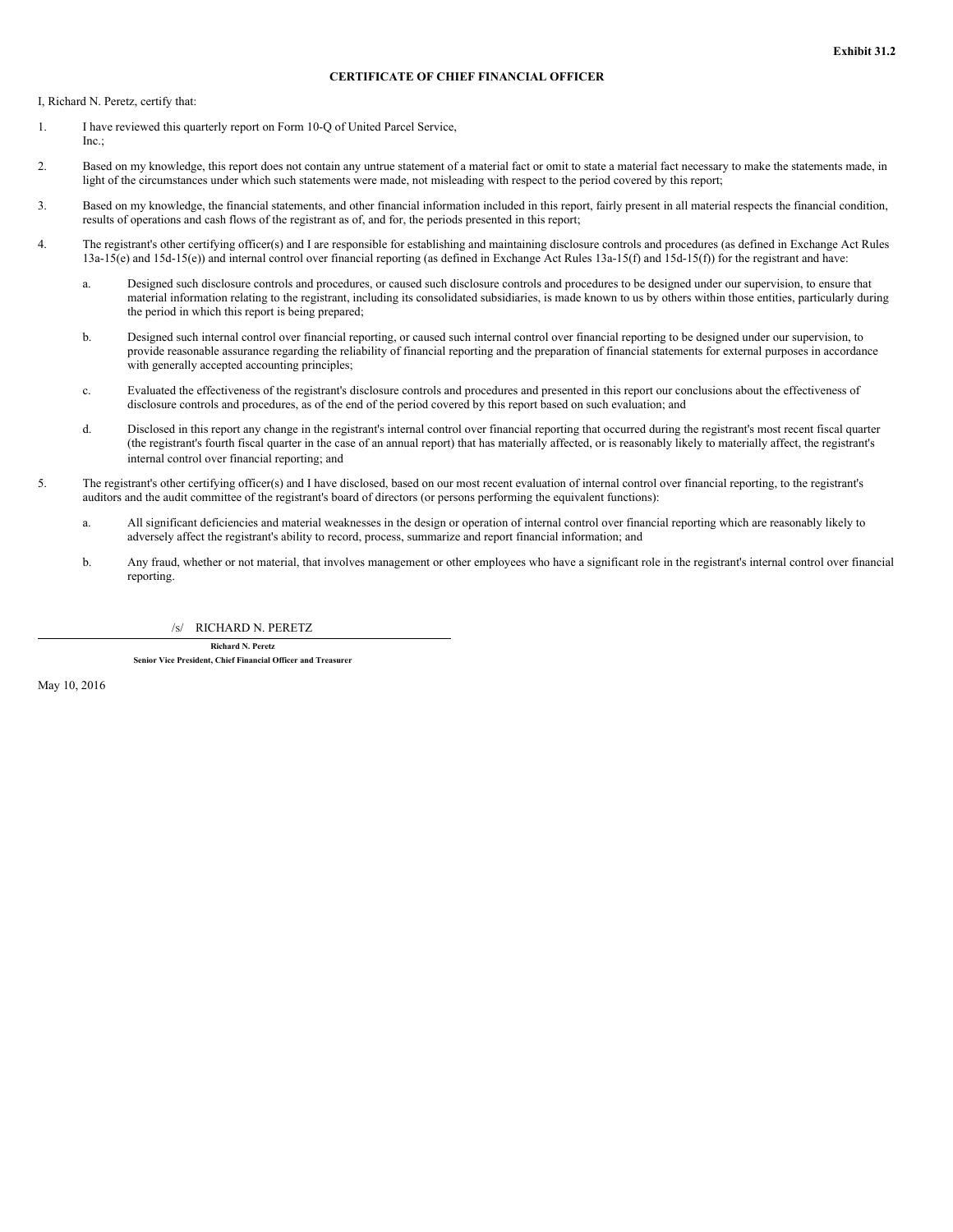**Exhibit 31.2**

**CERTIFICATE OF CHIEF FINANCIAL OFFICER**

I, Richard N. Peretz, certify that:

1. I have reviewed this quarterly report on Form 10-Q of United Parcel Service, Inc.;

2. Based on my knowledge, this report does not contain any untrue statement of a material fact or omit to state a material fact necessary to make the statements made, in light of the circumstances under which such statements were made, not misleading with respect to the period covered by this report;

3. Based on my knowledge, the financial statements, and other financial information included in this report, fairly present in all material respects the financial condition, results of operations and cash flows of the registrant as of, and for, the periods presented in this report;

4. The registrant's other certifying officer(s) and I are responsible for establishing and maintaining disclosure controls and procedures (as defined in Exchange Act Rules 13a-15(e) and 15d-15(e)) and internal control over financial reporting (as defined in Exchange Act Rules 13a-15(f) and 15d-15(f)) for the registrant and have:

   a. Designed such disclosure controls and procedures, or caused such disclosure controls and procedures to be designed under our supervision, to ensure that material information relating to the registrant, including its consolidated subsidiaries, is made known to us by others within those entities, particularly during the period in which this report is being prepared;

   b. Designed such internal control over financial reporting, or caused such internal control over financial reporting to be designed under our supervision, to provide reasonable assurance regarding the reliability of financial reporting and the preparation of financial statements for external purposes in accordance with generally accepted accounting principles;

   c. Evaluated the effectiveness of the registrant's disclosure controls and procedures and presented in this report our conclusions about the effectiveness of disclosure controls and procedures, as of the end of the period covered by this report based on such evaluation; and

   d. Disclosed in this report any change in the registrant's internal control over financial reporting that occurred during the registrant's most recent fiscal quarter (the registrant's fourth fiscal quarter in the case of an annual report) that has materially affected, or is reasonably likely to materially affect, the registrant's internal control over financial reporting; and

5. The registrant's other certifying officer(s) and I have disclosed, based on our most recent evaluation of internal control over financial reporting, to the registrant's auditors and the audit committee of the registrant's board of directors (or persons performing the equivalent functions):

   a. All significant deficiencies and material weaknesses in the design or operation of internal control over financial reporting which are reasonably likely to adversely affect the registrant's ability to record, process, summarize and report financial information; and

   b. Any fraud, whether or not material, that involves management or other employees who have a significant role in the registrant's internal control over financial reporting.

/s/ RICHARD N. PERETZ

**Richard N. Peretz**
**Senior Vice President, Chief Financial Officer and Treasurer**

May 10, 2016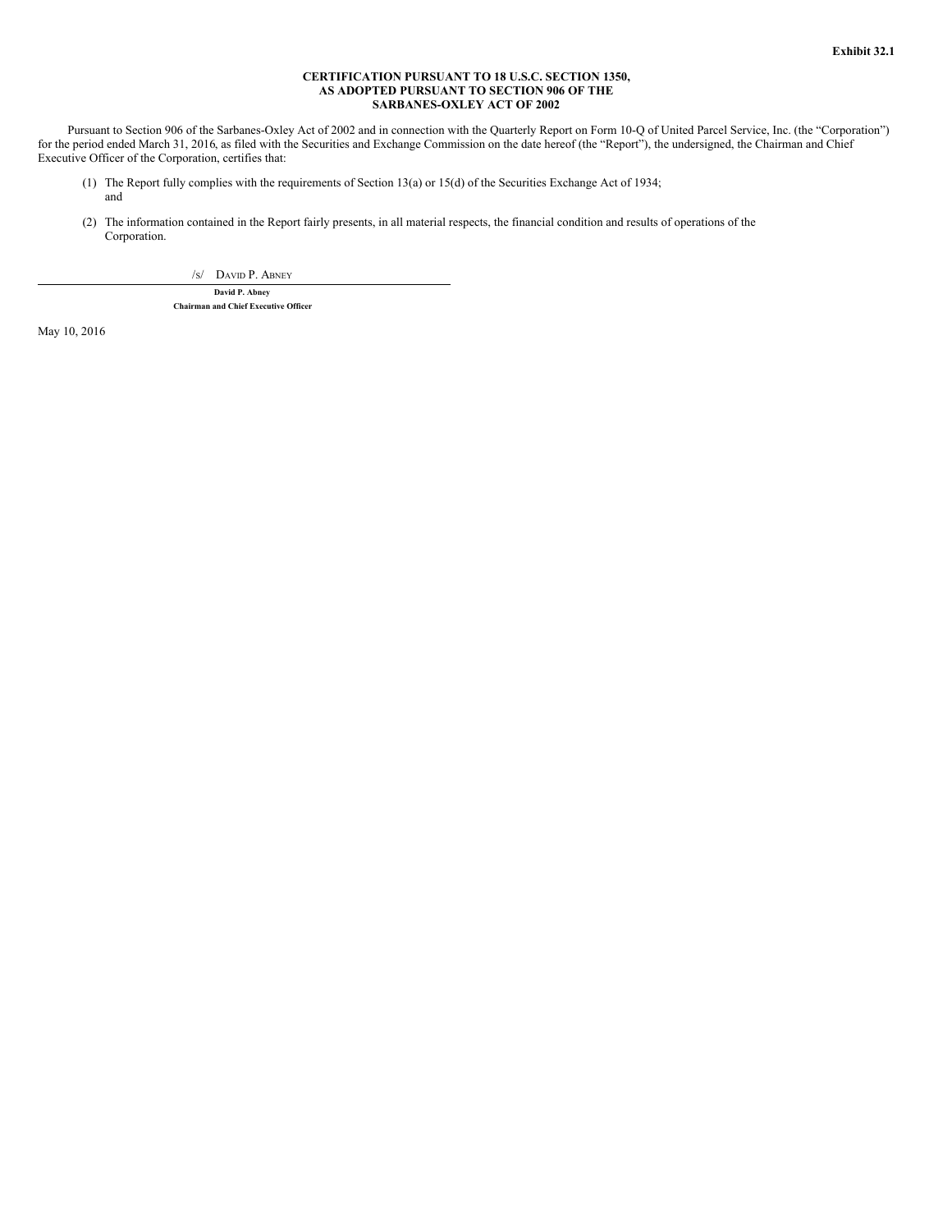**Exhibit 32.1**

**CERTIFICATION PURSUANT TO 18 U.S.C. SECTION 1350, AS ADOPTED PURSUANT TO SECTION 906 OF THE SARBANES-OXLEY ACT OF 2002**

Pursuant to Section 906 of the Sarbanes-Oxley Act of 2002 and in connection with the Quarterly Report on Form 10-Q of United Parcel Service, Inc. (the "Corporation") for the period ended March 31, 2016, as filed with the Securities and Exchange Commission on the date hereof (the "Report"), the undersigned, the Chairman and Chief Executive Officer of the Corporation, certifies that:

(1) The Report fully complies with the requirements of Section 13(a) or 15(d) of the Securities Exchange Act of 1934; and

(2) The information contained in the Report fairly presents, in all material respects, the financial condition and results of operations of the Corporation.

/s/ David P. Abney

**David P. Abney**
**Chairman and Chief Executive Officer**

May 10, 2016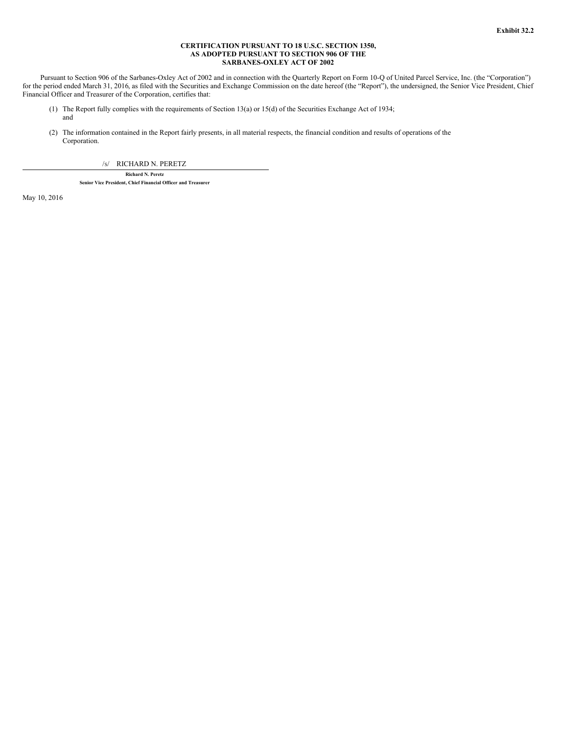**Exhibit 32.2**

**CERTIFICATION PURSUANT TO 18 U.S.C. SECTION 1350,
AS ADOPTED PURSUANT TO SECTION 906 OF THE
SARBANES-OXLEY ACT OF 2002**

Pursuant to Section 906 of the Sarbanes-Oxley Act of 2002 and in connection with the Quarterly Report on Form 10-Q of United Parcel Service, Inc. (the "Corporation") for the period ended March 31, 2016, as filed with the Securities and Exchange Commission on the date hereof (the "Report"), the undersigned, the Senior Vice President, Chief Financial Officer and Treasurer of the Corporation, certifies that:

(1) The Report fully complies with the requirements of Section 13(a) or 15(d) of the Securities Exchange Act of 1934; and

(2) The information contained in the Report fairly presents, in all material respects, the financial condition and results of operations of the Corporation.

/s/ RICHARD N. PERETZ

**Richard N. Peretz**
**Senior Vice President, Chief Financial Officer and Treasurer**

May 10, 2016